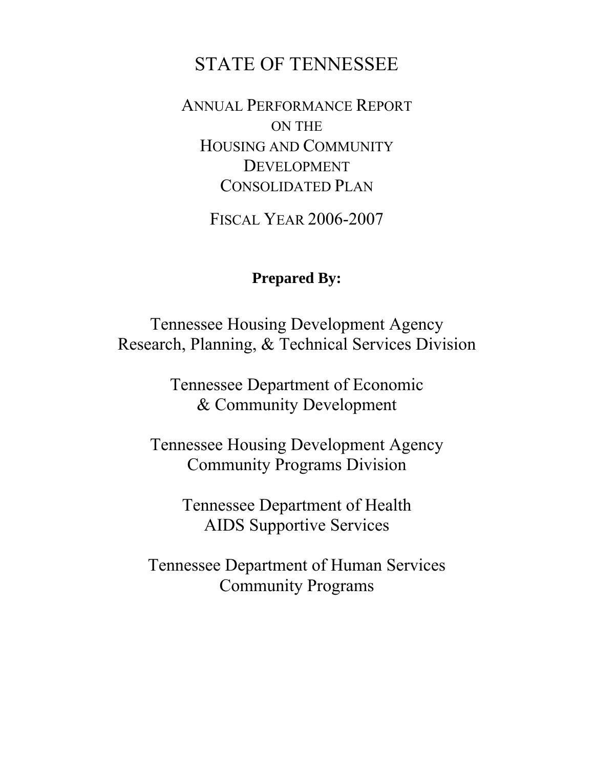# STATE OF TENNESSEE

## ANNUAL PERFORMANCE REPORT ON THE HOUSING AND COMMUNITY DEVELOPMENT CONSOLIDATED PLAN

## FISCAL YEAR 2006-2007

**Prepared By:**

Tennessee Housing Development Agency
Research, Planning, & Technical Services Division

Tennessee Department of Economic
& Community Development

Tennessee Housing Development Agency
Community Programs Division

Tennessee Department of Health
AIDS Supportive Services

Tennessee Department of Human Services
Community Programs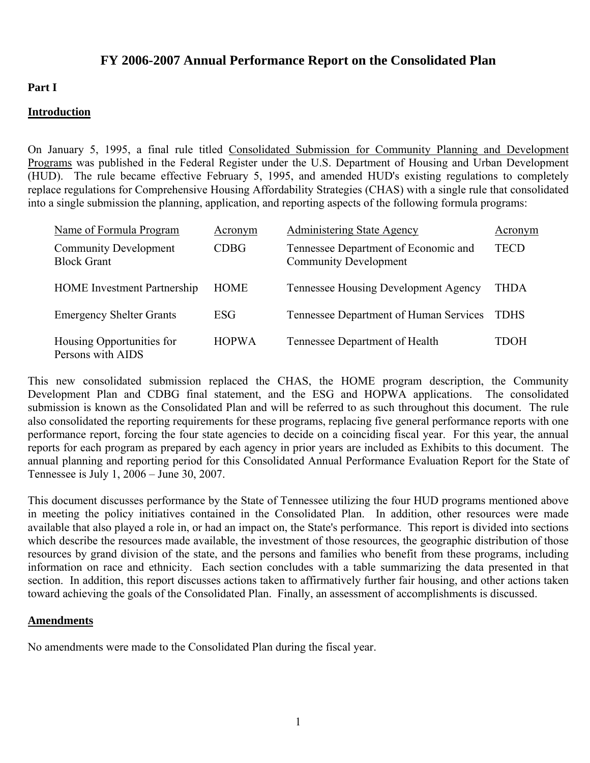# FY 2006-2007 Annual Performance Report on the Consolidated Plan

## Part I

### Introduction

On January 5, 1995, a final rule titled Consolidated Submission for Community Planning and Development Programs was published in the Federal Register under the U.S. Department of Housing and Urban Development (HUD). The rule became effective February 5, 1995, and amended HUD's existing regulations to completely replace regulations for Comprehensive Housing Affordability Strategies (CHAS) with a single rule that consolidated into a single submission the planning, application, and reporting aspects of the following formula programs:

| Name of Formula Program | Acronym | Administering State Agency | Acronym |
|---|---|---|---|
| Community Development Block Grant | CDBG | Tennessee Department of Economic and Community Development | TECD |
| HOME Investment Partnership | HOME | Tennessee Housing Development Agency | THDA |
| Emergency Shelter Grants | ESG | Tennessee Department of Human Services | TDHS |
| Housing Opportunities for Persons with AIDS | HOPWA | Tennessee Department of Health | TDOH |

This new consolidated submission replaced the CHAS, the HOME program description, the Community Development Plan and CDBG final statement, and the ESG and HOPWA applications. The consolidated submission is known as the Consolidated Plan and will be referred to as such throughout this document. The rule also consolidated the reporting requirements for these programs, replacing five general performance reports with one performance report, forcing the four state agencies to decide on a coinciding fiscal year. For this year, the annual reports for each program as prepared by each agency in prior years are included as Exhibits to this document. The annual planning and reporting period for this Consolidated Annual Performance Evaluation Report for the State of Tennessee is July 1, 2006 – June 30, 2007.

This document discusses performance by the State of Tennessee utilizing the four HUD programs mentioned above in meeting the policy initiatives contained in the Consolidated Plan. In addition, other resources were made available that also played a role in, or had an impact on, the State's performance. This report is divided into sections which describe the resources made available, the investment of those resources, the geographic distribution of those resources by grand division of the state, and the persons and families who benefit from these programs, including information on race and ethnicity. Each section concludes with a table summarizing the data presented in that section. In addition, this report discusses actions taken to affirmatively further fair housing, and other actions taken toward achieving the goals of the Consolidated Plan. Finally, an assessment of accomplishments is discussed.

### Amendments

No amendments were made to the Consolidated Plan during the fiscal year.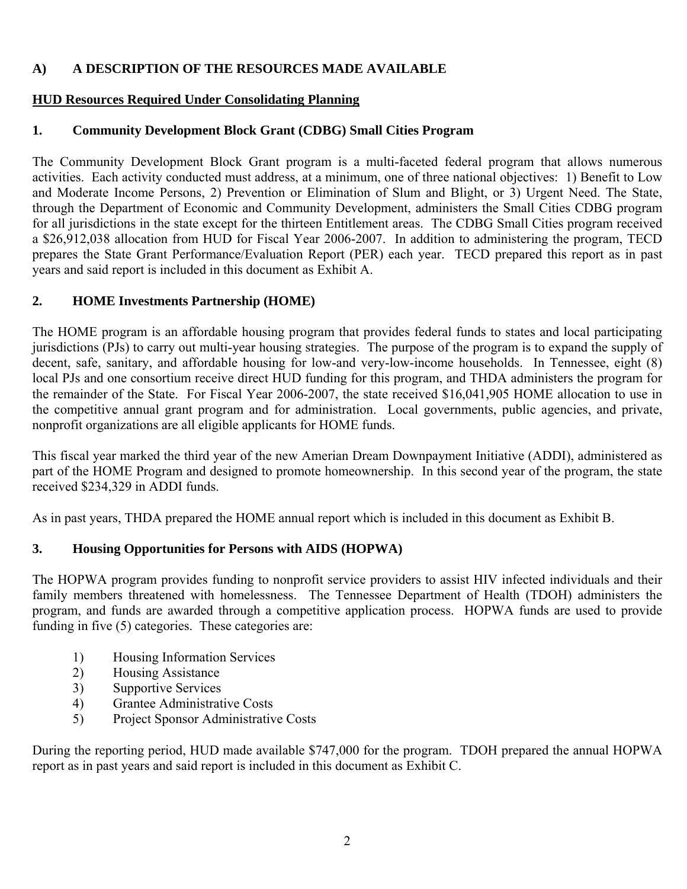## A) A DESCRIPTION OF THE RESOURCES MADE AVAILABLE

**HUD Resources Required Under Consolidating Planning**

### 1. Community Development Block Grant (CDBG) Small Cities Program

The Community Development Block Grant program is a multi-faceted federal program that allows numerous activities. Each activity conducted must address, at a minimum, one of three national objectives: 1) Benefit to Low and Moderate Income Persons, 2) Prevention or Elimination of Slum and Blight, or 3) Urgent Need. The State, through the Department of Economic and Community Development, administers the Small Cities CDBG program for all jurisdictions in the state except for the thirteen Entitlement areas. The CDBG Small Cities program received a $26,912,038 allocation from HUD for Fiscal Year 2006-2007. In addition to administering the program, TECD prepares the State Grant Performance/Evaluation Report (PER) each year. TECD prepared this report as in past years and said report is included in this document as Exhibit A.

### 2. HOME Investments Partnership (HOME)

The HOME program is an affordable housing program that provides federal funds to states and local participating jurisdictions (PJs) to carry out multi-year housing strategies. The purpose of the program is to expand the supply of decent, safe, sanitary, and affordable housing for low-and very-low-income households. In Tennessee, eight (8) local PJs and one consortium receive direct HUD funding for this program, and THDA administers the program for the remainder of the State. For Fiscal Year 2006-2007, the state received $16,041,905 HOME allocation to use in the competitive annual grant program and for administration. Local governments, public agencies, and private, nonprofit organizations are all eligible applicants for HOME funds.

This fiscal year marked the third year of the new Amerian Dream Downpayment Initiative (ADDI), administered as part of the HOME Program and designed to promote homeownership. In this second year of the program, the state received $234,329 in ADDI funds.

As in past years, THDA prepared the HOME annual report which is included in this document as Exhibit B.

### 3. Housing Opportunities for Persons with AIDS (HOPWA)

The HOPWA program provides funding to nonprofit service providers to assist HIV infected individuals and their family members threatened with homelessness. The Tennessee Department of Health (TDOH) administers the program, and funds are awarded through a competitive application process. HOPWA funds are used to provide funding in five (5) categories. These categories are:

1) Housing Information Services
2) Housing Assistance
3) Supportive Services
4) Grantee Administrative Costs
5) Project Sponsor Administrative Costs

During the reporting period, HUD made available $747,000 for the program. TDOH prepared the annual HOPWA report as in past years and said report is included in this document as Exhibit C.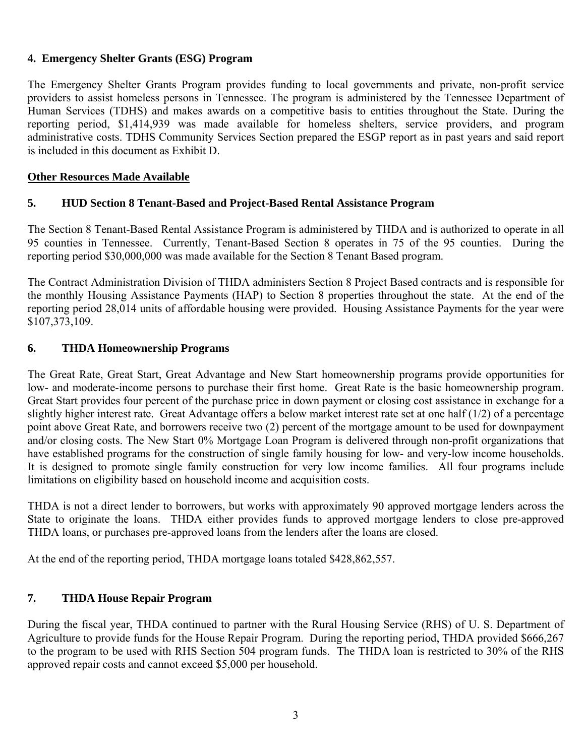**4. Emergency Shelter Grants (ESG) Program**

The Emergency Shelter Grants Program provides funding to local governments and private, non-profit service providers to assist homeless persons in Tennessee. The program is administered by the Tennessee Department of Human Services (TDHS) and makes awards on a competitive basis to entities throughout the State. During the reporting period, $1,414,939 was made available for homeless shelters, service providers, and program administrative costs. TDHS Community Services Section prepared the ESGP report as in past years and said report is included in this document as Exhibit D.

**Other Resources Made Available**

**5. HUD Section 8 Tenant-Based and Project-Based Rental Assistance Program**

The Section 8 Tenant-Based Rental Assistance Program is administered by THDA and is authorized to operate in all 95 counties in Tennessee. Currently, Tenant-Based Section 8 operates in 75 of the 95 counties. During the reporting period $30,000,000 was made available for the Section 8 Tenant Based program.

The Contract Administration Division of THDA administers Section 8 Project Based contracts and is responsible for the monthly Housing Assistance Payments (HAP) to Section 8 properties throughout the state. At the end of the reporting period 28,014 units of affordable housing were provided. Housing Assistance Payments for the year were $107,373,109.

**6. THDA Homeownership Programs**

The Great Rate, Great Start, Great Advantage and New Start homeownership programs provide opportunities for low- and moderate-income persons to purchase their first home. Great Rate is the basic homeownership program. Great Start provides four percent of the purchase price in down payment or closing cost assistance in exchange for a slightly higher interest rate. Great Advantage offers a below market interest rate set at one half (1/2) of a percentage point above Great Rate, and borrowers receive two (2) percent of the mortgage amount to be used for downpayment and/or closing costs. The New Start 0% Mortgage Loan Program is delivered through non-profit organizations that have established programs for the construction of single family housing for low- and very-low income households. It is designed to promote single family construction for very low income families. All four programs include limitations on eligibility based on household income and acquisition costs.

THDA is not a direct lender to borrowers, but works with approximately 90 approved mortgage lenders across the State to originate the loans. THDA either provides funds to approved mortgage lenders to close pre-approved THDA loans, or purchases pre-approved loans from the lenders after the loans are closed.

At the end of the reporting period, THDA mortgage loans totaled $428,862,557.

**7. THDA House Repair Program**

During the fiscal year, THDA continued to partner with the Rural Housing Service (RHS) of U. S. Department of Agriculture to provide funds for the House Repair Program. During the reporting period, THDA provided $666,267 to the program to be used with RHS Section 504 program funds. The THDA loan is restricted to 30% of the RHS approved repair costs and cannot exceed $5,000 per household.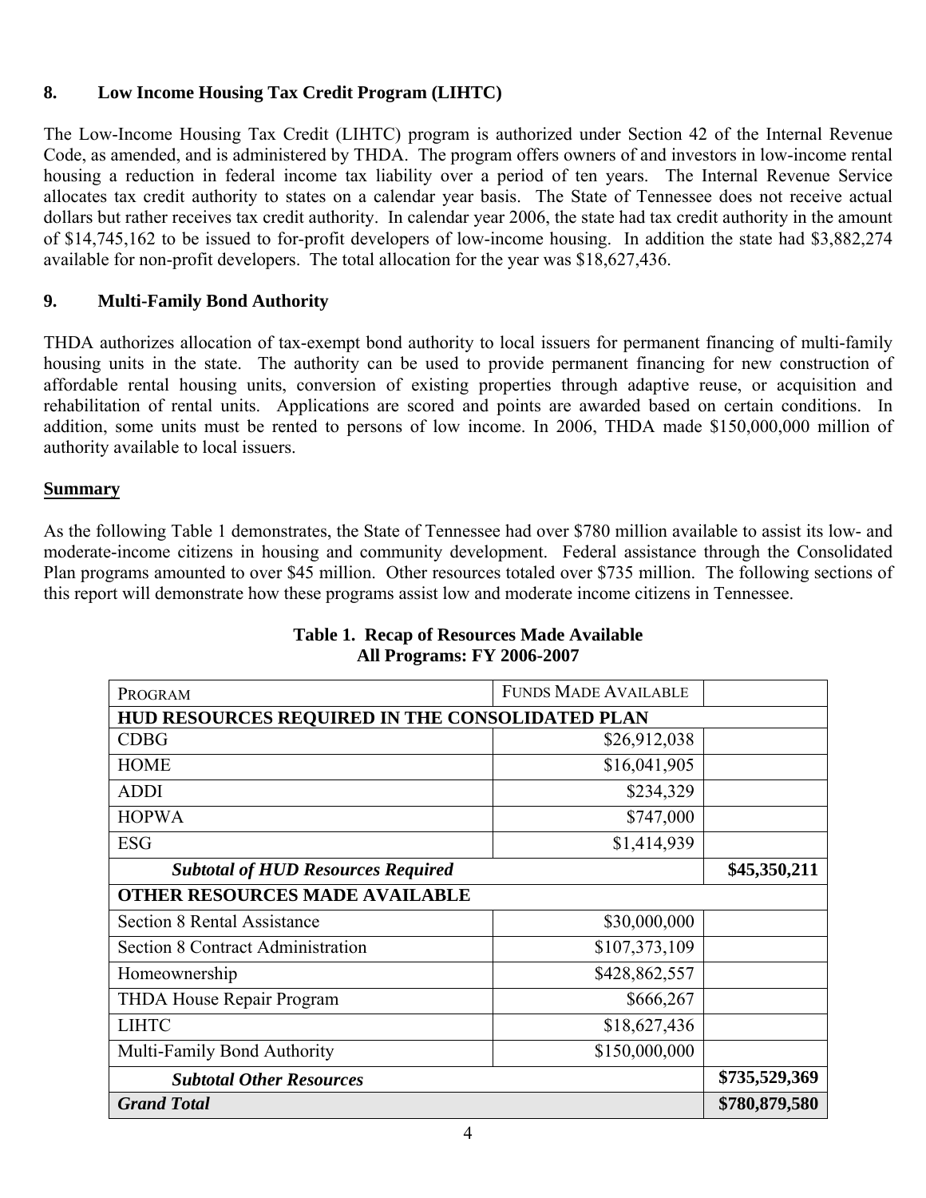## 8. Low Income Housing Tax Credit Program (LIHTC)

The Low-Income Housing Tax Credit (LIHTC) program is authorized under Section 42 of the Internal Revenue Code, as amended, and is administered by THDA. The program offers owners of and investors in low-income rental housing a reduction in federal income tax liability over a period of ten years. The Internal Revenue Service allocates tax credit authority to states on a calendar year basis. The State of Tennessee does not receive actual dollars but rather receives tax credit authority. In calendar year 2006, the state had tax credit authority in the amount of $14,745,162 to be issued to for-profit developers of low-income housing. In addition the state had $3,882,274 available for non-profit developers. The total allocation for the year was $18,627,436.

## 9. Multi-Family Bond Authority

THDA authorizes allocation of tax-exempt bond authority to local issuers for permanent financing of multi-family housing units in the state. The authority can be used to provide permanent financing for new construction of affordable rental housing units, conversion of existing properties through adaptive reuse, or acquisition and rehabilitation of rental units. Applications are scored and points are awarded based on certain conditions. In addition, some units must be rented to persons of low income. In 2006, THDA made $150,000,000 million of authority available to local issuers.

## Summary

As the following Table 1 demonstrates, the State of Tennessee had over $780 million available to assist its low- and moderate-income citizens in housing and community development. Federal assistance through the Consolidated Plan programs amounted to over $45 million. Other resources totaled over $735 million. The following sections of this report will demonstrate how these programs assist low and moderate income citizens in Tennessee.

**Table 1. Recap of Resources Made Available**
**All Programs: FY 2006-2007**

| PROGRAM | FUNDS MADE AVAILABLE | |
|---|---|---|
| **HUD RESOURCES REQUIRED IN THE CONSOLIDATED PLAN** | | |
| CDBG | $26,912,038 | |
| HOME | $16,041,905 | |
| ADDI | $234,329 | |
| HOPWA | $747,000 | |
| ESG | $1,414,939 | |
| ***Subtotal of HUD Resources Required*** | | **$45,350,211** |
| **OTHER RESOURCES MADE AVAILABLE** | | |
| Section 8 Rental Assistance | $30,000,000 | |
| Section 8 Contract Administration | $107,373,109 | |
| Homeownership | $428,862,557 | |
| THDA House Repair Program | $666,267 | |
| LIHTC | $18,627,436 | |
| Multi-Family Bond Authority | $150,000,000 | |
| ***Subtotal Other Resources*** | | **$735,529,369** |
| ***Grand Total*** | | **$780,879,580** |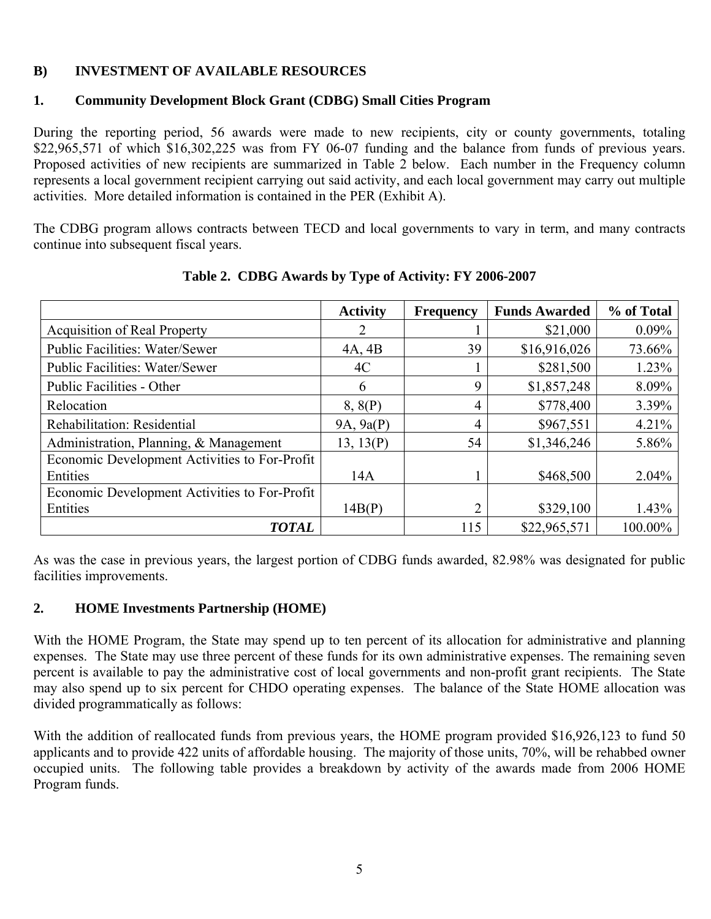## B) INVESTMENT OF AVAILABLE RESOURCES

### 1. Community Development Block Grant (CDBG) Small Cities Program

During the reporting period, 56 awards were made to new recipients, city or county governments, totaling $22,965,571 of which $16,302,225 was from FY 06-07 funding and the balance from funds of previous years. Proposed activities of new recipients are summarized in Table 2 below. Each number in the Frequency column represents a local government recipient carrying out said activity, and each local government may carry out multiple activities. More detailed information is contained in the PER (Exhibit A).

The CDBG program allows contracts between TECD and local governments to vary in term, and many contracts continue into subsequent fiscal years.

**Table 2. CDBG Awards by Type of Activity: FY 2006-2007**

| | Activity | Frequency | Funds Awarded | % of Total |
|---|---|---|---|---|
| Acquisition of Real Property | 2 | 1 | $21,000 | 0.09% |
| Public Facilities: Water/Sewer | 4A, 4B | 39 | $16,916,026 | 73.66% |
| Public Facilities: Water/Sewer | 4C | 1 | $281,500 | 1.23% |
| Public Facilities - Other | 6 | 9 | $1,857,248 | 8.09% |
| Relocation | 8, 8(P) | 4 | $778,400 | 3.39% |
| Rehabilitation: Residential | 9A, 9a(P) | 4 | $967,551 | 4.21% |
| Administration, Planning, & Management | 13, 13(P) | 54 | $1,346,246 | 5.86% |
| Economic Development Activities to For-Profit Entities | 14A | 1 | $468,500 | 2.04% |
| Economic Development Activities to For-Profit Entities | 14B(P) | 2 | $329,100 | 1.43% |
| ***TOTAL*** | | 115 | $22,965,571 | 100.00% |

As was the case in previous years, the largest portion of CDBG funds awarded, 82.98% was designated for public facilities improvements.

### 2. HOME Investments Partnership (HOME)

With the HOME Program, the State may spend up to ten percent of its allocation for administrative and planning expenses. The State may use three percent of these funds for its own administrative expenses. The remaining seven percent is available to pay the administrative cost of local governments and non-profit grant recipients. The State may also spend up to six percent for CHDO operating expenses. The balance of the State HOME allocation was divided programmatically as follows:

With the addition of reallocated funds from previous years, the HOME program provided $16,926,123 to fund 50 applicants and to provide 422 units of affordable housing. The majority of those units, 70%, will be rehabbed owner occupied units. The following table provides a breakdown by activity of the awards made from 2006 HOME Program funds.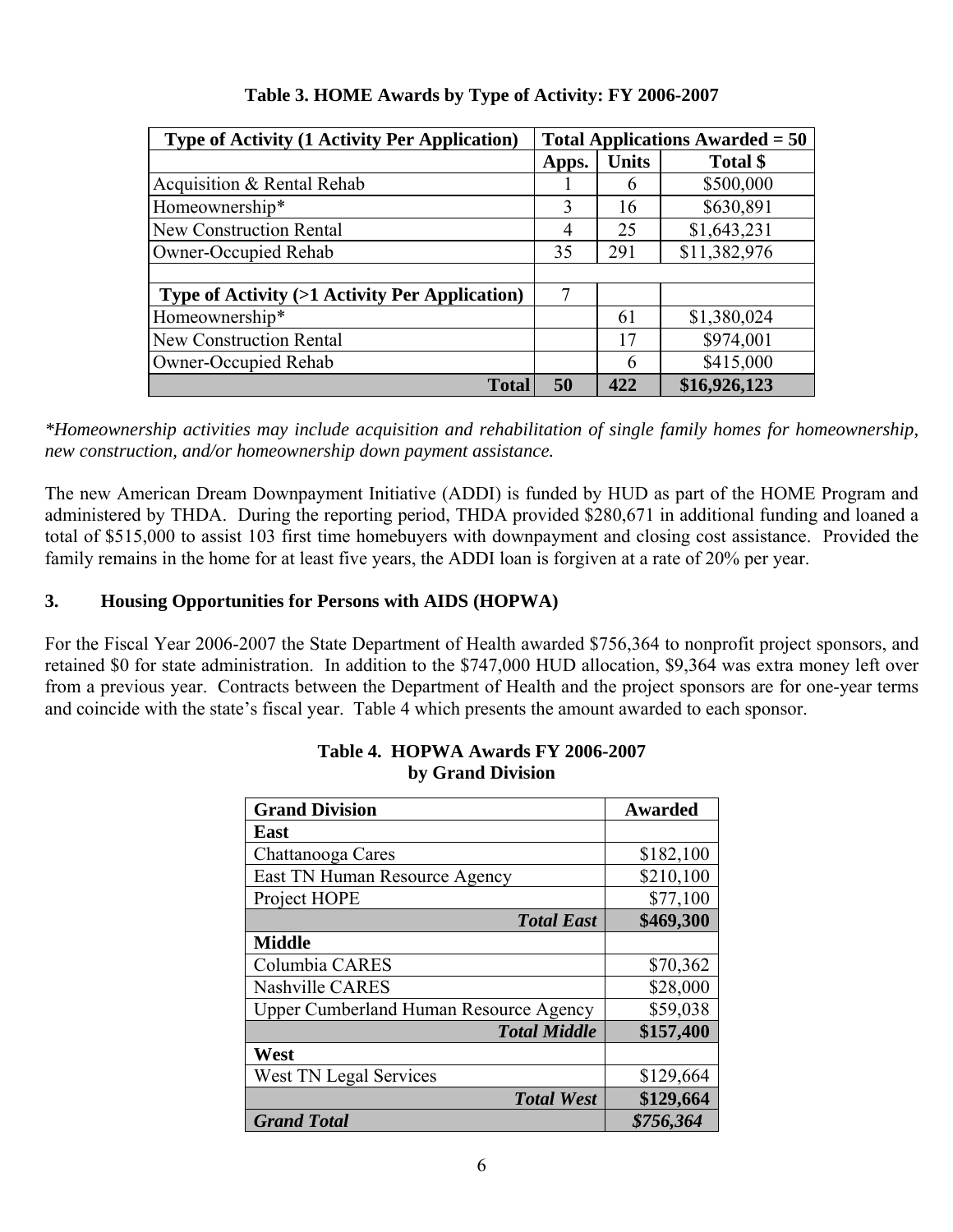**Table 3. HOME Awards by Type of Activity: FY 2006-2007**

| Type of Activity (1 Activity Per Application) | Total Applications Awarded = 50 | | |
|---|---|---|---|
| | Apps. | Units | Total $ |
| Acquisition & Rental Rehab | 1 | 6 | $500,000 |
| Homeownership* | 3 | 16 | $630,891 |
| New Construction Rental | 4 | 25 | $1,643,231 |
| Owner-Occupied Rehab | 35 | 291 | $11,382,976 |
| | | | |
| **Type of Activity (>1 Activity Per Application)** | 7 | | |
| Homeownership* | | 61 | $1,380,024 |
| New Construction Rental | | 17 | $974,001 |
| Owner-Occupied Rehab | | 6 | $415,000 |
| **Total** | **50** | **422** | **$16,926,123** |

*\*Homeownership activities may include acquisition and rehabilitation of single family homes for homeownership, new construction, and/or homeownership down payment assistance.*

The new American Dream Downpayment Initiative (ADDI) is funded by HUD as part of the HOME Program and administered by THDA. During the reporting period, THDA provided $280,671 in additional funding and loaned a total of $515,000 to assist 103 first time homebuyers with downpayment and closing cost assistance. Provided the family remains in the home for at least five years, the ADDI loan is forgiven at a rate of 20% per year.

### 3. Housing Opportunities for Persons with AIDS (HOPWA)

For the Fiscal Year 2006-2007 the State Department of Health awarded $756,364 to nonprofit project sponsors, and retained $0 for state administration. In addition to the $747,000 HUD allocation, $9,364 was extra money left over from a previous year. Contracts between the Department of Health and the project sponsors are for one-year terms and coincide with the state's fiscal year. Table 4 which presents the amount awarded to each sponsor.

**Table 4. HOPWA Awards FY 2006-2007 by Grand Division**

| Grand Division | Awarded |
|---|---|
| **East** | |
| Chattanooga Cares | $182,100 |
| East TN Human Resource Agency | $210,100 |
| Project HOPE | $77,100 |
| ***Total East*** | **$469,300** |
| **Middle** | |
| Columbia CARES | $70,362 |
| Nashville CARES | $28,000 |
| Upper Cumberland Human Resource Agency | $59,038 |
| ***Total Middle*** | **$157,400** |
| **West** | |
| West TN Legal Services | $129,664 |
| ***Total West*** | **$129,664** |
| ***Grand Total*** | ***$756,364*** |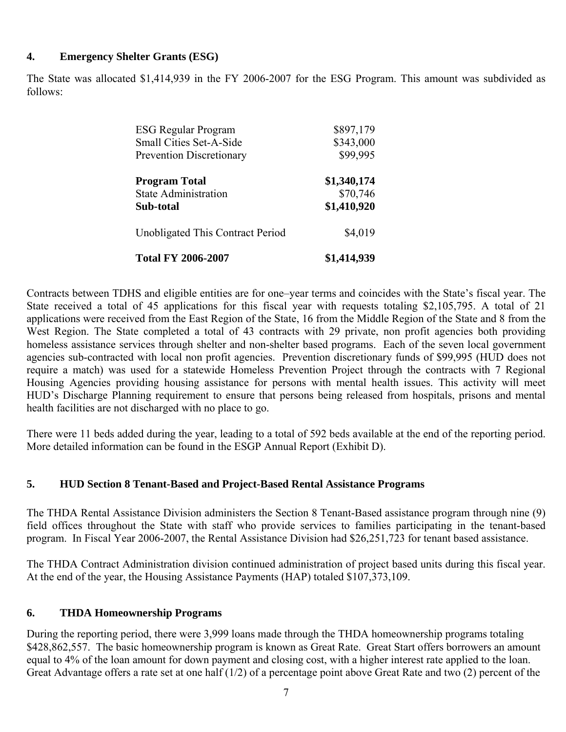### 4. Emergency Shelter Grants (ESG)

The State was allocated $1,414,939 in the FY 2006-2007 for the ESG Program. This amount was subdivided as follows:

| | |
|---|---:|
| ESG Regular Program | $897,179 |
| Small Cities Set-A-Side | $343,000 |
| Prevention Discretionary | $99,995 |
| **Program Total** | **$1,340,174** |
| State Administration | $70,746 |
| **Sub-total** | **$1,410,920** |
| Unobligated This Contract Period | $4,019 |
| **Total FY 2006-2007** | **$1,414,939** |

Contracts between TDHS and eligible entities are for one–year terms and coincides with the State's fiscal year. The State received a total of 45 applications for this fiscal year with requests totaling $2,105,795. A total of 21 applications were received from the East Region of the State, 16 from the Middle Region of the State and 8 from the West Region. The State completed a total of 43 contracts with 29 private, non profit agencies both providing homeless assistance services through shelter and non-shelter based programs. Each of the seven local government agencies sub-contracted with local non profit agencies. Prevention discretionary funds of $99,995 (HUD does not require a match) was used for a statewide Homeless Prevention Project through the contracts with 7 Regional Housing Agencies providing housing assistance for persons with mental health issues. This activity will meet HUD's Discharge Planning requirement to ensure that persons being released from hospitals, prisons and mental health facilities are not discharged with no place to go.

There were 11 beds added during the year, leading to a total of 592 beds available at the end of the reporting period. More detailed information can be found in the ESGP Annual Report (Exhibit D).

### 5. HUD Section 8 Tenant-Based and Project-Based Rental Assistance Programs

The THDA Rental Assistance Division administers the Section 8 Tenant-Based assistance program through nine (9) field offices throughout the State with staff who provide services to families participating in the tenant-based program. In Fiscal Year 2006-2007, the Rental Assistance Division had $26,251,723 for tenant based assistance.

The THDA Contract Administration division continued administration of project based units during this fiscal year. At the end of the year, the Housing Assistance Payments (HAP) totaled $107,373,109.

### 6. THDA Homeownership Programs

During the reporting period, there were 3,999 loans made through the THDA homeownership programs totaling $428,862,557. The basic homeownership program is known as Great Rate. Great Start offers borrowers an amount equal to 4% of the loan amount for down payment and closing cost, with a higher interest rate applied to the loan. Great Advantage offers a rate set at one half (1/2) of a percentage point above Great Rate and two (2) percent of the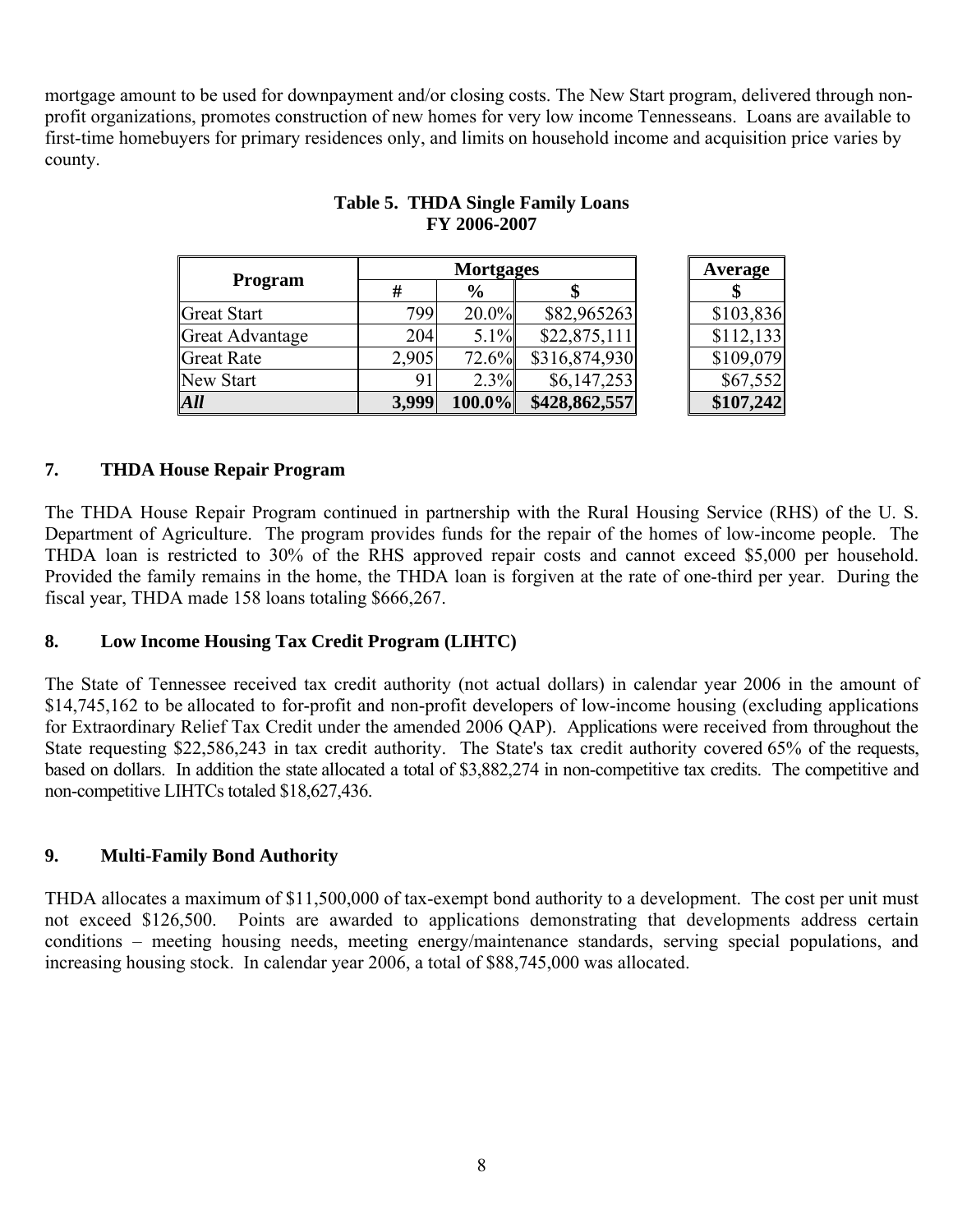mortgage amount to be used for downpayment and/or closing costs. The New Start program, delivered through non-profit organizations, promotes construction of new homes for very low income Tennesseans. Loans are available to first-time homebuyers for primary residences only, and limits on household income and acquisition price varies by county.

**Table 5. THDA Single Family Loans**
**FY 2006-2007**

| Program | Mortgages | | | Average |
|---|---|---|---|---|
| | # | % | $ | $ |
| Great Start | 799 | 20.0% | \$82,965263 | \$103,836 |
| Great Advantage | 204 | 5.1% | \$22,875,111 | \$112,133 |
| Great Rate | 2,905 | 72.6% | \$316,874,930 | \$109,079 |
| New Start | 91 | 2.3% | \$6,147,253 | \$67,552 |
| ***All*** | **3,999** | **100.0%** | **\$428,862,557** | **\$107,242** |

## 7. THDA House Repair Program

The THDA House Repair Program continued in partnership with the Rural Housing Service (RHS) of the U. S. Department of Agriculture. The program provides funds for the repair of the homes of low-income people. The THDA loan is restricted to 30% of the RHS approved repair costs and cannot exceed \$5,000 per household. Provided the family remains in the home, the THDA loan is forgiven at the rate of one-third per year. During the fiscal year, THDA made 158 loans totaling \$666,267.

## 8. Low Income Housing Tax Credit Program (LIHTC)

The State of Tennessee received tax credit authority (not actual dollars) in calendar year 2006 in the amount of \$14,745,162 to be allocated to for-profit and non-profit developers of low-income housing (excluding applications for Extraordinary Relief Tax Credit under the amended 2006 QAP). Applications were received from throughout the State requesting \$22,586,243 in tax credit authority. The State's tax credit authority covered 65% of the requests, based on dollars. In addition the state allocated a total of \$3,882,274 in non-competitive tax credits. The competitive and non-competitive LIHTCs totaled \$18,627,436.

## 9. Multi-Family Bond Authority

THDA allocates a maximum of \$11,500,000 of tax-exempt bond authority to a development. The cost per unit must not exceed \$126,500. Points are awarded to applications demonstrating that developments address certain conditions – meeting housing needs, meeting energy/maintenance standards, serving special populations, and increasing housing stock. In calendar year 2006, a total of \$88,745,000 was allocated.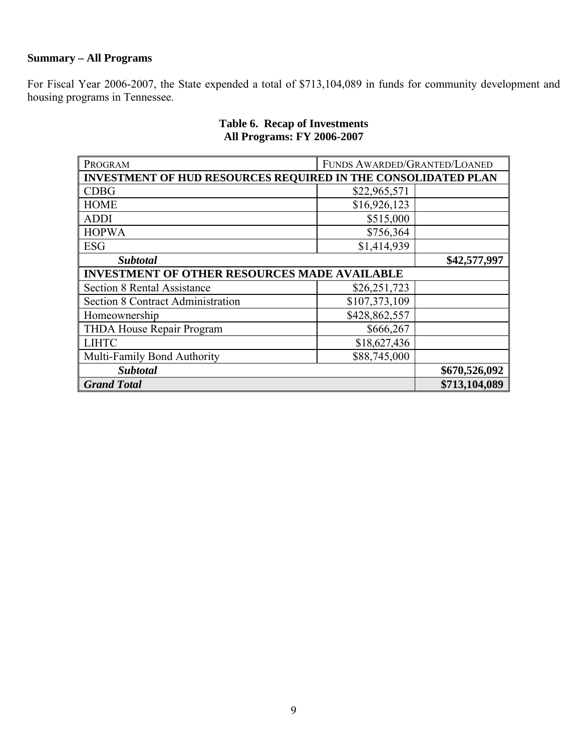**Summary – All Programs**

For Fiscal Year 2006-2007, the State expended a total of $713,104,089 in funds for community development and housing programs in Tennessee.

**Table 6. Recap of Investments**
**All Programs: FY 2006-2007**

| PROGRAM | FUNDS AWARDED/GRANTED/LOANED | |
|---|---|---|
| **INVESTMENT OF HUD RESOURCES REQUIRED IN THE CONSOLIDATED PLAN** | | |
| CDBG | $22,965,571 | |
| HOME | $16,926,123 | |
| ADDI | $515,000 | |
| HOPWA | $756,364 | |
| ESG | $1,414,939 | |
| ***Subtotal*** | | **$42,577,997** |
| **INVESTMENT OF OTHER RESOURCES MADE AVAILABLE** | | |
| Section 8 Rental Assistance | $26,251,723 | |
| Section 8 Contract Administration | $107,373,109 | |
| Homeownership | $428,862,557 | |
| THDA House Repair Program | $666,267 | |
| LIHTC | $18,627,436 | |
| Multi-Family Bond Authority | $88,745,000 | |
| ***Subtotal*** | | **$670,526,092** |
| ***Grand Total*** | | **$713,104,089** |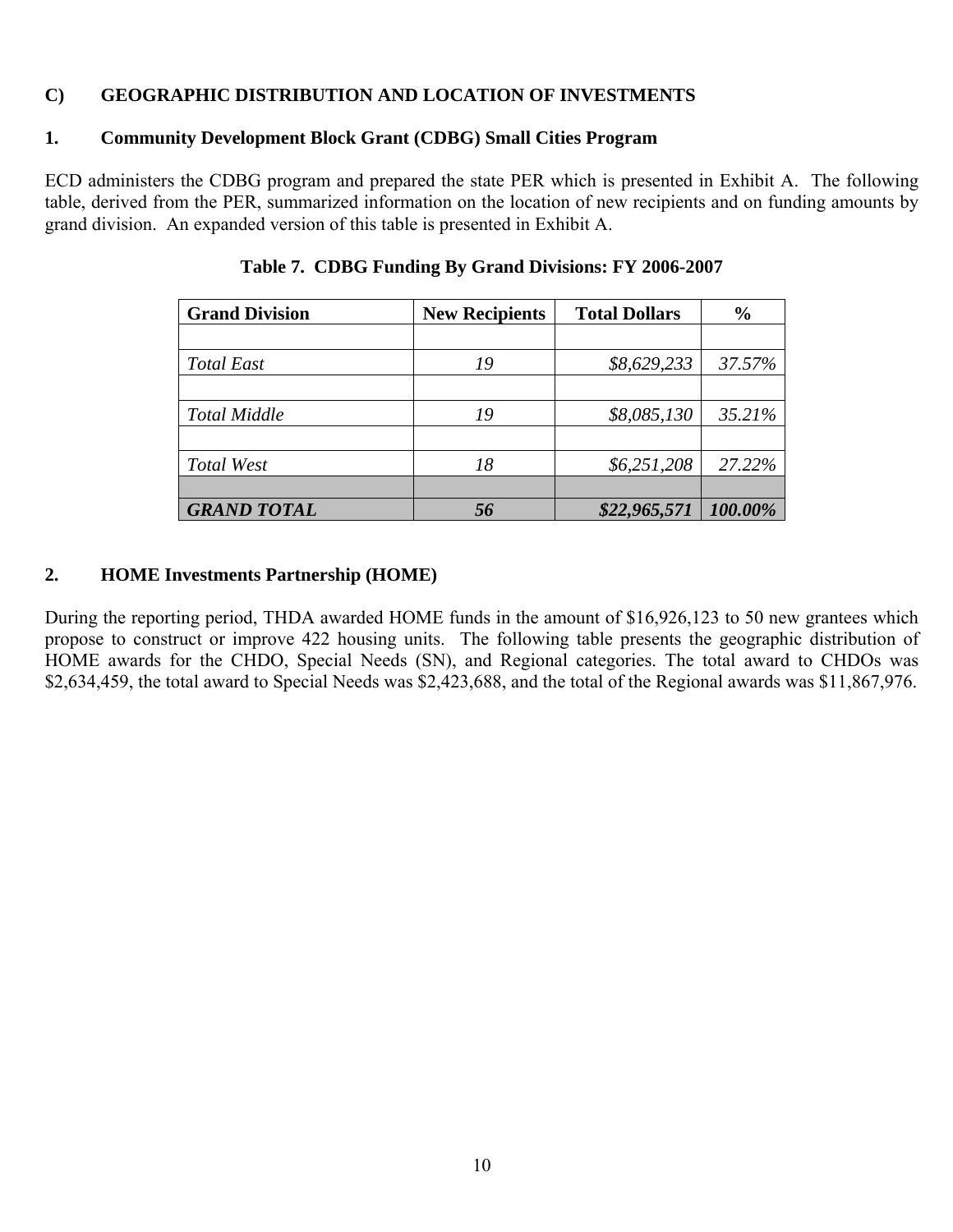## C) GEOGRAPHIC DISTRIBUTION AND LOCATION OF INVESTMENTS

### 1. Community Development Block Grant (CDBG) Small Cities Program

ECD administers the CDBG program and prepared the state PER which is presented in Exhibit A. The following table, derived from the PER, summarized information on the location of new recipients and on funding amounts by grand division. An expanded version of this table is presented in Exhibit A.

**Table 7. CDBG Funding By Grand Divisions: FY 2006-2007**

| Grand Division | New Recipients | Total Dollars | % |
|---|---|---|---|
| | | | |
| *Total East* | *19* | *$8,629,233* | *37.57%* |
| | | | |
| *Total Middle* | *19* | *$8,085,130* | *35.21%* |
| | | | |
| *Total West* | *18* | *$6,251,208* | *27.22%* |
| | | | |
| ***GRAND TOTAL*** | ***56*** | ***$22,965,571*** | ***100.00%*** |

### 2. HOME Investments Partnership (HOME)

During the reporting period, THDA awarded HOME funds in the amount of $16,926,123 to 50 new grantees which propose to construct or improve 422 housing units. The following table presents the geographic distribution of HOME awards for the CHDO, Special Needs (SN), and Regional categories. The total award to CHDOs was $2,634,459, the total award to Special Needs was $2,423,688, and the total of the Regional awards was $11,867,976.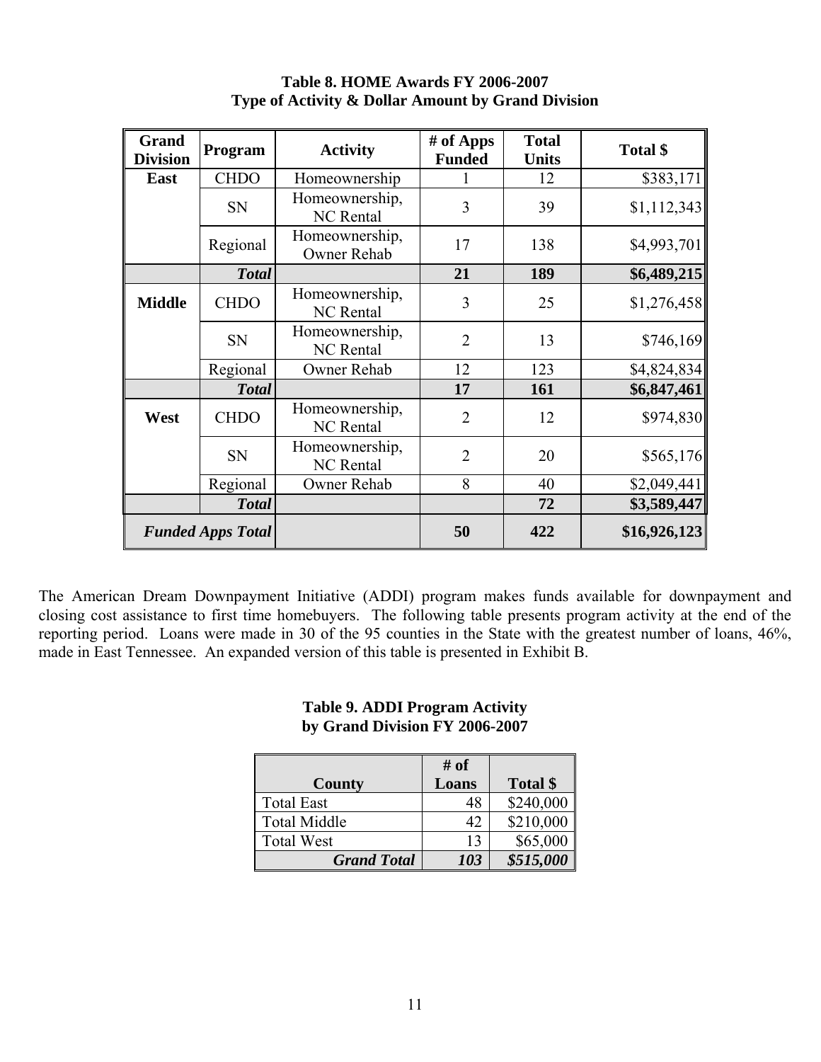**Table 8. HOME Awards FY 2006-2007**
**Type of Activity & Dollar Amount by Grand Division**

| Grand Division | Program | Activity | # of Apps Funded | Total Units | Total $ |
|---|---|---|---|---|---|
| **East** | CHDO | Homeownership | 1 | 12 | $383,171 |
| | SN | Homeownership, NC Rental | 3 | 39 | $1,112,343 |
| | Regional | Homeownership, Owner Rehab | 17 | 138 | $4,993,701 |
| | ***Total*** | | **21** | **189** | **$6,489,215** |
| **Middle** | CHDO | Homeownership, NC Rental | 3 | 25 | $1,276,458 |
| | SN | Homeownership, NC Rental | 2 | 13 | $746,169 |
| | Regional | Owner Rehab | 12 | 123 | $4,824,834 |
| | ***Total*** | | **17** | **161** | **$6,847,461** |
| **West** | CHDO | Homeownership, NC Rental | 2 | 12 | $974,830 |
| | SN | Homeownership, NC Rental | 2 | 20 | $565,176 |
| | Regional | Owner Rehab | 8 | 40 | $2,049,441 |
| | ***Total*** | | | **72** | **$3,589,447** |
| ***Funded Apps Total*** | | | **50** | **422** | **$16,926,123** |

The American Dream Downpayment Initiative (ADDI) program makes funds available for downpayment and closing cost assistance to first time homebuyers. The following table presents program activity at the end of the reporting period. Loans were made in 30 of the 95 counties in the State with the greatest number of loans, 46%, made in East Tennessee. An expanded version of this table is presented in Exhibit B.

**Table 9. ADDI Program Activity**
**by Grand Division FY 2006-2007**

| County | # of Loans | Total $ |
|---|---|---|
| Total East | 48 | $240,000 |
| Total Middle | 42 | $210,000 |
| Total West | 13 | $65,000 |
| ***Grand Total*** | ***103*** | ***$515,000*** |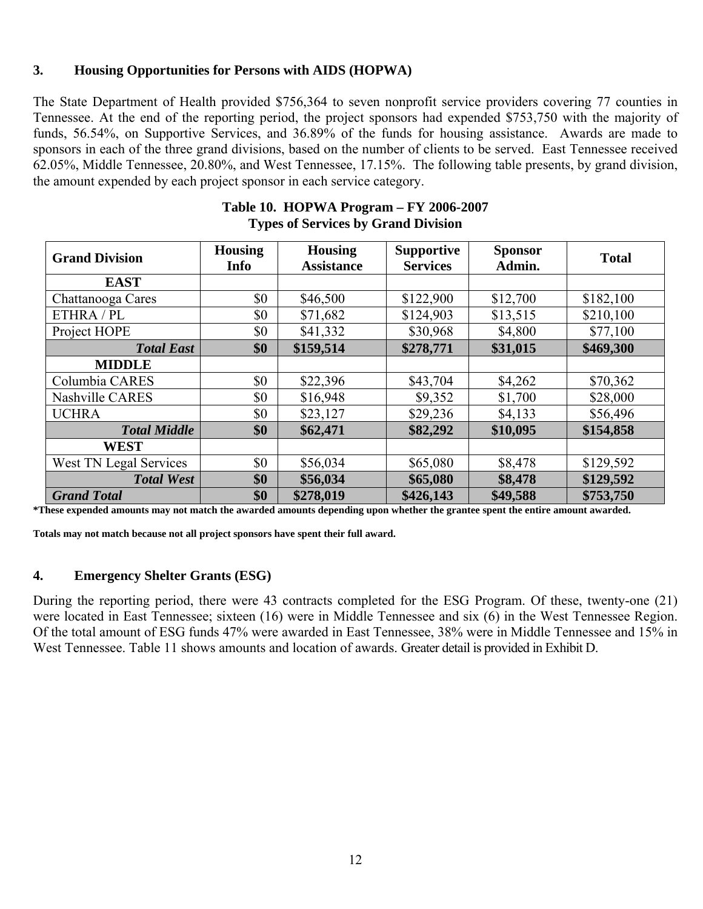## 3. Housing Opportunities for Persons with AIDS (HOPWA)

The State Department of Health provided $756,364 to seven nonprofit service providers covering 77 counties in Tennessee. At the end of the reporting period, the project sponsors had expended $753,750 with the majority of funds, 56.54%, on Supportive Services, and 36.89% of the funds for housing assistance. Awards are made to sponsors in each of the three grand divisions, based on the number of clients to be served. East Tennessee received 62.05%, Middle Tennessee, 20.80%, and West Tennessee, 17.15%. The following table presents, by grand division, the amount expended by each project sponsor in each service category.

**Table 10. HOPWA Program – FY 2006-2007**
**Types of Services by Grand Division**

| Grand Division | Housing Info | Housing Assistance | Supportive Services | Sponsor Admin. | Total |
|---|---|---|---|---|---|
| **EAST** | | | | | |
| Chattanooga Cares | $0 | $46,500 | $122,900 | $12,700 | $182,100 |
| ETHRA / PL | $0 | $71,682 | $124,903 | $13,515 | $210,100 |
| Project HOPE | $0 | $41,332 | $30,968 | $4,800 | $77,100 |
| ***Total East*** | **$0** | **$159,514** | **$278,771** | **$31,015** | **$469,300** |
| **MIDDLE** | | | | | |
| Columbia CARES | $0 | $22,396 | $43,704 | $4,262 | $70,362 |
| Nashville CARES | $0 | $16,948 | $9,352 | $1,700 | $28,000 |
| UCHRA | $0 | $23,127 | $29,236 | $4,133 | $56,496 |
| ***Total Middle*** | **$0** | **$62,471** | **$82,292** | **$10,095** | **$154,858** |
| **WEST** | | | | | |
| West TN Legal Services | $0 | $56,034 | $65,080 | $8,478 | $129,592 |
| ***Total West*** | **$0** | **$56,034** | **$65,080** | **$8,478** | **$129,592** |
| ***Grand Total*** | **$0** | **$278,019** | **$426,143** | **$49,588** | **$753,750** |

**\*These expended amounts may not match the awarded amounts depending upon whether the grantee spent the entire amount awarded.**

**Totals may not match because not all project sponsors have spent their full award.**

## 4. Emergency Shelter Grants (ESG)

During the reporting period, there were 43 contracts completed for the ESG Program. Of these, twenty-one (21) were located in East Tennessee; sixteen (16) were in Middle Tennessee and six (6) in the West Tennessee Region. Of the total amount of ESG funds 47% were awarded in East Tennessee, 38% were in Middle Tennessee and 15% in West Tennessee. Table 11 shows amounts and location of awards. Greater detail is provided in Exhibit D.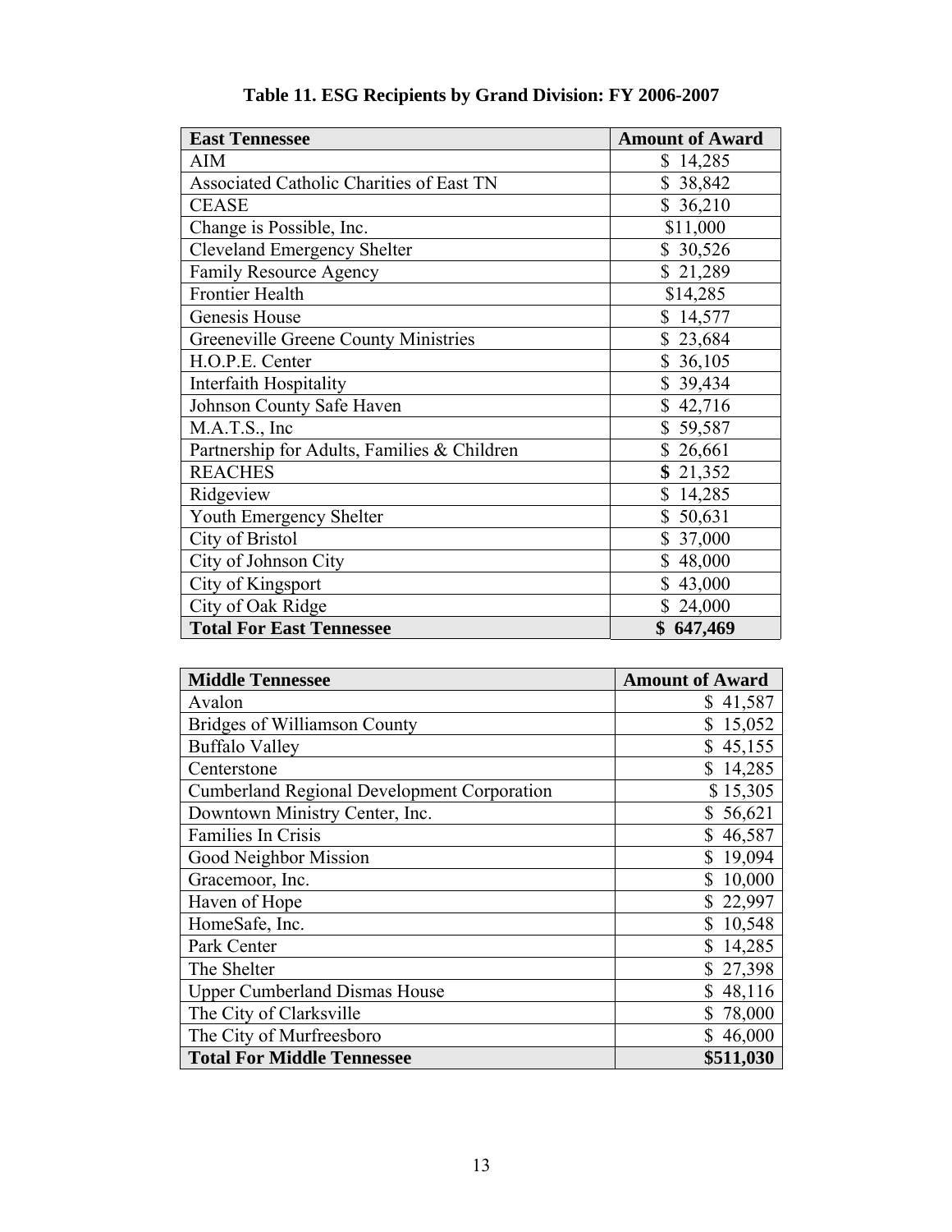**Table 11. ESG Recipients by Grand Division: FY 2006-2007**

| East Tennessee | Amount of Award |
|---|---|
| AIM | $ 14,285 |
| Associated Catholic Charities of East TN | $ 38,842 |
| CEASE | $ 36,210 |
| Change is Possible, Inc. | $11,000 |
| Cleveland Emergency Shelter | $ 30,526 |
| Family Resource Agency | $ 21,289 |
| Frontier Health | $14,285 |
| Genesis House | $ 14,577 |
| Greeneville Greene County Ministries | $ 23,684 |
| H.O.P.E. Center | $ 36,105 |
| Interfaith Hospitality | $ 39,434 |
| Johnson County Safe Haven | $ 42,716 |
| M.A.T.S., Inc | $ 59,587 |
| Partnership for Adults, Families & Children | $ 26,661 |
| REACHES | $ 21,352 |
| Ridgeview | $ 14,285 |
| Youth Emergency Shelter | $ 50,631 |
| City of Bristol | $ 37,000 |
| City of Johnson City | $ 48,000 |
| City of Kingsport | $ 43,000 |
| City of Oak Ridge | $ 24,000 |
| **Total For East Tennessee** | **$ 647,469** |

| Middle Tennessee | Amount of Award |
|---|---|
| Avalon | $ 41,587 |
| Bridges of Williamson County | $ 15,052 |
| Buffalo Valley | $ 45,155 |
| Centerstone | $ 14,285 |
| Cumberland Regional Development Corporation | $ 15,305 |
| Downtown Ministry Center, Inc. | $ 56,621 |
| Families In Crisis | $ 46,587 |
| Good Neighbor Mission | $ 19,094 |
| Gracemoor, Inc. | $ 10,000 |
| Haven of Hope | $ 22,997 |
| HomeSafe, Inc. | $ 10,548 |
| Park Center | $ 14,285 |
| The Shelter | $ 27,398 |
| Upper Cumberland Dismas House | $ 48,116 |
| The City of Clarksville | $ 78,000 |
| The City of Murfreesboro | $ 46,000 |
| **Total For Middle Tennessee** | **$511,030** |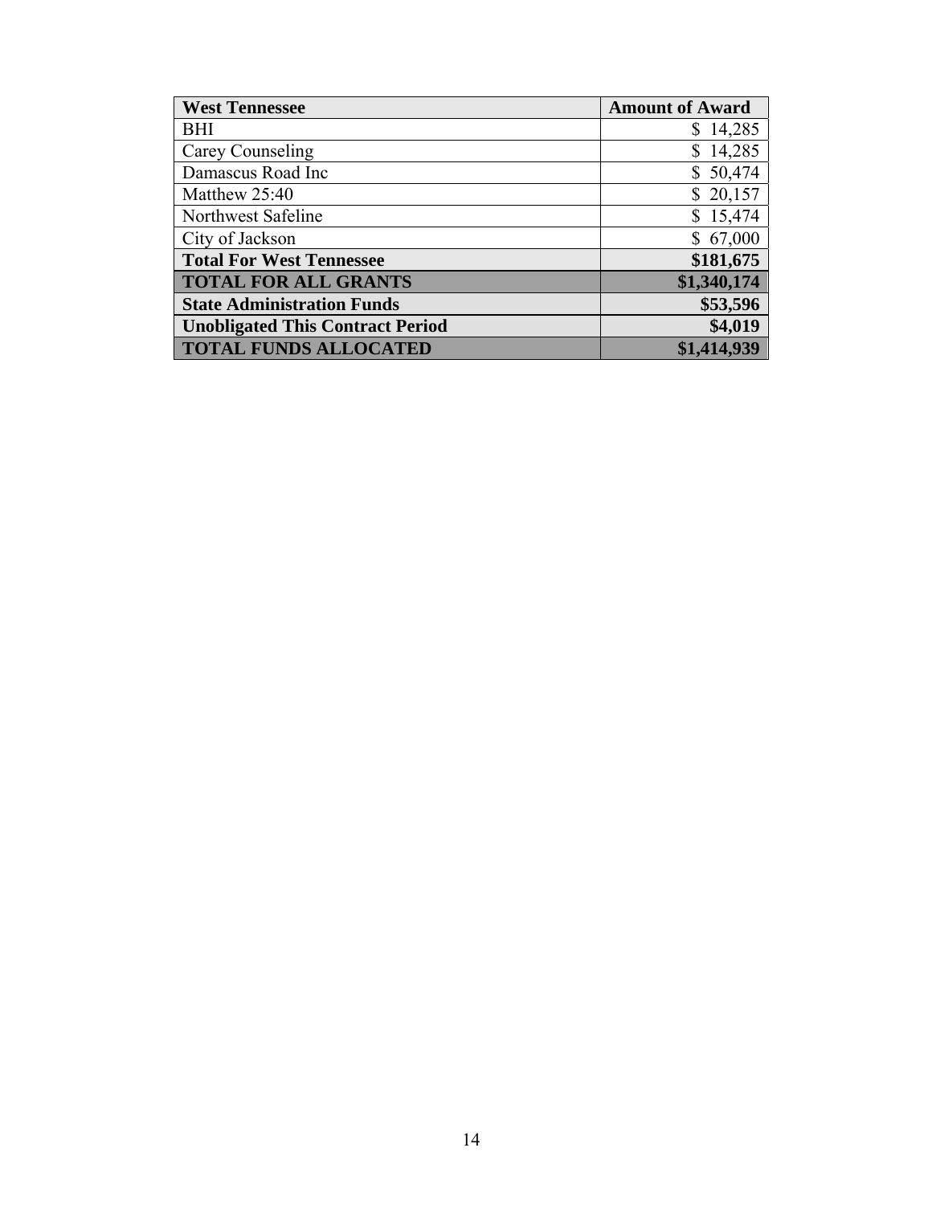| West Tennessee | Amount of Award |
| --- | --- |
| BHI | $ 14,285 |
| Carey Counseling | $ 14,285 |
| Damascus Road Inc | $ 50,474 |
| Matthew 25:40 | $ 20,157 |
| Northwest Safeline | $ 15,474 |
| City of Jackson | $ 67,000 |
| **Total For West Tennessee** | **$181,675** |
| **TOTAL FOR ALL GRANTS** | **$1,340,174** |
| **State Administration Funds** | **$53,596** |
| **Unobligated This Contract Period** | **$4,019** |
| **TOTAL FUNDS ALLOCATED** | **$1,414,939** |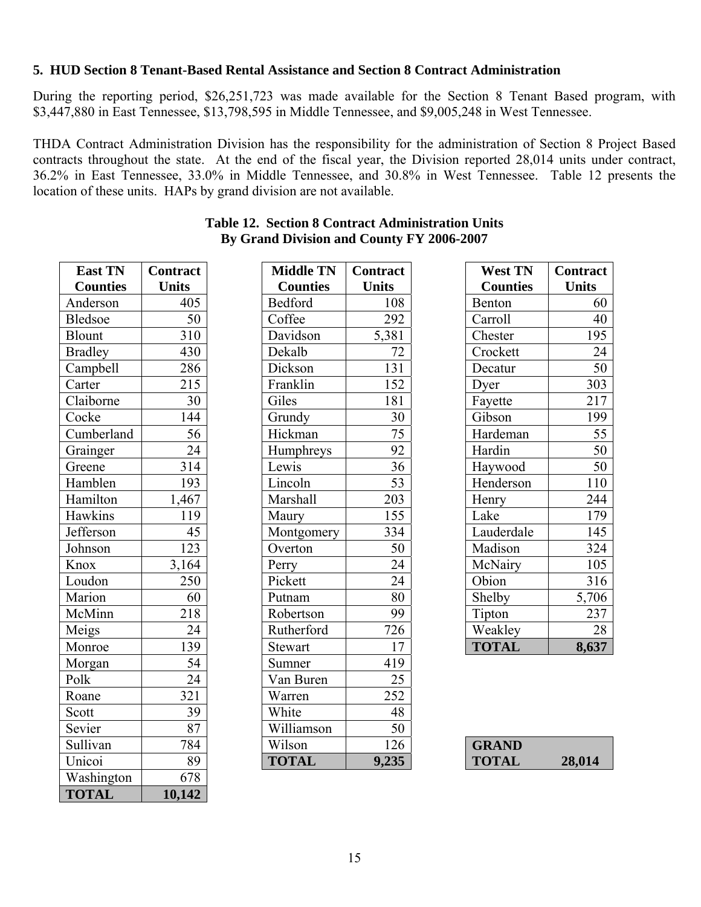### 5. HUD Section 8 Tenant-Based Rental Assistance and Section 8 Contract Administration

During the reporting period, $26,251,723 was made available for the Section 8 Tenant Based program, with $3,447,880 in East Tennessee, $13,798,595 in Middle Tennessee, and $9,005,248 in West Tennessee.

THDA Contract Administration Division has the responsibility for the administration of Section 8 Project Based contracts throughout the state. At the end of the fiscal year, the Division reported 28,014 units under contract, 36.2% in East Tennessee, 33.0% in Middle Tennessee, and 30.8% in West Tennessee. Table 12 presents the location of these units. HAPs by grand division are not available.

**Table 12. Section 8 Contract Administration Units By Grand Division and County FY 2006-2007**

| East TN Counties | Contract Units |
|---|---|
| Anderson | 405 |
| Bledsoe | 50 |
| Blount | 310 |
| Bradley | 430 |
| Campbell | 286 |
| Carter | 215 |
| Claiborne | 30 |
| Cocke | 144 |
| Cumberland | 56 |
| Grainger | 24 |
| Greene | 314 |
| Hamblen | 193 |
| Hamilton | 1,467 |
| Hawkins | 119 |
| Jefferson | 45 |
| Johnson | 123 |
| Knox | 3,164 |
| Loudon | 250 |
| Marion | 60 |
| McMinn | 218 |
| Meigs | 24 |
| Monroe | 139 |
| Morgan | 54 |
| Polk | 24 |
| Roane | 321 |
| Scott | 39 |
| Sevier | 87 |
| Sullivan | 784 |
| Unicoi | 89 |
| Washington | 678 |
| **TOTAL** | **10,142** |

| Middle TN Counties | Contract Units |
|---|---|
| Bedford | 108 |
| Coffee | 292 |
| Davidson | 5,381 |
| Dekalb | 72 |
| Dickson | 131 |
| Franklin | 152 |
| Giles | 181 |
| Grundy | 30 |
| Hickman | 75 |
| Humphreys | 92 |
| Lewis | 36 |
| Lincoln | 53 |
| Marshall | 203 |
| Maury | 155 |
| Montgomery | 334 |
| Overton | 50 |
| Perry | 24 |
| Pickett | 24 |
| Putnam | 80 |
| Robertson | 99 |
| Rutherford | 726 |
| Stewart | 17 |
| Sumner | 419 |
| Van Buren | 25 |
| Warren | 252 |
| White | 48 |
| Williamson | 50 |
| Wilson | 126 |
| **TOTAL** | **9,235** |

| West TN Counties | Contract Units |
|---|---|
| Benton | 60 |
| Carroll | 40 |
| Chester | 195 |
| Crockett | 24 |
| Decatur | 50 |
| Dyer | 303 |
| Fayette | 217 |
| Gibson | 199 |
| Hardeman | 55 |
| Hardin | 50 |
| Haywood | 50 |
| Henderson | 110 |
| Henry | 244 |
| Lake | 179 |
| Lauderdale | 145 |
| Madison | 324 |
| McNairy | 105 |
| Obion | 316 |
| Shelby | 5,706 |
| Tipton | 237 |
| Weakley | 28 |
| **TOTAL** | **8,637** |

| **GRAND TOTAL** | **28,014** |
|---|---|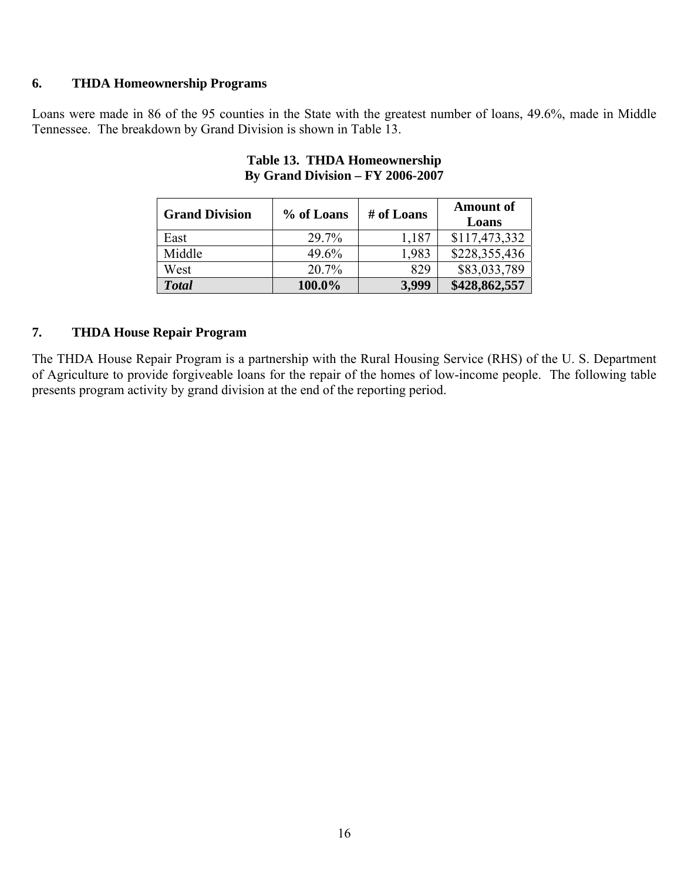## 6. THDA Homeownership Programs

Loans were made in 86 of the 95 counties in the State with the greatest number of loans, 49.6%, made in Middle Tennessee. The breakdown by Grand Division is shown in Table 13.

**Table 13. THDA Homeownership By Grand Division – FY 2006-2007**

| Grand Division | % of Loans | # of Loans | Amount of Loans |
|---|---|---|---|
| East | 29.7% | 1,187 | $117,473,332 |
| Middle | 49.6% | 1,983 | $228,355,436 |
| West | 20.7% | 829 | $83,033,789 |
| ***Total*** | **100.0%** | **3,999** | **$428,862,557** |

## 7. THDA House Repair Program

The THDA House Repair Program is a partnership with the Rural Housing Service (RHS) of the U. S. Department of Agriculture to provide forgiveable loans for the repair of the homes of low-income people. The following table presents program activity by grand division at the end of the reporting period.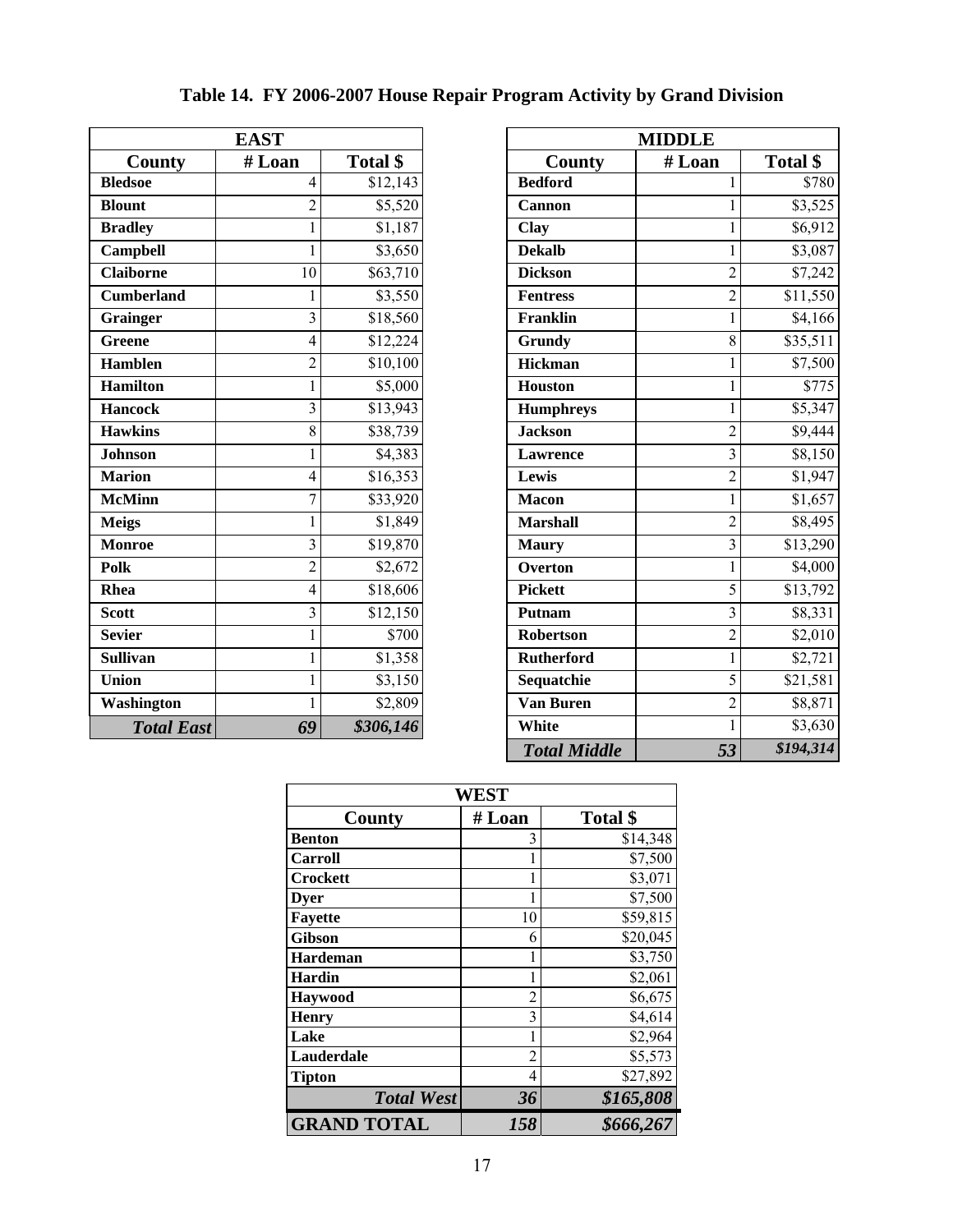## Table 14. FY 2006-2007 House Repair Program Activity by Grand Division

| EAST | | |
|---|---|---|
| **County** | **# Loan** | **Total $** |
| **Bledsoe** | 4 | $12,143 |
| **Blount** | 2 | $5,520 |
| **Bradley** | 1 | $1,187 |
| **Campbell** | 1 | $3,650 |
| **Claiborne** | 10 | $63,710 |
| **Cumberland** | 1 | $3,550 |
| **Grainger** | 3 | $18,560 |
| **Greene** | 4 | $12,224 |
| **Hamblen** | 2 | $10,100 |
| **Hamilton** | 1 | $5,000 |
| **Hancock** | 3 | $13,943 |
| **Hawkins** | 8 | $38,739 |
| **Johnson** | 1 | $4,383 |
| **Marion** | 4 | $16,353 |
| **McMinn** | 7 | $33,920 |
| **Meigs** | 1 | $1,849 |
| **Monroe** | 3 | $19,870 |
| **Polk** | 2 | $2,672 |
| **Rhea** | 4 | $18,606 |
| **Scott** | 3 | $12,150 |
| **Sevier** | 1 | $700 |
| **Sullivan** | 1 | $1,358 |
| **Union** | 1 | $3,150 |
| **Washington** | 1 | $2,809 |
| ***Total East*** | ***69*** | ***$306,146*** |

| MIDDLE | | |
|---|---|---|
| **County** | **# Loan** | **Total $** |
| **Bedford** | 1 | $780 |
| **Cannon** | 1 | $3,525 |
| **Clay** | 1 | $6,912 |
| **Dekalb** | 1 | $3,087 |
| **Dickson** | 2 | $7,242 |
| **Fentress** | 2 | $11,550 |
| **Franklin** | 1 | $4,166 |
| **Grundy** | 8 | $35,511 |
| **Hickman** | 1 | $7,500 |
| **Houston** | 1 | $775 |
| **Humphreys** | 1 | $5,347 |
| **Jackson** | 2 | $9,444 |
| **Lawrence** | 3 | $8,150 |
| **Lewis** | 2 | $1,947 |
| **Macon** | 1 | $1,657 |
| **Marshall** | 2 | $8,495 |
| **Maury** | 3 | $13,290 |
| **Overton** | 1 | $4,000 |
| **Pickett** | 5 | $13,792 |
| **Putnam** | 3 | $8,331 |
| **Robertson** | 2 | $2,010 |
| **Rutherford** | 1 | $2,721 |
| **Sequatchie** | 5 | $21,581 |
| **Van Buren** | 2 | $8,871 |
| **White** | 1 | $3,630 |
| ***Total Middle*** | ***53*** | ***$194,314*** |

| WEST | | |
|---|---|---|
| **County** | **# Loan** | **Total $** |
| **Benton** | 3 | $14,348 |
| **Carroll** | 1 | $7,500 |
| **Crockett** | 1 | $3,071 |
| **Dyer** | 1 | $7,500 |
| **Fayette** | 10 | $59,815 |
| **Gibson** | 6 | $20,045 |
| **Hardeman** | 1 | $3,750 |
| **Hardin** | 1 | $2,061 |
| **Haywood** | 2 | $6,675 |
| **Henry** | 3 | $4,614 |
| **Lake** | 1 | $2,964 |
| **Lauderdale** | 2 | $5,573 |
| **Tipton** | 4 | $27,892 |
| ***Total West*** | ***36*** | ***$165,808*** |
| **GRAND TOTAL** | ***158*** | ***$666,267*** |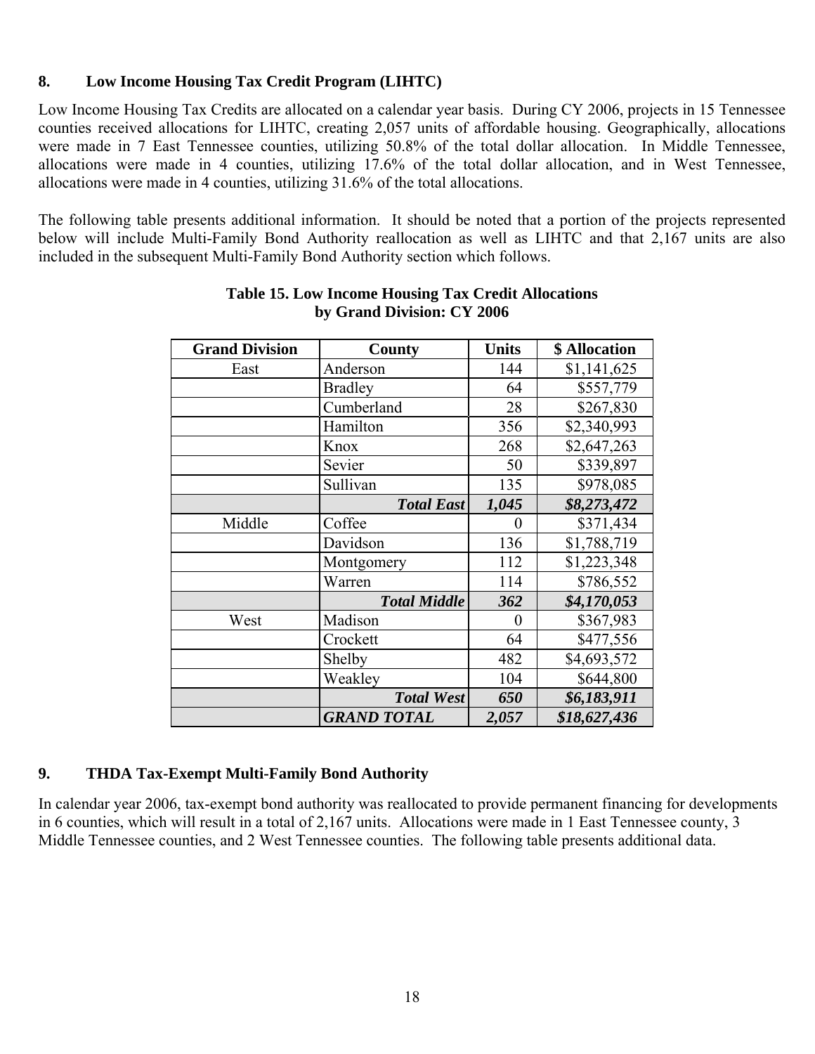## 8. Low Income Housing Tax Credit Program (LIHTC)

Low Income Housing Tax Credits are allocated on a calendar year basis. During CY 2006, projects in 15 Tennessee counties received allocations for LIHTC, creating 2,057 units of affordable housing. Geographically, allocations were made in 7 East Tennessee counties, utilizing 50.8% of the total dollar allocation. In Middle Tennessee, allocations were made in 4 counties, utilizing 17.6% of the total dollar allocation, and in West Tennessee, allocations were made in 4 counties, utilizing 31.6% of the total allocations.

The following table presents additional information. It should be noted that a portion of the projects represented below will include Multi-Family Bond Authority reallocation as well as LIHTC and that 2,167 units are also included in the subsequent Multi-Family Bond Authority section which follows.

**Table 15. Low Income Housing Tax Credit Allocations by Grand Division: CY 2006**

| Grand Division | County | Units | $ Allocation |
|---|---|---|---|
| East | Anderson | 144 | $1,141,625 |
| | Bradley | 64 | $557,779 |
| | Cumberland | 28 | $267,830 |
| | Hamilton | 356 | $2,340,993 |
| | Knox | 268 | $2,647,263 |
| | Sevier | 50 | $339,897 |
| | Sullivan | 135 | $978,085 |
| | ***Total East*** | ***1,045*** | ***$8,273,472*** |
| Middle | Coffee | 0 | $371,434 |
| | Davidson | 136 | $1,788,719 |
| | Montgomery | 112 | $1,223,348 |
| | Warren | 114 | $786,552 |
| | ***Total Middle*** | ***362*** | ***$4,170,053*** |
| West | Madison | 0 | $367,983 |
| | Crockett | 64 | $477,556 |
| | Shelby | 482 | $4,693,572 |
| | Weakley | 104 | $644,800 |
| | ***Total West*** | ***650*** | ***$6,183,911*** |
| | ***GRAND TOTAL*** | ***2,057*** | ***$18,627,436*** |

## 9. THDA Tax-Exempt Multi-Family Bond Authority

In calendar year 2006, tax-exempt bond authority was reallocated to provide permanent financing for developments in 6 counties, which will result in a total of 2,167 units. Allocations were made in 1 East Tennessee county, 3 Middle Tennessee counties, and 2 West Tennessee counties. The following table presents additional data.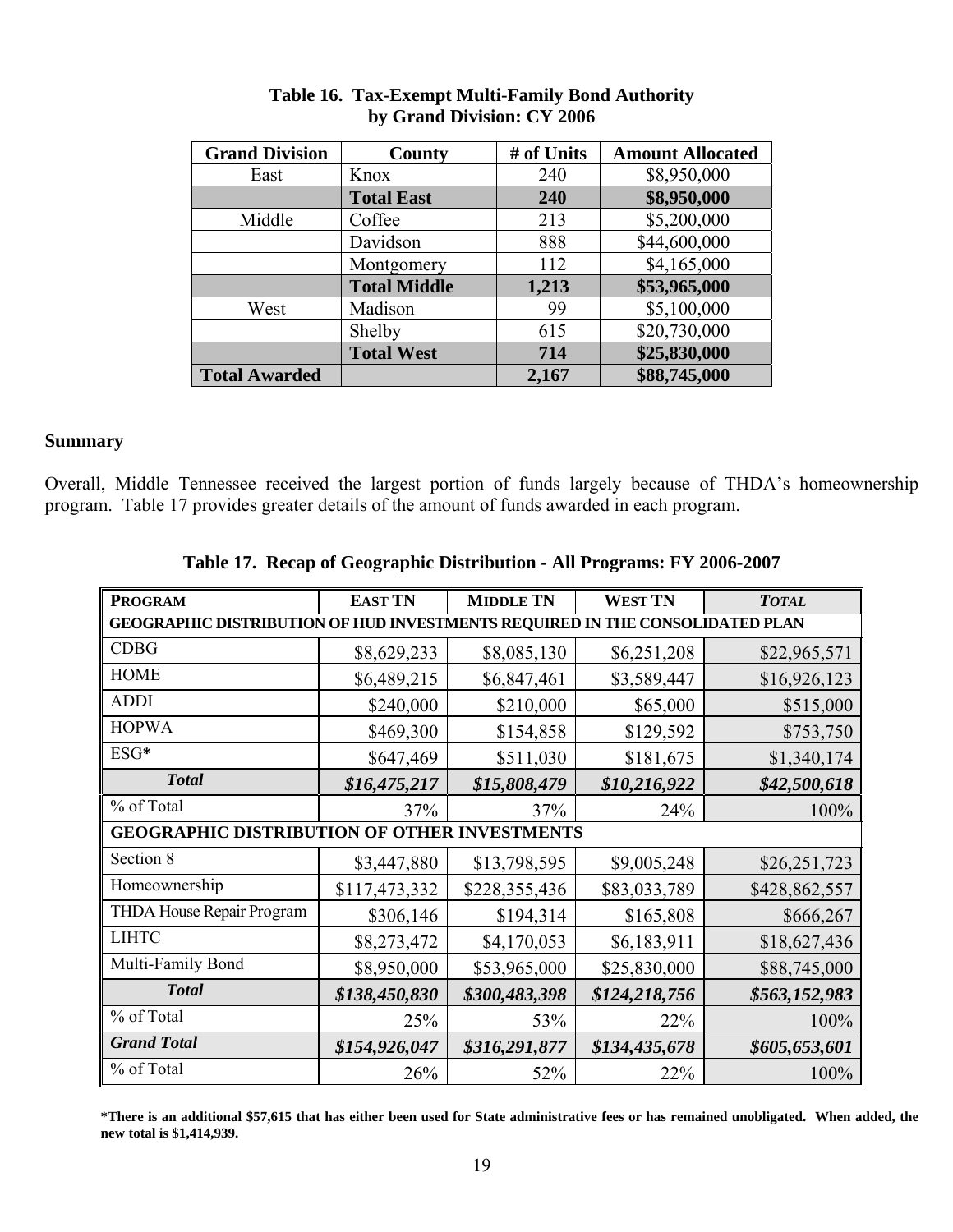**Table 16. Tax-Exempt Multi-Family Bond Authority by Grand Division: CY 2006**

| Grand Division | County | # of Units | Amount Allocated |
|---|---|---|---|
| East | Knox | 240 | $8,950,000 |
| | **Total East** | **240** | **$8,950,000** |
| Middle | Coffee | 213 | $5,200,000 |
| | Davidson | 888 | $44,600,000 |
| | Montgomery | 112 | $4,165,000 |
| | **Total Middle** | **1,213** | **$53,965,000** |
| West | Madison | 99 | $5,100,000 |
| | Shelby | 615 | $20,730,000 |
| | **Total West** | **714** | **$25,830,000** |
| **Total Awarded** | | **2,167** | **$88,745,000** |

**Summary**

Overall, Middle Tennessee received the largest portion of funds largely because of THDA's homeownership program. Table 17 provides greater details of the amount of funds awarded in each program.

**Table 17. Recap of Geographic Distribution - All Programs: FY 2006-2007**

| PROGRAM | EAST TN | MIDDLE TN | WEST TN | *TOTAL* |
|---|---|---|---|---|
| **GEOGRAPHIC DISTRIBUTION OF HUD INVESTMENTS REQUIRED IN THE CONSOLIDATED PLAN** | | | | |
| CDBG | $8,629,233 | $8,085,130 | $6,251,208 | $22,965,571 |
| HOME | $6,489,215 | $6,847,461 | $3,589,447 | $16,926,123 |
| ADDI | $240,000 | $210,000 | $65,000 | $515,000 |
| HOPWA | $469,300 | $154,858 | $129,592 | $753,750 |
| ESG* | $647,469 | $511,030 | $181,675 | $1,340,174 |
| ***Total*** | ***$16,475,217*** | ***$15,808,479*** | ***$10,216,922*** | ***$42,500,618*** |
| % of Total | 37% | 37% | 24% | 100% |
| **GEOGRAPHIC DISTRIBUTION OF OTHER INVESTMENTS** | | | | |
| Section 8 | $3,447,880 | $13,798,595 | $9,005,248 | $26,251,723 |
| Homeownership | $117,473,332 | $228,355,436 | $83,033,789 | $428,862,557 |
| THDA House Repair Program | $306,146 | $194,314 | $165,808 | $666,267 |
| LIHTC | $8,273,472 | $4,170,053 | $6,183,911 | $18,627,436 |
| Multi-Family Bond | $8,950,000 | $53,965,000 | $25,830,000 | $88,745,000 |
| ***Total*** | ***$138,450,830*** | ***$300,483,398*** | ***$124,218,756*** | ***$563,152,983*** |
| % of Total | 25% | 53% | 22% | 100% |
| ***Grand Total*** | ***$154,926,047*** | ***$316,291,877*** | ***$134,435,678*** | ***$605,653,601*** |
| % of Total | 26% | 52% | 22% | 100% |

**\*There is an additional $57,615 that has either been used for State administrative fees or has remained unobligated. When added, the new total is $1,414,939.**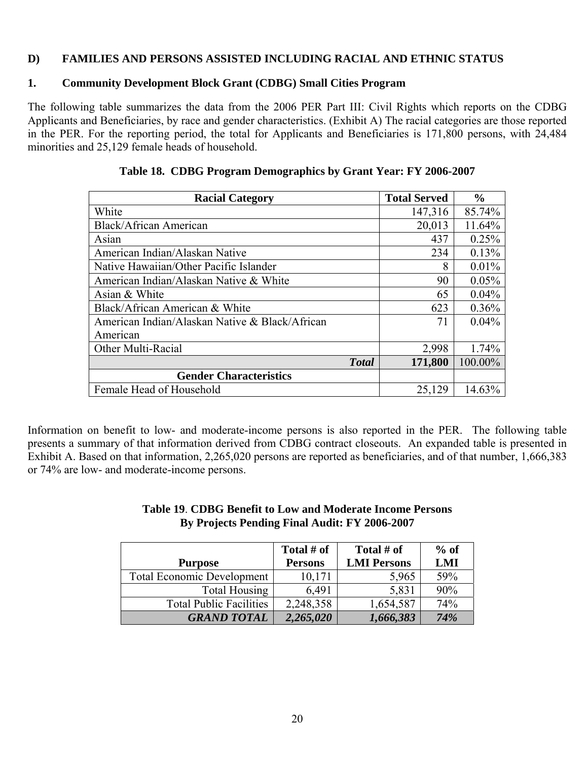## D) FAMILIES AND PERSONS ASSISTED INCLUDING RACIAL AND ETHNIC STATUS

### 1. Community Development Block Grant (CDBG) Small Cities Program

The following table summarizes the data from the 2006 PER Part III: Civil Rights which reports on the CDBG Applicants and Beneficiaries, by race and gender characteristics. (Exhibit A) The racial categories are those reported in the PER. For the reporting period, the total for Applicants and Beneficiaries is 171,800 persons, with 24,484 minorities and 25,129 female heads of household.

**Table 18. CDBG Program Demographics by Grant Year: FY 2006-2007**

| Racial Category | Total Served | % |
|---|---|---|
| White | 147,316 | 85.74% |
| Black/African American | 20,013 | 11.64% |
| Asian | 437 | 0.25% |
| American Indian/Alaskan Native | 234 | 0.13% |
| Native Hawaiian/Other Pacific Islander | 8 | 0.01% |
| American Indian/Alaskan Native & White | 90 | 0.05% |
| Asian & White | 65 | 0.04% |
| Black/African American & White | 623 | 0.36% |
| American Indian/Alaskan Native & Black/African American | 71 | 0.04% |
| Other Multi-Racial | 2,998 | 1.74% |
| ***Total*** | **171,800** | 100.00% |
| **Gender Characteristics** | | |
| Female Head of Household | 25,129 | 14.63% |

Information on benefit to low- and moderate-income persons is also reported in the PER. The following table presents a summary of that information derived from CDBG contract closeouts. An expanded table is presented in Exhibit A. Based on that information, 2,265,020 persons are reported as beneficiaries, and of that number, 1,666,383 or 74% are low- and moderate-income persons.

**Table 19. CDBG Benefit to Low and Moderate Income Persons By Projects Pending Final Audit: FY 2006-2007**

| Purpose | Total # of Persons | Total # of LMI Persons | % of LMI |
|---|---|---|---|
| Total Economic Development | 10,171 | 5,965 | 59% |
| Total Housing | 6,491 | 5,831 | 90% |
| Total Public Facilities | 2,248,358 | 1,654,587 | 74% |
| ***GRAND TOTAL*** | ***2,265,020*** | ***1,666,383*** | ***74%*** |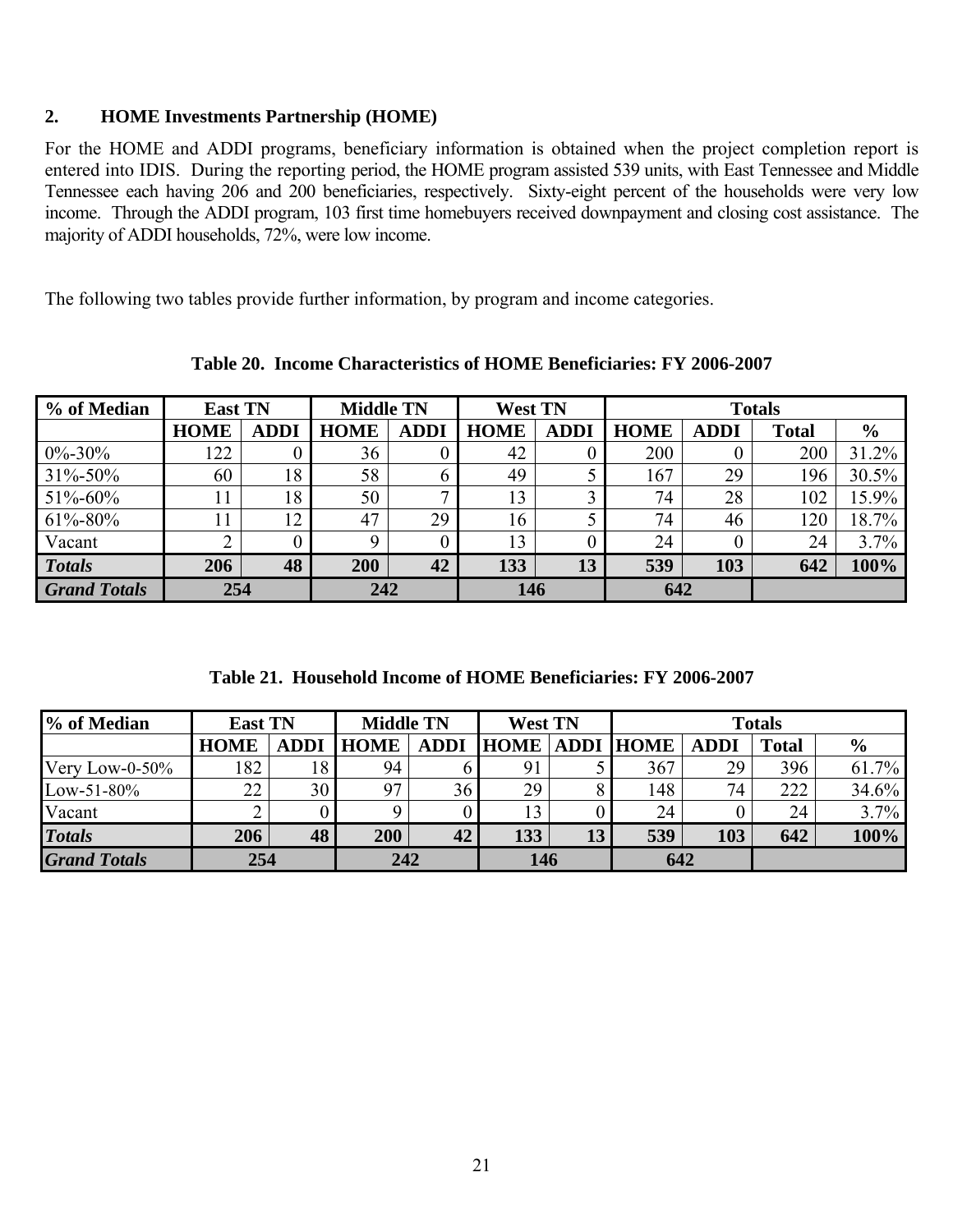## 2. HOME Investments Partnership (HOME)

For the HOME and ADDI programs, beneficiary information is obtained when the project completion report is entered into IDIS. During the reporting period, the HOME program assisted 539 units, with East Tennessee and Middle Tennessee each having 206 and 200 beneficiaries, respectively. Sixty-eight percent of the households were very low income. Through the ADDI program, 103 first time homebuyers received downpayment and closing cost assistance. The majority of ADDI households, 72%, were low income.

The following two tables provide further information, by program and income categories.

**Table 20. Income Characteristics of HOME Beneficiaries: FY 2006-2007**

| % of Median | East TN | | Middle TN | | West TN | | Totals | | | |
|---|---|---|---|---|---|---|---|---|---|---|
| | HOME | ADDI | HOME | ADDI | HOME | ADDI | HOME | ADDI | Total | % |
| 0%-30% | 122 | 0 | 36 | 0 | 42 | 0 | 200 | 0 | 200 | 31.2% |
| 31%-50% | 60 | 18 | 58 | 6 | 49 | 5 | 167 | 29 | 196 | 30.5% |
| 51%-60% | 11 | 18 | 50 | 7 | 13 | 3 | 74 | 28 | 102 | 15.9% |
| 61%-80% | 11 | 12 | 47 | 29 | 16 | 5 | 74 | 46 | 120 | 18.7% |
| Vacant | 2 | 0 | 9 | 0 | 13 | 0 | 24 | 0 | 24 | 3.7% |
| ***Totals*** | **206** | **48** | **200** | **42** | **133** | **13** | **539** | **103** | **642** | **100%** |
| ***Grand Totals*** | **254** | | **242** | | **146** | | **642** | | | |

**Table 21. Household Income of HOME Beneficiaries: FY 2006-2007**

| % of Median | East TN | | Middle TN | | West TN | | Totals | | | |
|---|---|---|---|---|---|---|---|---|---|---|
| | HOME | ADDI | HOME | ADDI | HOME | ADDI | HOME | ADDI | Total | % |
| Very Low-0-50% | 182 | 18 | 94 | 6 | 91 | 5 | 367 | 29 | 396 | 61.7% |
| Low-51-80% | 22 | 30 | 97 | 36 | 29 | 8 | 148 | 74 | 222 | 34.6% |
| Vacant | 2 | 0 | 9 | 0 | 13 | 0 | 24 | 0 | 24 | 3.7% |
| ***Totals*** | **206** | **48** | **200** | **42** | **133** | **13** | **539** | **103** | **642** | **100%** |
| ***Grand Totals*** | **254** | | **242** | | **146** | | **642** | | | |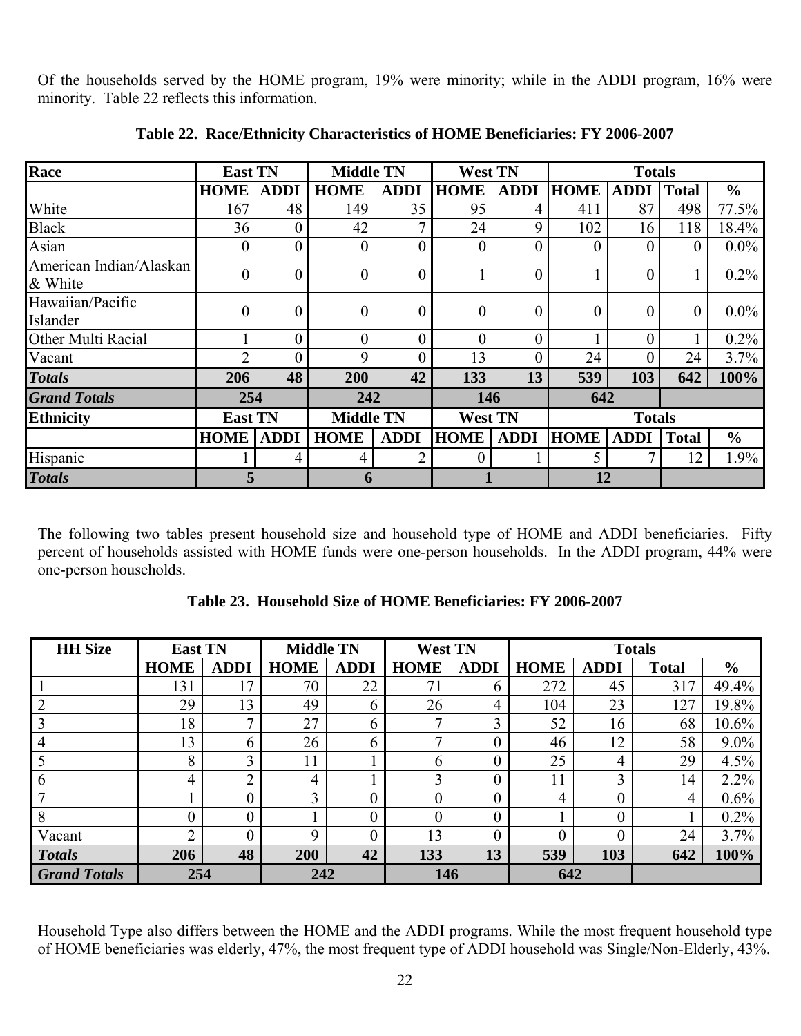Of the households served by the HOME program, 19% were minority; while in the ADDI program, 16% were minority. Table 22 reflects this information.

**Table 22. Race/Ethnicity Characteristics of HOME Beneficiaries: FY 2006-2007**

| Race | East TN | | Middle TN | | West TN | | Totals | | | |
|---|---|---|---|---|---|---|---|---|---|---|
| | HOME | ADDI | HOME | ADDI | HOME | ADDI | HOME | ADDI | Total | % |
| White | 167 | 48 | 149 | 35 | 95 | 4 | 411 | 87 | 498 | 77.5% |
| Black | 36 | 0 | 42 | 7 | 24 | 9 | 102 | 16 | 118 | 18.4% |
| Asian | 0 | 0 | 0 | 0 | 0 | 0 | 0 | 0 | 0 | 0.0% |
| American Indian/Alaskan & White | 0 | 0 | 0 | 0 | 1 | 0 | 1 | 0 | 1 | 0.2% |
| Hawaiian/Pacific Islander | 0 | 0 | 0 | 0 | 0 | 0 | 0 | 0 | 0 | 0.0% |
| Other Multi Racial | 1 | 0 | 0 | 0 | 0 | 0 | 1 | 0 | 1 | 0.2% |
| Vacant | 2 | 0 | 9 | 0 | 13 | 0 | 24 | 0 | 24 | 3.7% |
| ***Totals*** | **206** | **48** | **200** | **42** | **133** | **13** | **539** | **103** | **642** | **100%** |
| ***Grand Totals*** | **254** | | **242** | | **146** | | **642** | | | |
| **Ethnicity** | **East TN** | | **Middle TN** | | **West TN** | | **Totals** | | | |
| | **HOME** | **ADDI** | **HOME** | **ADDI** | **HOME** | **ADDI** | **HOME** | **ADDI** | **Total** | **%** |
| Hispanic | 1 | 4 | 4 | 2 | 0 | 1 | 5 | 7 | 12 | 1.9% |
| ***Totals*** | **5** | | **6** | | **1** | | **12** | | | |

The following two tables present household size and household type of HOME and ADDI beneficiaries. Fifty percent of households assisted with HOME funds were one-person households. In the ADDI program, 44% were one-person households.

**Table 23. Household Size of HOME Beneficiaries: FY 2006-2007**

| HH Size | East TN | | Middle TN | | West TN | | Totals | | | |
|---|---|---|---|---|---|---|---|---|---|---|
| | HOME | ADDI | HOME | ADDI | HOME | ADDI | HOME | ADDI | Total | % |
| 1 | 131 | 17 | 70 | 22 | 71 | 6 | 272 | 45 | 317 | 49.4% |
| 2 | 29 | 13 | 49 | 6 | 26 | 4 | 104 | 23 | 127 | 19.8% |
| 3 | 18 | 7 | 27 | 6 | 7 | 3 | 52 | 16 | 68 | 10.6% |
| 4 | 13 | 6 | 26 | 6 | 7 | 0 | 46 | 12 | 58 | 9.0% |
| 5 | 8 | 3 | 11 | 1 | 6 | 0 | 25 | 4 | 29 | 4.5% |
| 6 | 4 | 2 | 4 | 1 | 3 | 0 | 11 | 3 | 14 | 2.2% |
| 7 | 1 | 0 | 3 | 0 | 0 | 0 | 4 | 0 | 4 | 0.6% |
| 8 | 0 | 0 | 1 | 0 | 0 | 0 | 1 | 0 | 1 | 0.2% |
| Vacant | 2 | 0 | 9 | 0 | 13 | 0 | 0 | 0 | 24 | 3.7% |
| ***Totals*** | **206** | **48** | **200** | **42** | **133** | **13** | **539** | **103** | **642** | **100%** |
| ***Grand Totals*** | **254** | | **242** | | **146** | | **642** | | | |

Household Type also differs between the HOME and the ADDI programs. While the most frequent household type of HOME beneficiaries was elderly, 47%, the most frequent type of ADDI household was Single/Non-Elderly, 43%.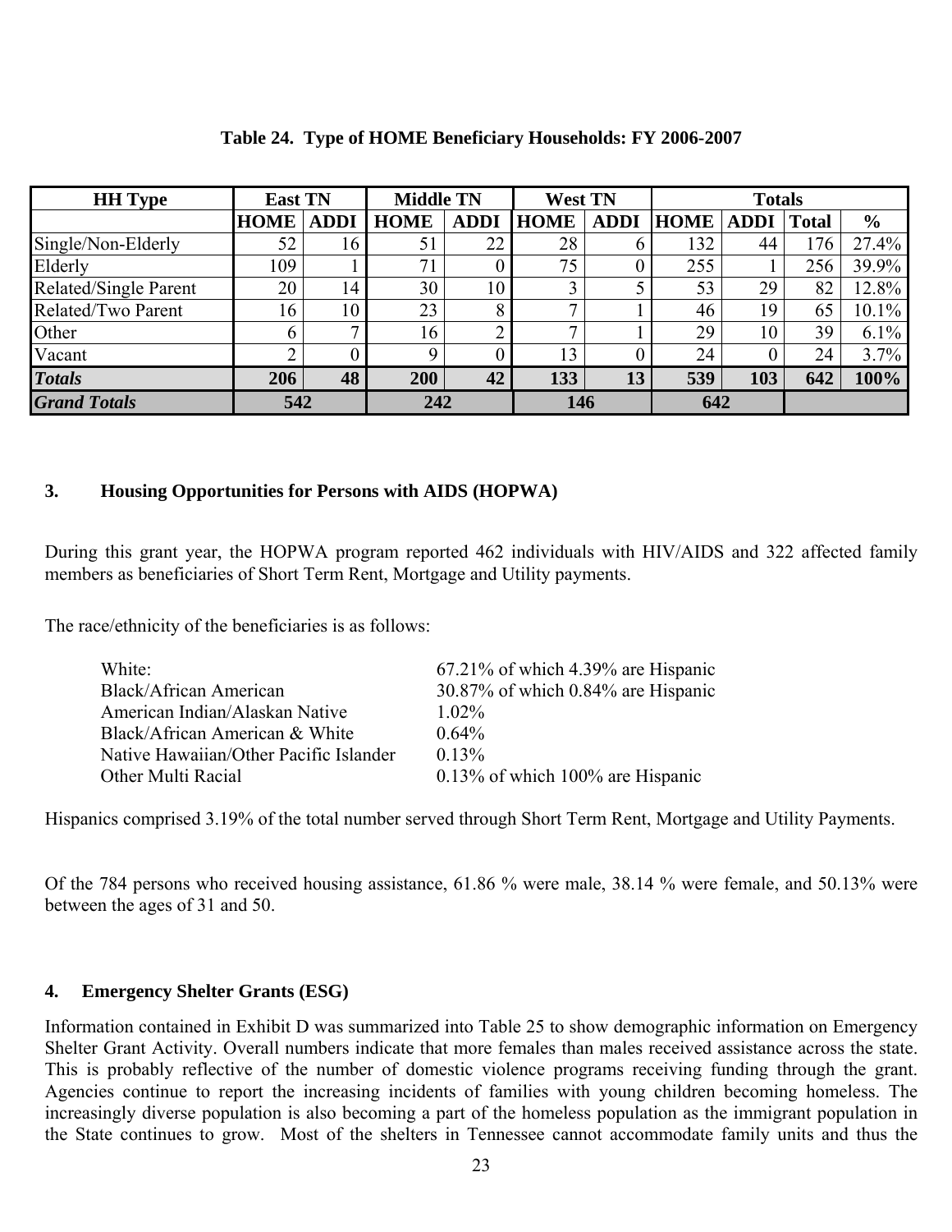**Table 24. Type of HOME Beneficiary Households: FY 2006-2007**

| HH Type | East TN | | Middle TN | | West TN | | Totals | | | |
|---|---|---|---|---|---|---|---|---|---|---|
| | HOME | ADDI | HOME | ADDI | HOME | ADDI | HOME | ADDI | Total | % |
| Single/Non-Elderly | 52 | 16 | 51 | 22 | 28 | 6 | 132 | 44 | 176 | 27.4% |
| Elderly | 109 | 1 | 71 | 0 | 75 | 0 | 255 | 1 | 256 | 39.9% |
| Related/Single Parent | 20 | 14 | 30 | 10 | 3 | 5 | 53 | 29 | 82 | 12.8% |
| Related/Two Parent | 16 | 10 | 23 | 8 | 7 | 1 | 46 | 19 | 65 | 10.1% |
| Other | 6 | 7 | 16 | 2 | 7 | 1 | 29 | 10 | 39 | 6.1% |
| Vacant | 2 | 0 | 9 | 0 | 13 | 0 | 24 | 0 | 24 | 3.7% |
| ***Totals*** | **206** | **48** | **200** | **42** | **133** | **13** | **539** | **103** | **642** | **100%** |
| ***Grand Totals*** | **542** | | **242** | | **146** | | **642** | | | |

### 3. Housing Opportunities for Persons with AIDS (HOPWA)

During this grant year, the HOPWA program reported 462 individuals with HIV/AIDS and 322 affected family members as beneficiaries of Short Term Rent, Mortgage and Utility payments.

The race/ethnicity of the beneficiaries is as follows:

| | |
|---|---|
| White: | 67.21% of which 4.39% are Hispanic |
| Black/African American | 30.87% of which 0.84% are Hispanic |
| American Indian/Alaskan Native | 1.02% |
| Black/African American & White | 0.64% |
| Native Hawaiian/Other Pacific Islander | 0.13% |
| Other Multi Racial | 0.13% of which 100% are Hispanic |

Hispanics comprised 3.19% of the total number served through Short Term Rent, Mortgage and Utility Payments.

Of the 784 persons who received housing assistance, 61.86 % were male, 38.14 % were female, and 50.13% were between the ages of 31 and 50.

### 4. Emergency Shelter Grants (ESG)

Information contained in Exhibit D was summarized into Table 25 to show demographic information on Emergency Shelter Grant Activity. Overall numbers indicate that more females than males received assistance across the state. This is probably reflective of the number of domestic violence programs receiving funding through the grant. Agencies continue to report the increasing incidents of families with young children becoming homeless. The increasingly diverse population is also becoming a part of the homeless population as the immigrant population in the State continues to grow. Most of the shelters in Tennessee cannot accommodate family units and thus the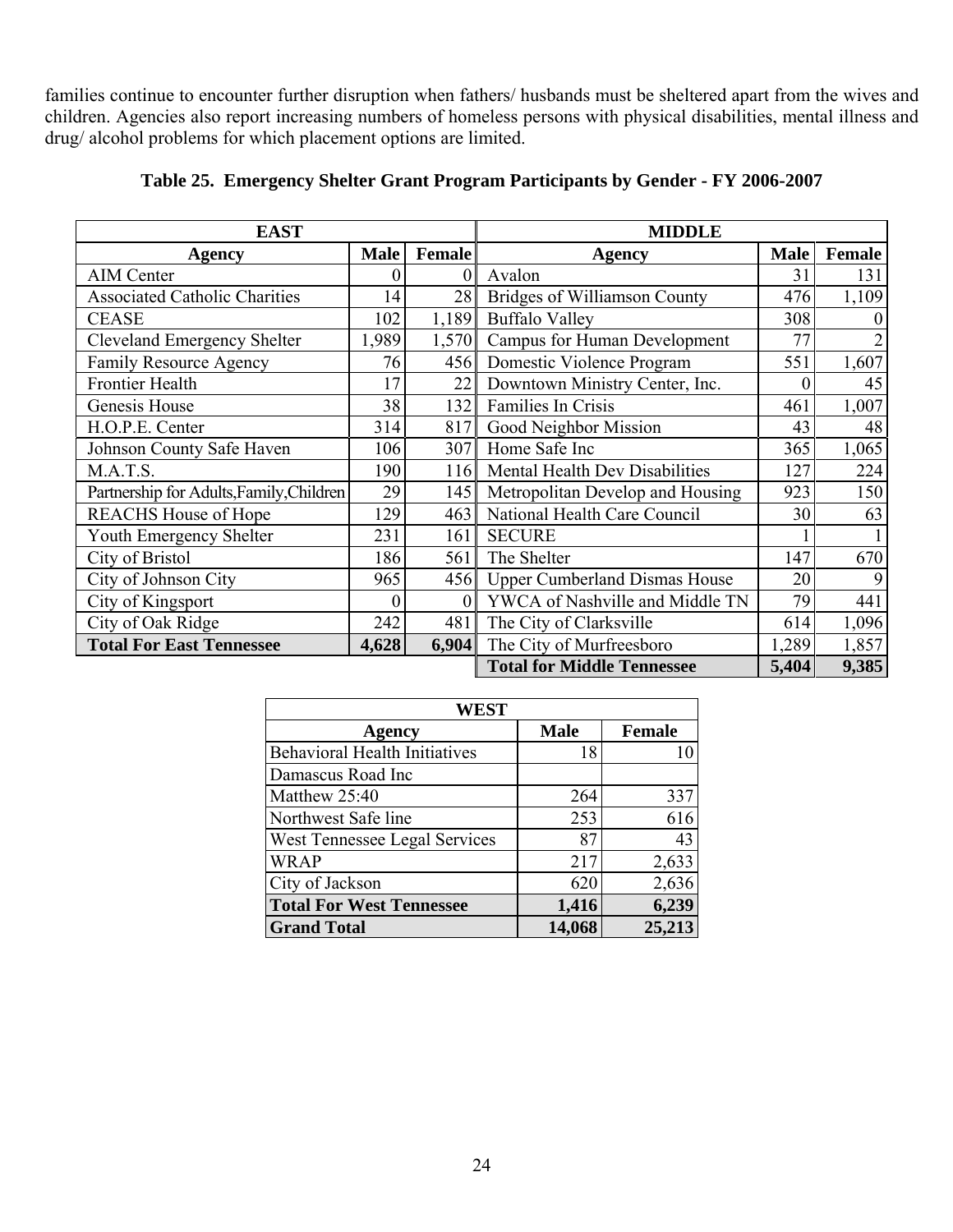families continue to encounter further disruption when fathers/ husbands must be sheltered apart from the wives and children. Agencies also report increasing numbers of homeless persons with physical disabilities, mental illness and drug/ alcohol problems for which placement options are limited.

**Table 25. Emergency Shelter Grant Program Participants by Gender - FY 2006-2007**

| EAST | | | MIDDLE | | |
|---|---|---|---|---|---|
| **Agency** | **Male** | **Female** | **Agency** | **Male** | **Female** |
| AIM Center | 0 | 0 | Avalon | 31 | 131 |
| Associated Catholic Charities | 14 | 28 | Bridges of Williamson County | 476 | 1,109 |
| CEASE | 102 | 1,189 | Buffalo Valley | 308 | 0 |
| Cleveland Emergency Shelter | 1,989 | 1,570 | Campus for Human Development | 77 | 2 |
| Family Resource Agency | 76 | 456 | Domestic Violence Program | 551 | 1,607 |
| Frontier Health | 17 | 22 | Downtown Ministry Center, Inc. | 0 | 45 |
| Genesis House | 38 | 132 | Families In Crisis | 461 | 1,007 |
| H.O.P.E. Center | 314 | 817 | Good Neighbor Mission | 43 | 48 |
| Johnson County Safe Haven | 106 | 307 | Home Safe Inc | 365 | 1,065 |
| M.A.T.S. | 190 | 116 | Mental Health Dev Disabilities | 127 | 224 |
| Partnership for Adults,Family,Children | 29 | 145 | Metropolitan Develop and Housing | 923 | 150 |
| REACHS House of Hope | 129 | 463 | National Health Care Council | 30 | 63 |
| Youth Emergency Shelter | 231 | 161 | SECURE | 1 | 1 |
| City of Bristol | 186 | 561 | The Shelter | 147 | 670 |
| City of Johnson City | 965 | 456 | Upper Cumberland Dismas House | 20 | 9 |
| City of Kingsport | 0 | 0 | YWCA of Nashville and Middle TN | 79 | 441 |
| City of Oak Ridge | 242 | 481 | The City of Clarksville | 614 | 1,096 |
| **Total For East Tennessee** | **4,628** | **6,904** | The City of Murfreesboro | 1,289 | 1,857 |
| | | | **Total for Middle Tennessee** | **5,404** | **9,385** |

| WEST | | |
|---|---|---|
| **Agency** | **Male** | **Female** |
| Behavioral Health Initiatives | 18 | 10 |
| Damascus Road Inc | | |
| Matthew 25:40 | 264 | 337 |
| Northwest Safe line | 253 | 616 |
| West Tennessee Legal Services | 87 | 43 |
| WRAP | 217 | 2,633 |
| City of Jackson | 620 | 2,636 |
| **Total For West Tennessee** | **1,416** | **6,239** |
| **Grand Total** | **14,068** | **25,213** |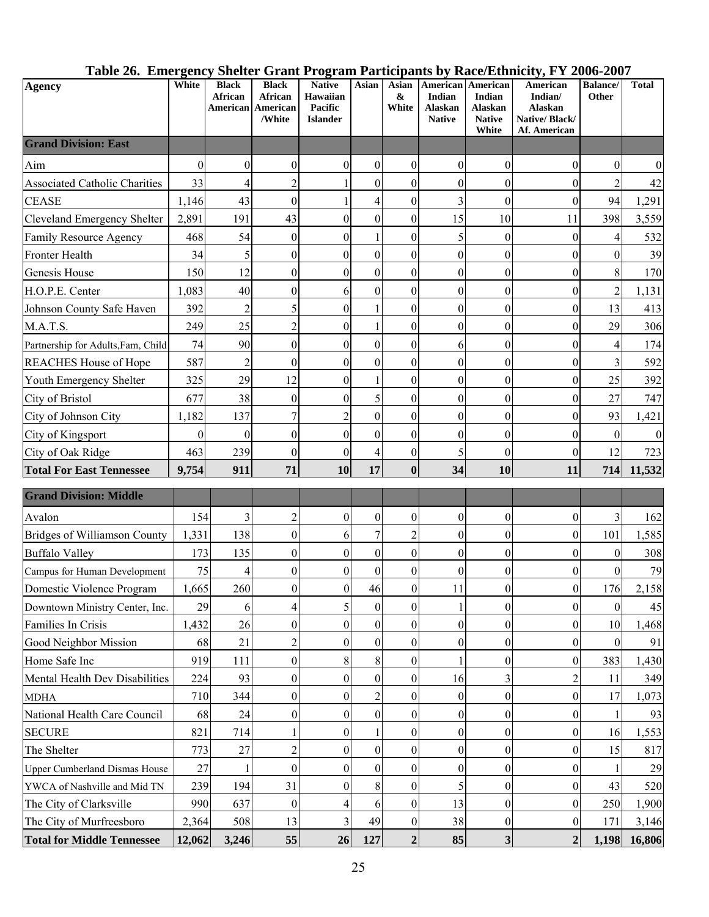# Table 26. Emergency Shelter Grant Program Participants by Race/Ethnicity, FY 2006-2007

| Agency | White | Black African American | Black African American /White | Native Hawaiian Pacific Islander | Asian | Asian & White | American Indian Alaskan Native | American Indian Alaskan Native White | American Indian/ Alaskan Native/ Black/ Af. American | Balance/ Other | Total |
|---|---|---|---|---|---|---|---|---|---|---|---|
| **Grand Division: East** | | | | | | | | | | | |
| Aim | 0 | 0 | 0 | 0 | 0 | 0 | 0 | 0 | 0 | 0 | 0 |
| Associated Catholic Charities | 33 | 4 | 2 | 1 | 0 | 0 | 0 | 0 | 0 | 2 | 42 |
| CEASE | 1,146 | 43 | 0 | 1 | 4 | 0 | 3 | 0 | 0 | 94 | 1,291 |
| Cleveland Emergency Shelter | 2,891 | 191 | 43 | 0 | 0 | 0 | 15 | 10 | 11 | 398 | 3,559 |
| Family Resource Agency | 468 | 54 | 0 | 0 | 1 | 0 | 5 | 0 | 0 | 4 | 532 |
| Fronter Health | 34 | 5 | 0 | 0 | 0 | 0 | 0 | 0 | 0 | 0 | 39 |
| Genesis House | 150 | 12 | 0 | 0 | 0 | 0 | 0 | 0 | 0 | 8 | 170 |
| H.O.P.E. Center | 1,083 | 40 | 0 | 6 | 0 | 0 | 0 | 0 | 0 | 2 | 1,131 |
| Johnson County Safe Haven | 392 | 2 | 5 | 0 | 1 | 0 | 0 | 0 | 0 | 13 | 413 |
| M.A.T.S. | 249 | 25 | 2 | 0 | 1 | 0 | 0 | 0 | 0 | 29 | 306 |
| Partnership for Adults,Fam, Child | 74 | 90 | 0 | 0 | 0 | 0 | 6 | 0 | 0 | 4 | 174 |
| REACHES House of Hope | 587 | 2 | 0 | 0 | 0 | 0 | 0 | 0 | 0 | 3 | 592 |
| Youth Emergency Shelter | 325 | 29 | 12 | 0 | 1 | 0 | 0 | 0 | 0 | 25 | 392 |
| City of Bristol | 677 | 38 | 0 | 0 | 5 | 0 | 0 | 0 | 0 | 27 | 747 |
| City of Johnson City | 1,182 | 137 | 7 | 2 | 0 | 0 | 0 | 0 | 0 | 93 | 1,421 |
| City of Kingsport | 0 | 0 | 0 | 0 | 0 | 0 | 0 | 0 | 0 | 0 | 0 |
| City of Oak Ridge | 463 | 239 | 0 | 0 | 4 | 0 | 5 | 0 | 0 | 12 | 723 |
| **Total For East Tennessee** | **9,754** | **911** | **71** | **10** | **17** | **0** | **34** | **10** | **11** | **714** | **11,532** |
| **Grand Division: Middle** | | | | | | | | | | | |
| Avalon | 154 | 3 | 2 | 0 | 0 | 0 | 0 | 0 | 0 | 3 | 162 |
| Bridges of Williamson County | 1,331 | 138 | 0 | 6 | 7 | 2 | 0 | 0 | 0 | 101 | 1,585 |
| Buffalo Valley | 173 | 135 | 0 | 0 | 0 | 0 | 0 | 0 | 0 | 0 | 308 |
| Campus for Human Development | 75 | 4 | 0 | 0 | 0 | 0 | 0 | 0 | 0 | 0 | 79 |
| Domestic Violence Program | 1,665 | 260 | 0 | 0 | 46 | 0 | 11 | 0 | 0 | 176 | 2,158 |
| Downtown Ministry Center, Inc. | 29 | 6 | 4 | 5 | 0 | 0 | 1 | 0 | 0 | 0 | 45 |
| Families In Crisis | 1,432 | 26 | 0 | 0 | 0 | 0 | 0 | 0 | 0 | 10 | 1,468 |
| Good Neighbor Mission | 68 | 21 | 2 | 0 | 0 | 0 | 0 | 0 | 0 | 0 | 91 |
| Home Safe Inc | 919 | 111 | 0 | 8 | 8 | 0 | 1 | 0 | 0 | 383 | 1,430 |
| Mental Health Dev Disabilities | 224 | 93 | 0 | 0 | 0 | 0 | 16 | 3 | 2 | 11 | 349 |
| MDHA | 710 | 344 | 0 | 0 | 2 | 0 | 0 | 0 | 0 | 17 | 1,073 |
| National Health Care Council | 68 | 24 | 0 | 0 | 0 | 0 | 0 | 0 | 0 | 1 | 93 |
| SECURE | 821 | 714 | 1 | 0 | 1 | 0 | 0 | 0 | 0 | 16 | 1,553 |
| The Shelter | 773 | 27 | 2 | 0 | 0 | 0 | 0 | 0 | 0 | 15 | 817 |
| Upper Cumberland Dismas House | 27 | 1 | 0 | 0 | 0 | 0 | 0 | 0 | 0 | 1 | 29 |
| YWCA of Nashville and Mid TN | 239 | 194 | 31 | 0 | 8 | 0 | 5 | 0 | 0 | 43 | 520 |
| The City of Clarksville | 990 | 637 | 0 | 4 | 6 | 0 | 13 | 0 | 0 | 250 | 1,900 |
| The City of Murfreesboro | 2,364 | 508 | 13 | 3 | 49 | 0 | 38 | 0 | 0 | 171 | 3,146 |
| **Total for Middle Tennessee** | **12,062** | **3,246** | **55** | **26** | **127** | **2** | **85** | **3** | **2** | **1,198** | **16,806** |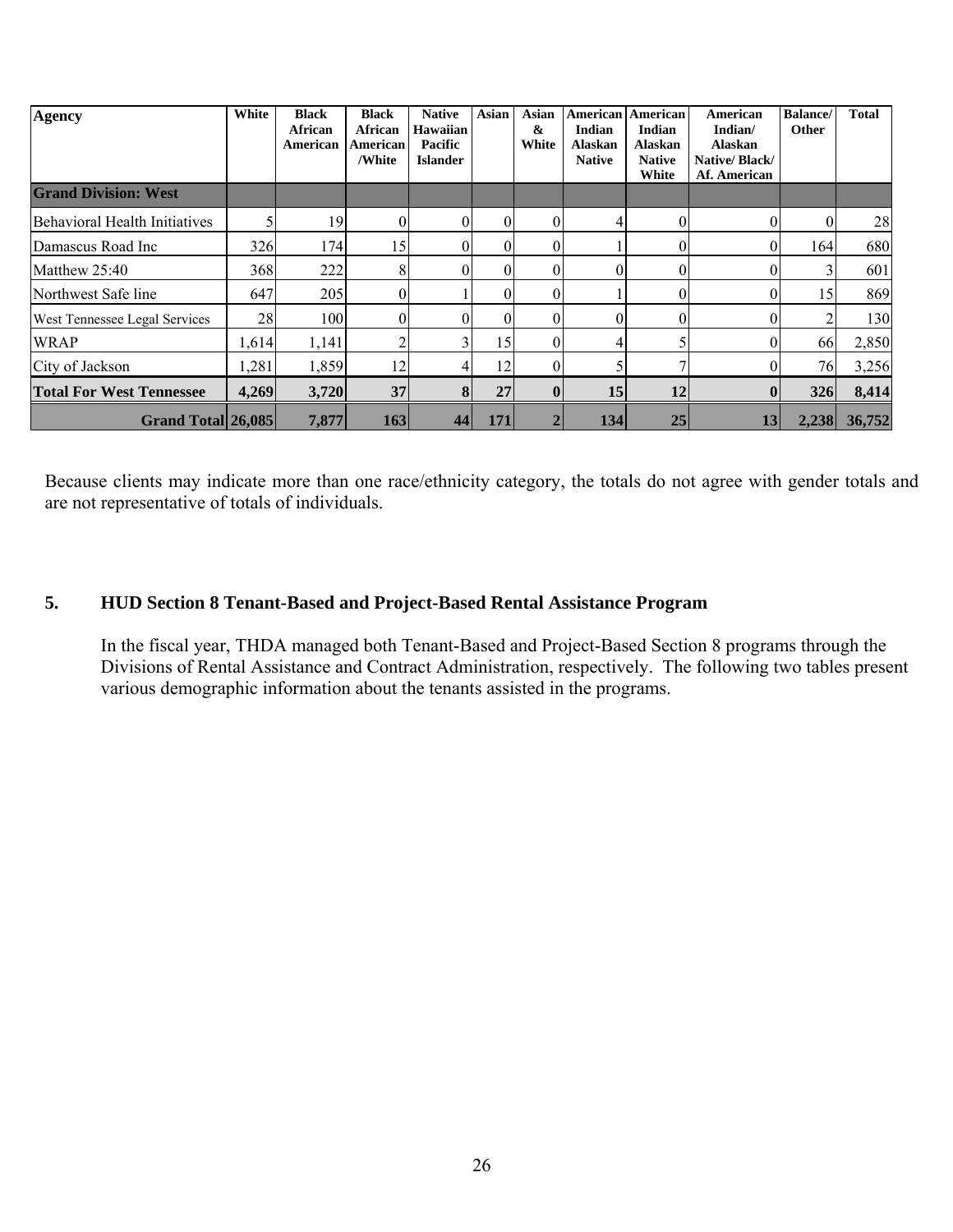| Agency | White | Black African American | Black African American /White | Native Hawaiian Pacific Islander | Asian | Asian & White | American Indian Alaskan Native | American Indian Alaskan Native White | American Indian/ Alaskan Native/ Black/ Af. American | Balance/ Other | Total |
|---|---|---|---|---|---|---|---|---|---|---|---|
| **Grand Division: West** | | | | | | | | | | | |
| Behavioral Health Initiatives | 5 | 19 | 0 | 0 | 0 | 0 | 4 | 0 | 0 | 0 | 28 |
| Damascus Road Inc | 326 | 174 | 15 | 0 | 0 | 0 | 1 | 0 | 0 | 164 | 680 |
| Matthew 25:40 | 368 | 222 | 8 | 0 | 0 | 0 | 0 | 0 | 0 | 3 | 601 |
| Northwest Safe line | 647 | 205 | 0 | 1 | 0 | 0 | 1 | 0 | 0 | 15 | 869 |
| West Tennessee Legal Services | 28 | 100 | 0 | 0 | 0 | 0 | 0 | 0 | 0 | 2 | 130 |
| WRAP | 1,614 | 1,141 | 2 | 3 | 15 | 0 | 4 | 5 | 0 | 66 | 2,850 |
| City of Jackson | 1,281 | 1,859 | 12 | 4 | 12 | 0 | 5 | 7 | 0 | 76 | 3,256 |
| **Total For West Tennessee** | **4,269** | **3,720** | **37** | **8** | **27** | **0** | **15** | **12** | **0** | **326** | **8,414** |
| **Grand Total** | **26,085** | **7,877** | **163** | **44** | **171** | **2** | **134** | **25** | **13** | **2,238** | **36,752** |

Because clients may indicate more than one race/ethnicity category, the totals do not agree with gender totals and are not representative of totals of individuals.

## 5. HUD Section 8 Tenant-Based and Project-Based Rental Assistance Program

In the fiscal year, THDA managed both Tenant-Based and Project-Based Section 8 programs through the Divisions of Rental Assistance and Contract Administration, respectively. The following two tables present various demographic information about the tenants assisted in the programs.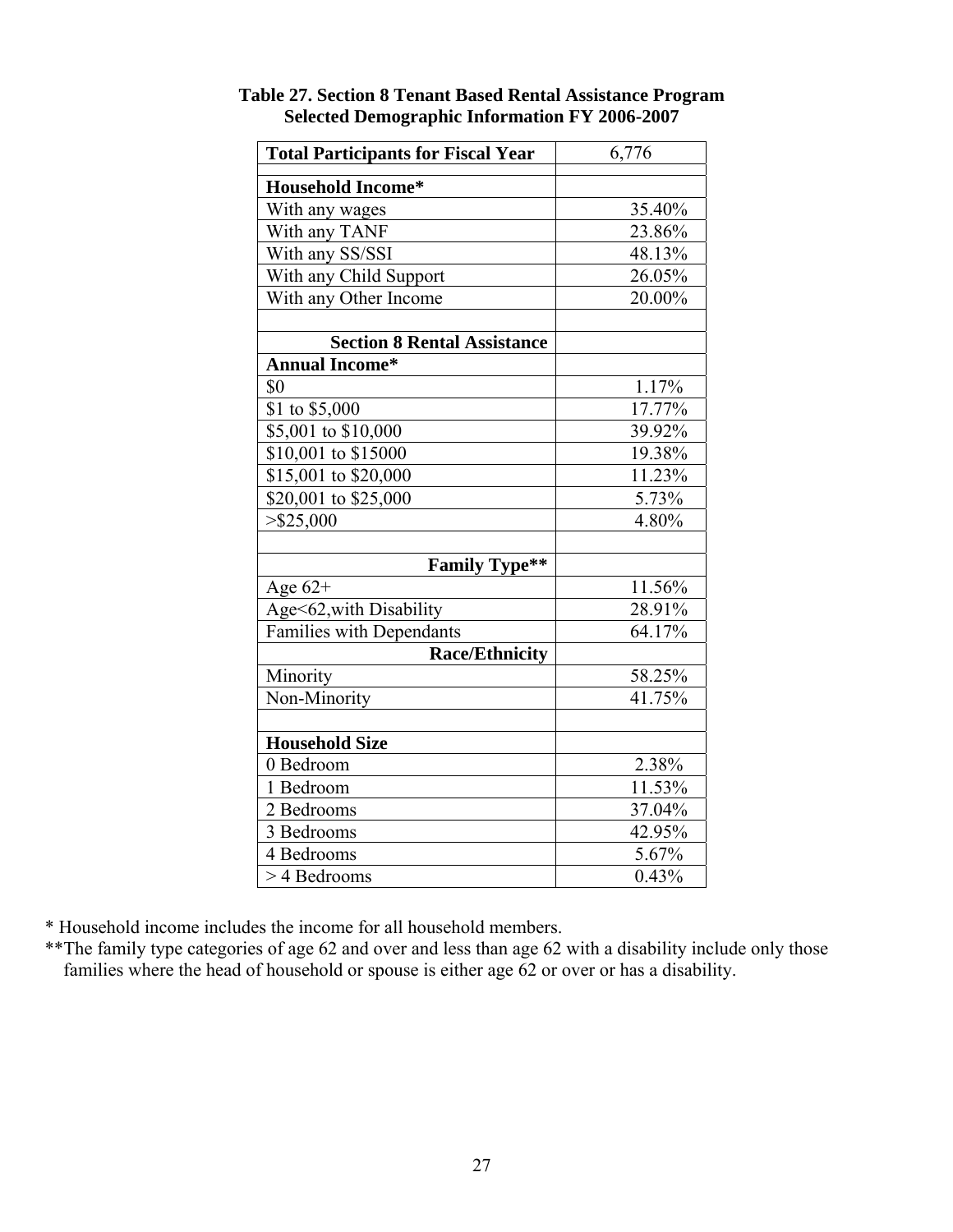**Table 27. Section 8 Tenant Based Rental Assistance Program**
**Selected Demographic Information FY 2006-2007**

| **Total Participants for Fiscal Year** | 6,776 |
|---|---|
| | |
| **Household Income*** | |
| With any wages | 35.40% |
| With any TANF | 23.86% |
| With any SS/SSI | 48.13% |
| With any Child Support | 26.05% |
| With any Other Income | 20.00% |
| | |
| **Section 8 Rental Assistance** | |
| **Annual Income*** | |
| $0 | 1.17% |
| $1 to $5,000 | 17.77% |
| $5,001 to $10,000 | 39.92% |
| $10,001 to $15000 | 19.38% |
| $15,001 to $20,000 | 11.23% |
| $20,001 to $25,000 | 5.73% |
| >$25,000 | 4.80% |
| | |
| **Family Type**** | |
| Age 62+ | 11.56% |
| Age<62,with Disability | 28.91% |
| Families with Dependants | 64.17% |
| **Race/Ethnicity** | |
| Minority | 58.25% |
| Non-Minority | 41.75% |
| | |
| **Household Size** | |
| 0 Bedroom | 2.38% |
| 1 Bedroom | 11.53% |
| 2 Bedrooms | 37.04% |
| 3 Bedrooms | 42.95% |
| 4 Bedrooms | 5.67% |
| > 4 Bedrooms | 0.43% |

* Household income includes the income for all household members.

**The family type categories of age 62 and over and less than age 62 with a disability include only those families where the head of household or spouse is either age 62 or over or has a disability.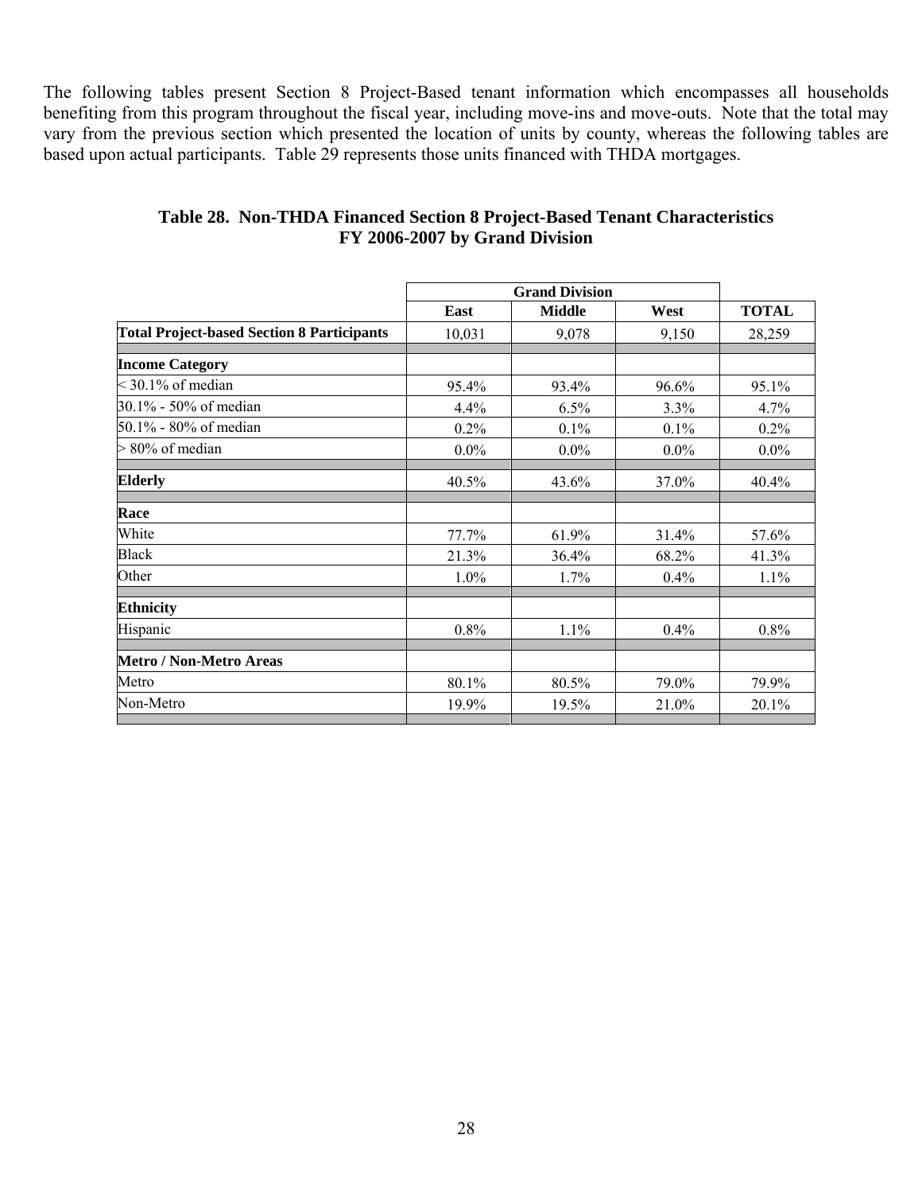The following tables present Section 8 Project-Based tenant information which encompasses all households benefiting from this program throughout the fiscal year, including move-ins and move-outs. Note that the total may vary from the previous section which presented the location of units by county, whereas the following tables are based upon actual participants. Table 29 represents those units financed with THDA mortgages.

### Table 28. Non-THDA Financed Section 8 Project-Based Tenant Characteristics FY 2006-2007 by Grand Division

| | Grand Division | | | |
|---|---|---|---|---|
| | **East** | **Middle** | **West** | **TOTAL** |
| **Total Project-based Section 8 Participants** | 10,031 | 9,078 | 9,150 | 28,259 |
| **Income Category** | | | | |
| < 30.1% of median | 95.4% | 93.4% | 96.6% | 95.1% |
| 30.1% - 50% of median | 4.4% | 6.5% | 3.3% | 4.7% |
| 50.1% - 80% of median | 0.2% | 0.1% | 0.1% | 0.2% |
| > 80% of median | 0.0% | 0.0% | 0.0% | 0.0% |
| **Elderly** | 40.5% | 43.6% | 37.0% | 40.4% |
| **Race** | | | | |
| White | 77.7% | 61.9% | 31.4% | 57.6% |
| Black | 21.3% | 36.4% | 68.2% | 41.3% |
| Other | 1.0% | 1.7% | 0.4% | 1.1% |
| **Ethnicity** | | | | |
| Hispanic | 0.8% | 1.1% | 0.4% | 0.8% |
| **Metro / Non-Metro Areas** | | | | |
| Metro | 80.1% | 80.5% | 79.0% | 79.9% |
| Non-Metro | 19.9% | 19.5% | 21.0% | 20.1% |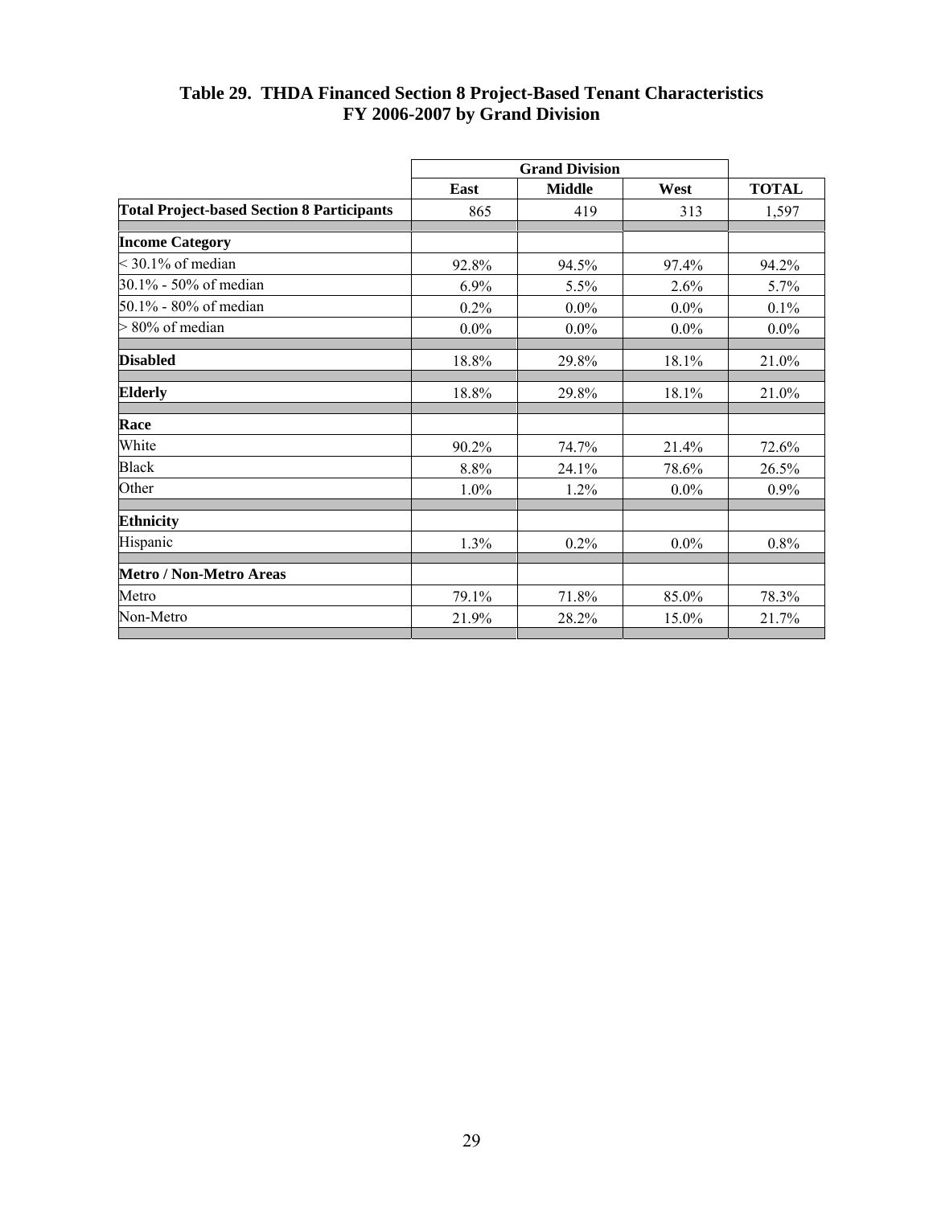## Table 29. THDA Financed Section 8 Project-Based Tenant Characteristics FY 2006-2007 by Grand Division

| | Grand Division | | | |
|---|---|---|---|---|
| | East | Middle | West | TOTAL |
| **Total Project-based Section 8 Participants** | 865 | 419 | 313 | 1,597 |
| **Income Category** | | | | |
| < 30.1% of median | 92.8% | 94.5% | 97.4% | 94.2% |
| 30.1% - 50% of median | 6.9% | 5.5% | 2.6% | 5.7% |
| 50.1% - 80% of median | 0.2% | 0.0% | 0.0% | 0.1% |
| > 80% of median | 0.0% | 0.0% | 0.0% | 0.0% |
| **Disabled** | 18.8% | 29.8% | 18.1% | 21.0% |
| **Elderly** | 18.8% | 29.8% | 18.1% | 21.0% |
| **Race** | | | | |
| White | 90.2% | 74.7% | 21.4% | 72.6% |
| Black | 8.8% | 24.1% | 78.6% | 26.5% |
| Other | 1.0% | 1.2% | 0.0% | 0.9% |
| **Ethnicity** | | | | |
| Hispanic | 1.3% | 0.2% | 0.0% | 0.8% |
| **Metro / Non-Metro Areas** | | | | |
| Metro | 79.1% | 71.8% | 85.0% | 78.3% |
| Non-Metro | 21.9% | 28.2% | 15.0% | 21.7% |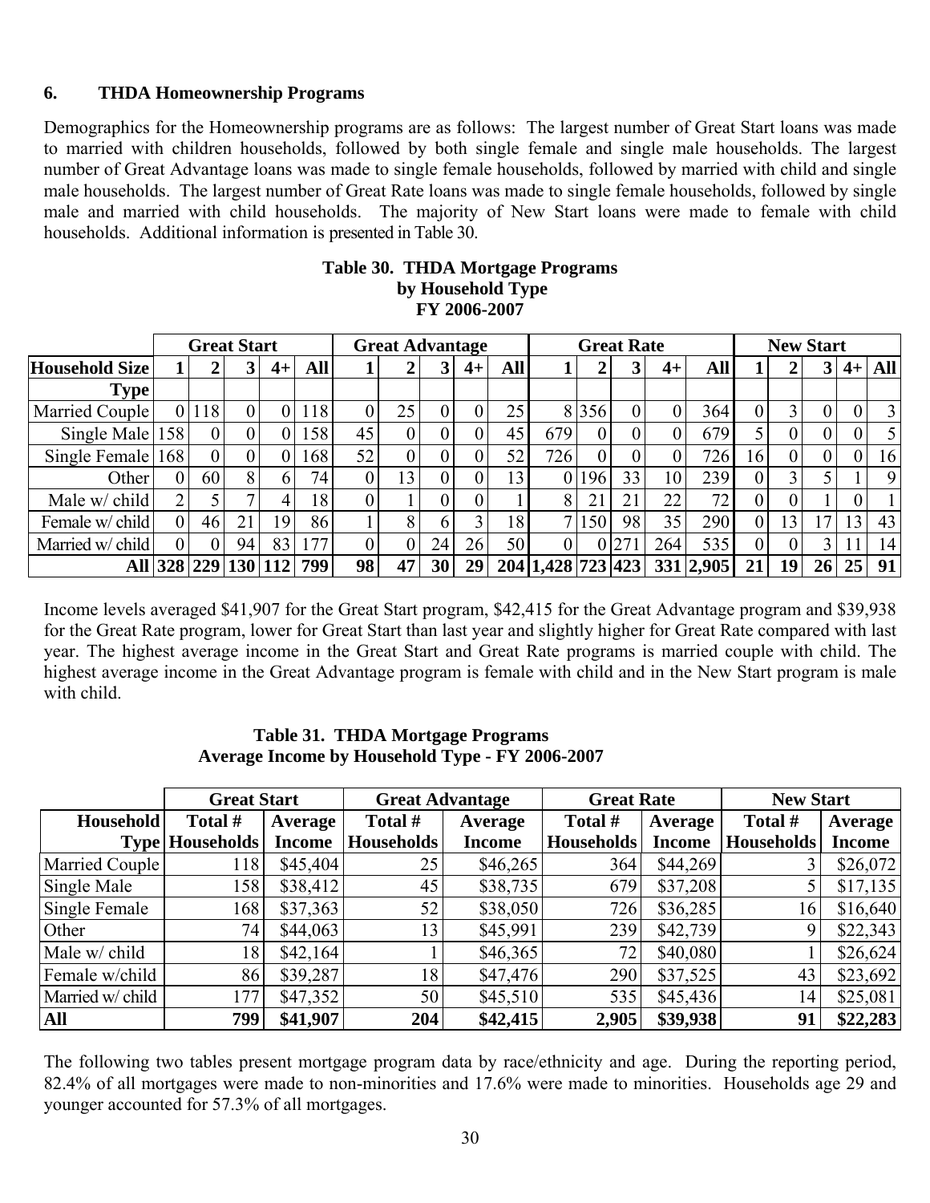## 6. THDA Homeownership Programs

Demographics for the Homeownership programs are as follows: The largest number of Great Start loans was made to married with children households, followed by both single female and single male households. The largest number of Great Advantage loans was made to single female households, followed by married with child and single male households. The largest number of Great Rate loans was made to single female households, followed by single male and married with child households. The majority of New Start loans were made to female with child households. Additional information is presented in Table 30.

**Table 30. THDA Mortgage Programs by Household Type FY 2006-2007**

| | Great Start | | | | | Great Advantage | | | | | Great Rate | | | | | New Start | | | | |
|---|---|---|---|---|---|---|---|---|---|---|---|---|---|---|---|---|---|---|---|---|
| **Household Size** | **1** | **2** | **3** | **4+** | **All** | **1** | **2** | **3** | **4+** | **All** | **1** | **2** | **3** | **4+** | **All** | **1** | **2** | **3** | **4+** | **All** |
| **Type** | | | | | | | | | | | | | | | | | | | | |
| Married Couple | 0 | 118 | 0 | 0 | 118 | 0 | 25 | 0 | 0 | 25 | 8 | 356 | 0 | 0 | 364 | 0 | 3 | 0 | 0 | 3 |
| Single Male | 158 | 0 | 0 | 0 | 158 | 45 | 0 | 0 | 0 | 45 | 679 | 0 | 0 | 0 | 679 | 5 | 0 | 0 | 0 | 5 |
| Single Female | 168 | 0 | 0 | 0 | 168 | 52 | 0 | 0 | 0 | 52 | 726 | 0 | 0 | 0 | 726 | 16 | 0 | 0 | 0 | 16 |
| Other | 0 | 60 | 8 | 6 | 74 | 0 | 13 | 0 | 0 | 13 | 0 | 196 | 33 | 10 | 239 | 0 | 3 | 5 | 1 | 9 |
| Male w/ child | 2 | 5 | 7 | 4 | 18 | 0 | 1 | 0 | 0 | 1 | 8 | 21 | 21 | 22 | 72 | 0 | 0 | 1 | 0 | 1 |
| Female w/ child | 0 | 46 | 21 | 19 | 86 | 1 | 8 | 6 | 3 | 18 | 7 | 150 | 98 | 35 | 290 | 0 | 13 | 17 | 13 | 43 |
| Married w/ child | 0 | 0 | 94 | 83 | 177 | 0 | 0 | 24 | 26 | 50 | 0 | 0 | 271 | 264 | 535 | 0 | 0 | 3 | 11 | 14 |
| **All** | **328** | **229** | **130** | **112** | **799** | **98** | **47** | **30** | **29** | **204** | **1,428** | **723** | **423** | **331** | **2,905** | **21** | **19** | **26** | **25** | **91** |

Income levels averaged $41,907 for the Great Start program, $42,415 for the Great Advantage program and $39,938 for the Great Rate program, lower for Great Start than last year and slightly higher for Great Rate compared with last year. The highest average income in the Great Start and Great Rate programs is married couple with child. The highest average income in the Great Advantage program is female with child and in the New Start program is male with child.

**Table 31. THDA Mortgage Programs Average Income by Household Type - FY 2006-2007**

| | Great Start | | Great Advantage | | Great Rate | | New Start | |
|---|---|---|---|---|---|---|---|---|
| **Household Type** | **Total # Households** | **Average Income** | **Total # Households** | **Average Income** | **Total # Households** | **Average Income** | **Total # Households** | **Average Income** |
| Married Couple | 118 | $45,404 | 25 | $46,265 | 364 | $44,269 | 3 | $26,072 |
| Single Male | 158 | $38,412 | 45 | $38,735 | 679 | $37,208 | 5 | $17,135 |
| Single Female | 168 | $37,363 | 52 | $38,050 | 726 | $36,285 | 16 | $16,640 |
| Other | 74 | $44,063 | 13 | $45,991 | 239 | $42,739 | 9 | $22,343 |
| Male w/ child | 18 | $42,164 | 1 | $46,365 | 72 | $40,080 | 1 | $26,624 |
| Female w/child | 86 | $39,287 | 18 | $47,476 | 290 | $37,525 | 43 | $23,692 |
| Married w/ child | 177 | $47,352 | 50 | $45,510 | 535 | $45,436 | 14 | $25,081 |
| **All** | **799** | **$41,907** | **204** | **$42,415** | **2,905** | **$39,938** | **91** | **$22,283** |

The following two tables present mortgage program data by race/ethnicity and age. During the reporting period, 82.4% of all mortgages were made to non-minorities and 17.6% were made to minorities. Households age 29 and younger accounted for 57.3% of all mortgages.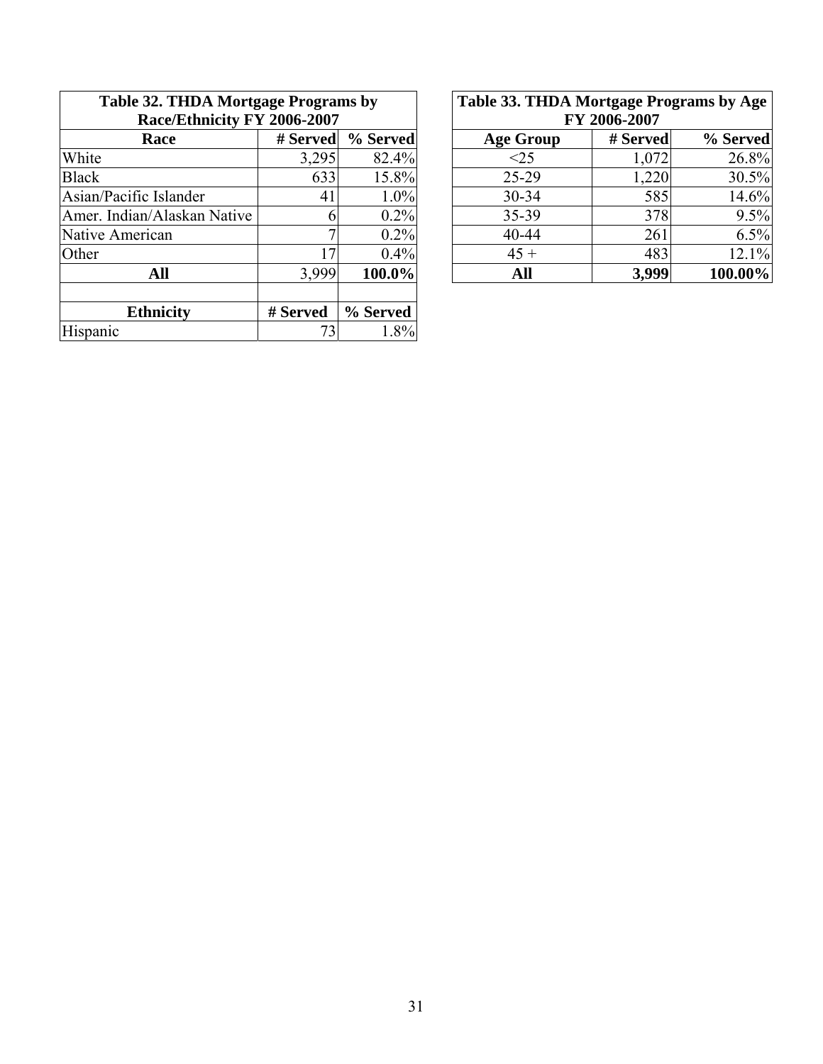**Table 32. THDA Mortgage Programs by Race/Ethnicity FY 2006-2007**

| Race | # Served | % Served |
|---|---|---|
| White | 3,295 | 82.4% |
| Black | 633 | 15.8% |
| Asian/Pacific Islander | 41 | 1.0% |
| Amer. Indian/Alaskan Native | 6 | 0.2% |
| Native American | 7 | 0.2% |
| Other | 17 | 0.4% |
| **All** | 3,999 | **100.0%** |
| | | |
| **Ethnicity** | **# Served** | **% Served** |
| Hispanic | 73 | 1.8% |

**Table 33. THDA Mortgage Programs by Age FY 2006-2007**

| Age Group | # Served | % Served |
|---|---|---|
| <25 | 1,072 | 26.8% |
| 25-29 | 1,220 | 30.5% |
| 30-34 | 585 | 14.6% |
| 35-39 | 378 | 9.5% |
| 40-44 | 261 | 6.5% |
| 45 + | 483 | 12.1% |
| **All** | **3,999** | **100.00%** |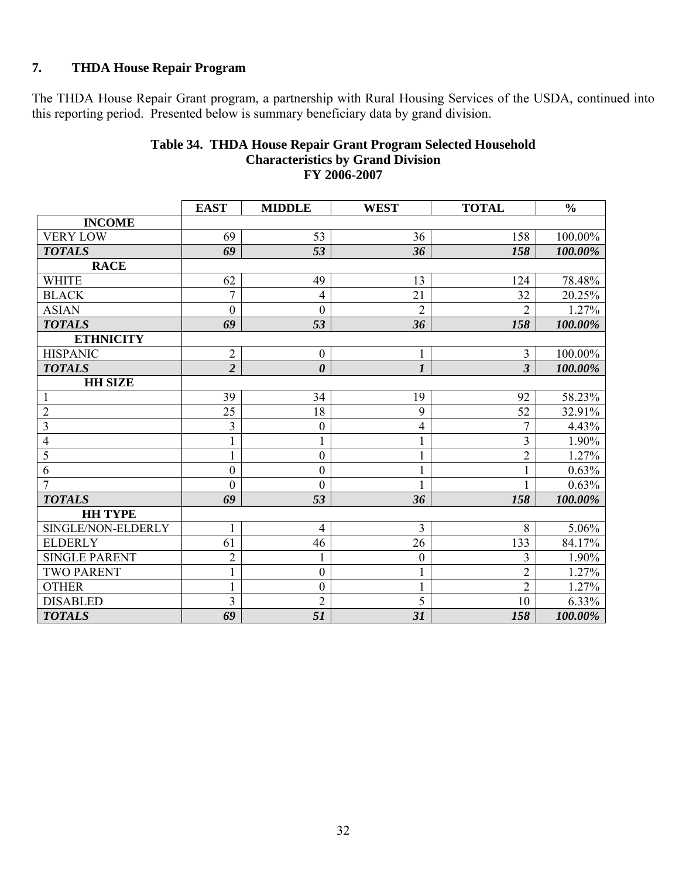## 7. THDA House Repair Program

The THDA House Repair Grant program, a partnership with Rural Housing Services of the USDA, continued into this reporting period. Presented below is summary beneficiary data by grand division.

**Table 34. THDA House Repair Grant Program Selected Household Characteristics by Grand Division FY 2006-2007**

| | EAST | MIDDLE | WEST | TOTAL | % |
|---|---|---|---|---|---|
| **INCOME** | | | | | |
| VERY LOW | 69 | 53 | 36 | 158 | 100.00% |
| ***TOTALS*** | ***69*** | ***53*** | ***36*** | ***158*** | ***100.00%*** |
| **RACE** | | | | | |
| WHITE | 62 | 49 | 13 | 124 | 78.48% |
| BLACK | 7 | 4 | 21 | 32 | 20.25% |
| ASIAN | 0 | 0 | 2 | 2 | 1.27% |
| ***TOTALS*** | ***69*** | ***53*** | ***36*** | ***158*** | ***100.00%*** |
| **ETHNICITY** | | | | | |
| HISPANIC | 2 | 0 | 1 | 3 | 100.00% |
| ***TOTALS*** | ***2*** | ***0*** | ***1*** | ***3*** | ***100.00%*** |
| **HH SIZE** | | | | | |
| 1 | 39 | 34 | 19 | 92 | 58.23% |
| 2 | 25 | 18 | 9 | 52 | 32.91% |
| 3 | 3 | 0 | 4 | 7 | 4.43% |
| 4 | 1 | 1 | 1 | 3 | 1.90% |
| 5 | 1 | 0 | 1 | 2 | 1.27% |
| 6 | 0 | 0 | 1 | 1 | 0.63% |
| 7 | 0 | 0 | 1 | 1 | 0.63% |
| ***TOTALS*** | ***69*** | ***53*** | ***36*** | ***158*** | ***100.00%*** |
| **HH TYPE** | | | | | |
| SINGLE/NON-ELDERLY | 1 | 4 | 3 | 8 | 5.06% |
| ELDERLY | 61 | 46 | 26 | 133 | 84.17% |
| SINGLE PARENT | 2 | 1 | 0 | 3 | 1.90% |
| TWO PARENT | 1 | 0 | 1 | 2 | 1.27% |
| OTHER | 1 | 0 | 1 | 2 | 1.27% |
| DISABLED | 3 | 2 | 5 | 10 | 6.33% |
| ***TOTALS*** | ***69*** | ***51*** | ***31*** | ***158*** | ***100.00%*** |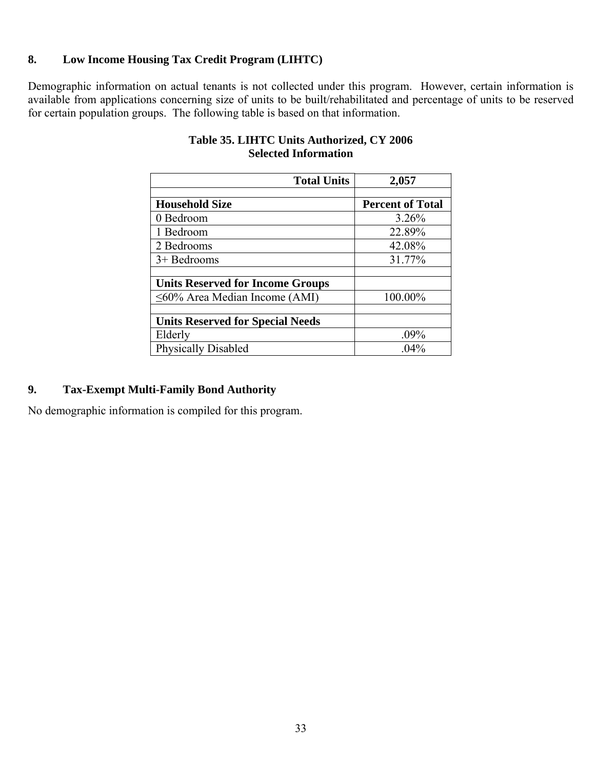## 8. Low Income Housing Tax Credit Program (LIHTC)

Demographic information on actual tenants is not collected under this program. However, certain information is available from applications concerning size of units to be built/rehabilitated and percentage of units to be reserved for certain population groups. The following table is based on that information.

**Table 35. LIHTC Units Authorized, CY 2006**
**Selected Information**

| Total Units | 2,057 |
|---|---|
| | |
| **Household Size** | **Percent of Total** |
| 0 Bedroom | 3.26% |
| 1 Bedroom | 22.89% |
| 2 Bedrooms | 42.08% |
| 3+ Bedrooms | 31.77% |
| | |
| **Units Reserved for Income Groups** | |
| ≤60% Area Median Income (AMI) | 100.00% |
| | |
| **Units Reserved for Special Needs** | |
| Elderly | .09% |
| Physically Disabled | .04% |

## 9. Tax-Exempt Multi-Family Bond Authority

No demographic information is compiled for this program.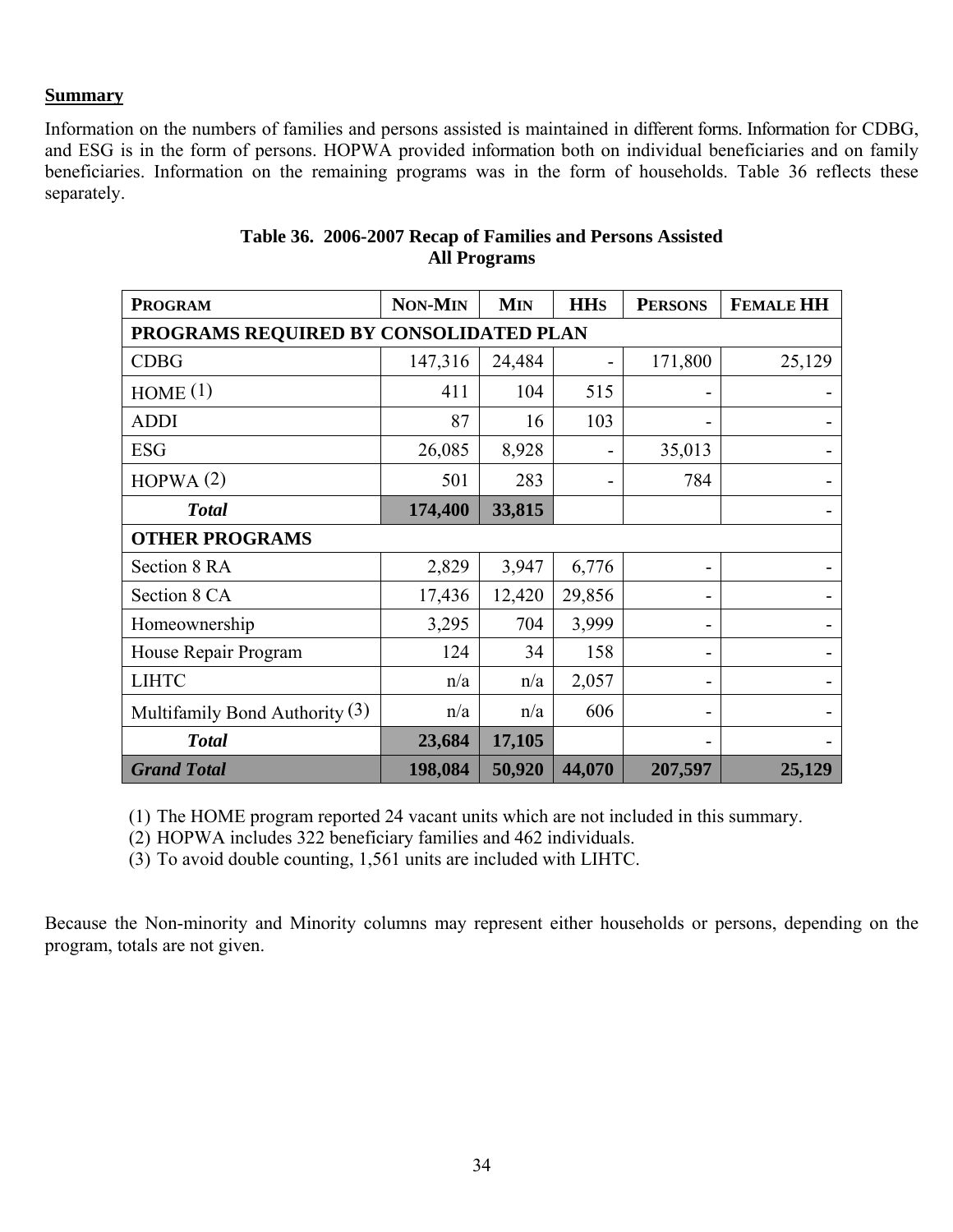**Summary**

Information on the numbers of families and persons assisted is maintained in different forms. Information for CDBG, and ESG is in the form of persons. HOPWA provided information both on individual beneficiaries and on family beneficiaries. Information on the remaining programs was in the form of households. Table 36 reflects these separately.

**Table 36. 2006-2007 Recap of Families and Persons Assisted All Programs**

| PROGRAM | NON-MIN | MIN | HHS | PERSONS | FEMALE HH |
|---|---|---|---|---|---|
| **PROGRAMS REQUIRED BY CONSOLIDATED PLAN** | | | | | |
| CDBG | 147,316 | 24,484 | - | 171,800 | 25,129 |
| HOME (1) | 411 | 104 | 515 | - | - |
| ADDI | 87 | 16 | 103 | - | - |
| ESG | 26,085 | 8,928 | - | 35,013 | - |
| HOPWA (2) | 501 | 283 | - | 784 | - |
| ***Total*** | **174,400** | **33,815** | | | - |
| **OTHER PROGRAMS** | | | | | |
| Section 8 RA | 2,829 | 3,947 | 6,776 | - | - |
| Section 8 CA | 17,436 | 12,420 | 29,856 | - | - |
| Homeownership | 3,295 | 704 | 3,999 | - | - |
| House Repair Program | 124 | 34 | 158 | - | - |
| LIHTC | n/a | n/a | 2,057 | - | - |
| Multifamily Bond Authority (3) | n/a | n/a | 606 | - | - |
| ***Total*** | **23,684** | **17,105** | | - | - |
| ***Grand Total*** | **198,084** | **50,920** | **44,070** | **207,597** | **25,129** |

(1) The HOME program reported 24 vacant units which are not included in this summary.
(2) HOPWA includes 322 beneficiary families and 462 individuals.
(3) To avoid double counting, 1,561 units are included with LIHTC.

Because the Non-minority and Minority columns may represent either households or persons, depending on the program, totals are not given.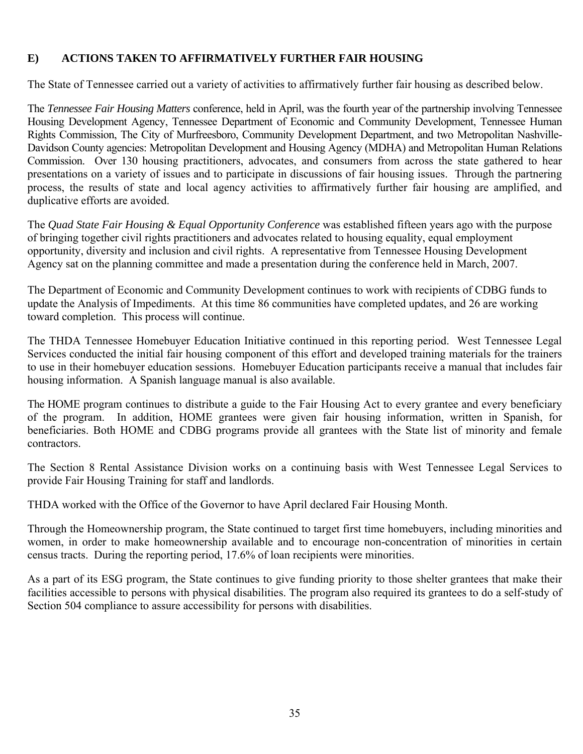## E) ACTIONS TAKEN TO AFFIRMATIVELY FURTHER FAIR HOUSING

The State of Tennessee carried out a variety of activities to affirmatively further fair housing as described below.

The *Tennessee Fair Housing Matters* conference, held in April, was the fourth year of the partnership involving Tennessee Housing Development Agency, Tennessee Department of Economic and Community Development, Tennessee Human Rights Commission, The City of Murfreesboro, Community Development Department, and two Metropolitan Nashville-Davidson County agencies: Metropolitan Development and Housing Agency (MDHA) and Metropolitan Human Relations Commission. Over 130 housing practitioners, advocates, and consumers from across the state gathered to hear presentations on a variety of issues and to participate in discussions of fair housing issues. Through the partnering process, the results of state and local agency activities to affirmatively further fair housing are amplified, and duplicative efforts are avoided.

The *Quad State Fair Housing & Equal Opportunity Conference* was established fifteen years ago with the purpose of bringing together civil rights practitioners and advocates related to housing equality, equal employment opportunity, diversity and inclusion and civil rights. A representative from Tennessee Housing Development Agency sat on the planning committee and made a presentation during the conference held in March, 2007.

The Department of Economic and Community Development continues to work with recipients of CDBG funds to update the Analysis of Impediments. At this time 86 communities have completed updates, and 26 are working toward completion. This process will continue.

The THDA Tennessee Homebuyer Education Initiative continued in this reporting period. West Tennessee Legal Services conducted the initial fair housing component of this effort and developed training materials for the trainers to use in their homebuyer education sessions. Homebuyer Education participants receive a manual that includes fair housing information. A Spanish language manual is also available.

The HOME program continues to distribute a guide to the Fair Housing Act to every grantee and every beneficiary of the program. In addition, HOME grantees were given fair housing information, written in Spanish, for beneficiaries. Both HOME and CDBG programs provide all grantees with the State list of minority and female contractors.

The Section 8 Rental Assistance Division works on a continuing basis with West Tennessee Legal Services to provide Fair Housing Training for staff and landlords.

THDA worked with the Office of the Governor to have April declared Fair Housing Month.

Through the Homeownership program, the State continued to target first time homebuyers, including minorities and women, in order to make homeownership available and to encourage non-concentration of minorities in certain census tracts. During the reporting period, 17.6% of loan recipients were minorities.

As a part of its ESG program, the State continues to give funding priority to those shelter grantees that make their facilities accessible to persons with physical disabilities. The program also required its grantees to do a self-study of Section 504 compliance to assure accessibility for persons with disabilities.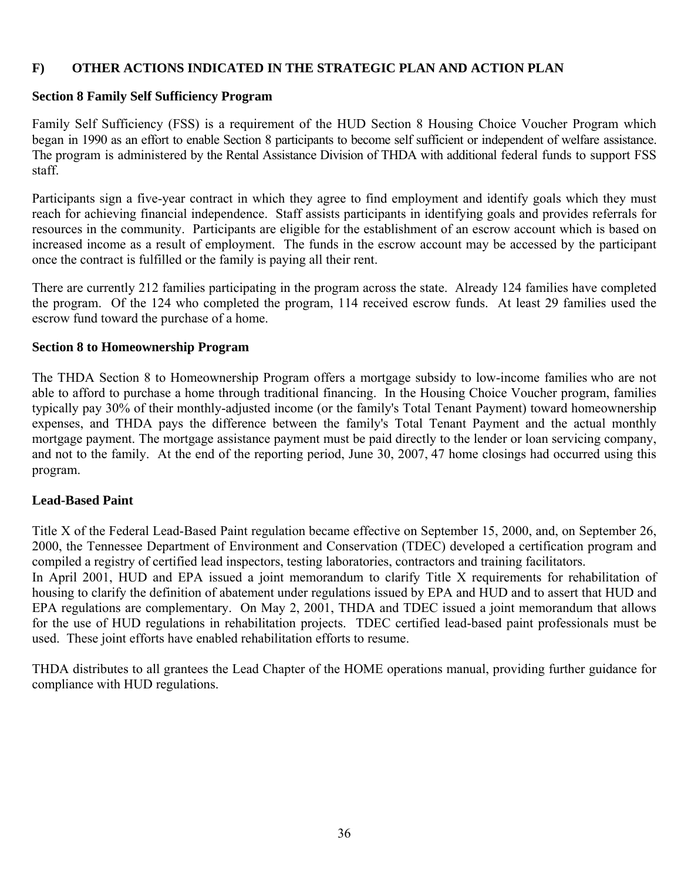## F) OTHER ACTIONS INDICATED IN THE STRATEGIC PLAN AND ACTION PLAN

### Section 8 Family Self Sufficiency Program

Family Self Sufficiency (FSS) is a requirement of the HUD Section 8 Housing Choice Voucher Program which began in 1990 as an effort to enable Section 8 participants to become self sufficient or independent of welfare assistance. The program is administered by the Rental Assistance Division of THDA with additional federal funds to support FSS staff.

Participants sign a five-year contract in which they agree to find employment and identify goals which they must reach for achieving financial independence. Staff assists participants in identifying goals and provides referrals for resources in the community. Participants are eligible for the establishment of an escrow account which is based on increased income as a result of employment. The funds in the escrow account may be accessed by the participant once the contract is fulfilled or the family is paying all their rent.

There are currently 212 families participating in the program across the state. Already 124 families have completed the program. Of the 124 who completed the program, 114 received escrow funds. At least 29 families used the escrow fund toward the purchase of a home.

### Section 8 to Homeownership Program

The THDA Section 8 to Homeownership Program offers a mortgage subsidy to low-income families who are not able to afford to purchase a home through traditional financing. In the Housing Choice Voucher program, families typically pay 30% of their monthly-adjusted income (or the family's Total Tenant Payment) toward homeownership expenses, and THDA pays the difference between the family's Total Tenant Payment and the actual monthly mortgage payment. The mortgage assistance payment must be paid directly to the lender or loan servicing company, and not to the family. At the end of the reporting period, June 30, 2007, 47 home closings had occurred using this program.

### Lead-Based Paint

Title X of the Federal Lead-Based Paint regulation became effective on September 15, 2000, and, on September 26, 2000, the Tennessee Department of Environment and Conservation (TDEC) developed a certification program and compiled a registry of certified lead inspectors, testing laboratories, contractors and training facilitators.
In April 2001, HUD and EPA issued a joint memorandum to clarify Title X requirements for rehabilitation of housing to clarify the definition of abatement under regulations issued by EPA and HUD and to assert that HUD and EPA regulations are complementary. On May 2, 2001, THDA and TDEC issued a joint memorandum that allows for the use of HUD regulations in rehabilitation projects. TDEC certified lead-based paint professionals must be used. These joint efforts have enabled rehabilitation efforts to resume.

THDA distributes to all grantees the Lead Chapter of the HOME operations manual, providing further guidance for compliance with HUD regulations.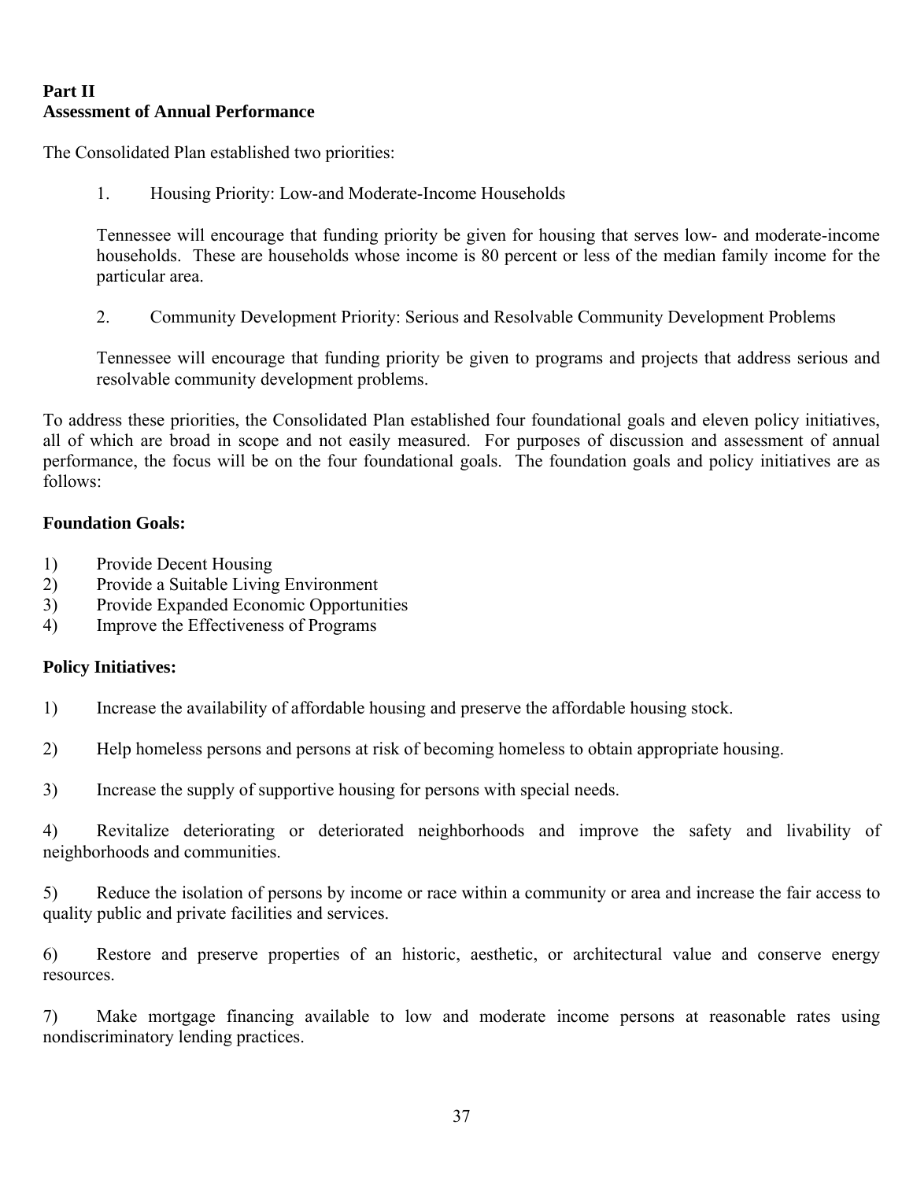**Part II**
**Assessment of Annual Performance**

The Consolidated Plan established two priorities:

1. Housing Priority: Low-and Moderate-Income Households

   Tennessee will encourage that funding priority be given for housing that serves low- and moderate-income households. These are households whose income is 80 percent or less of the median family income for the particular area.

2. Community Development Priority: Serious and Resolvable Community Development Problems

   Tennessee will encourage that funding priority be given to programs and projects that address serious and resolvable community development problems.

To address these priorities, the Consolidated Plan established four foundational goals and eleven policy initiatives, all of which are broad in scope and not easily measured. For purposes of discussion and assessment of annual performance, the focus will be on the four foundational goals. The foundation goals and policy initiatives are as follows:

**Foundation Goals:**

1) Provide Decent Housing
2) Provide a Suitable Living Environment
3) Provide Expanded Economic Opportunities
4) Improve the Effectiveness of Programs

**Policy Initiatives:**

1) Increase the availability of affordable housing and preserve the affordable housing stock.

2) Help homeless persons and persons at risk of becoming homeless to obtain appropriate housing.

3) Increase the supply of supportive housing for persons with special needs.

4) Revitalize deteriorating or deteriorated neighborhoods and improve the safety and livability of neighborhoods and communities.

5) Reduce the isolation of persons by income or race within a community or area and increase the fair access to quality public and private facilities and services.

6) Restore and preserve properties of an historic, aesthetic, or architectural value and conserve energy resources.

7) Make mortgage financing available to low and moderate income persons at reasonable rates using nondiscriminatory lending practices.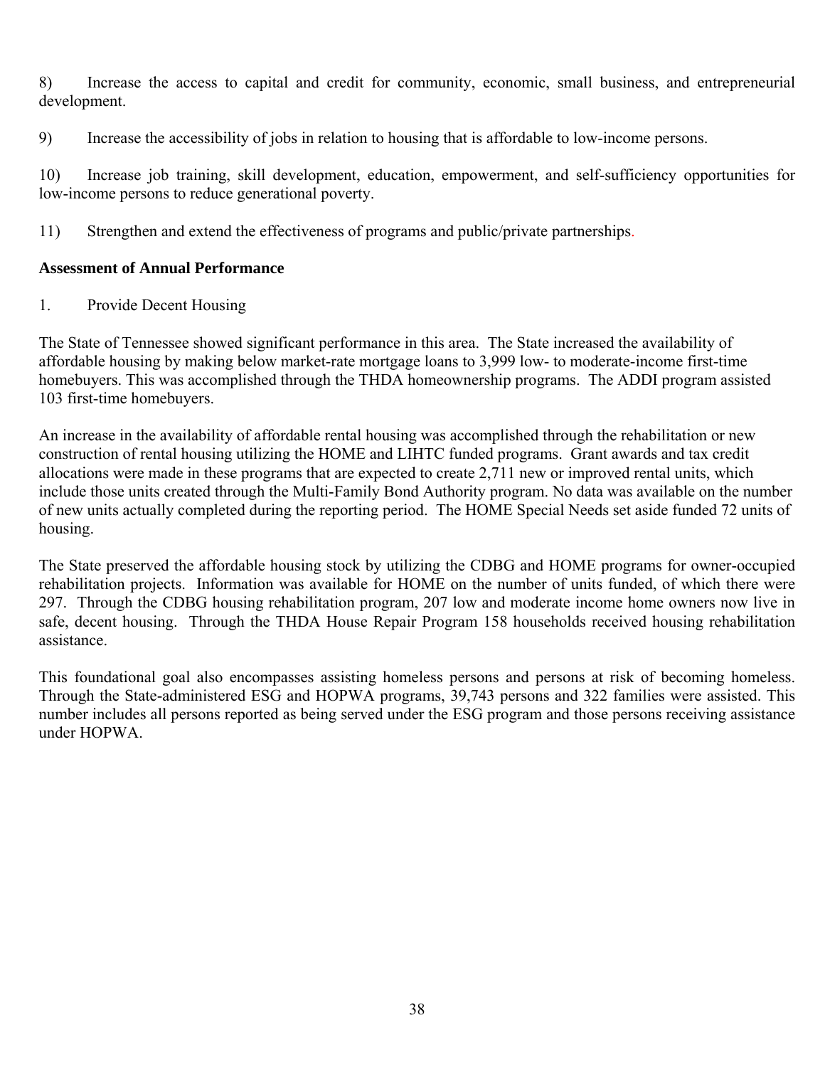8) Increase the access to capital and credit for community, economic, small business, and entrepreneurial development.

9) Increase the accessibility of jobs in relation to housing that is affordable to low-income persons.

10) Increase job training, skill development, education, empowerment, and self-sufficiency opportunities for low-income persons to reduce generational poverty.

11) Strengthen and extend the effectiveness of programs and public/private partnerships.

**Assessment of Annual Performance**

1. Provide Decent Housing

The State of Tennessee showed significant performance in this area. The State increased the availability of affordable housing by making below market-rate mortgage loans to 3,999 low- to moderate-income first-time homebuyers. This was accomplished through the THDA homeownership programs. The ADDI program assisted 103 first-time homebuyers.

An increase in the availability of affordable rental housing was accomplished through the rehabilitation or new construction of rental housing utilizing the HOME and LIHTC funded programs. Grant awards and tax credit allocations were made in these programs that are expected to create 2,711 new or improved rental units, which include those units created through the Multi-Family Bond Authority program. No data was available on the number of new units actually completed during the reporting period. The HOME Special Needs set aside funded 72 units of housing.

The State preserved the affordable housing stock by utilizing the CDBG and HOME programs for owner-occupied rehabilitation projects. Information was available for HOME on the number of units funded, of which there were 297. Through the CDBG housing rehabilitation program, 207 low and moderate income home owners now live in safe, decent housing. Through the THDA House Repair Program 158 households received housing rehabilitation assistance.

This foundational goal also encompasses assisting homeless persons and persons at risk of becoming homeless. Through the State-administered ESG and HOPWA programs, 39,743 persons and 322 families were assisted. This number includes all persons reported as being served under the ESG program and those persons receiving assistance under HOPWA.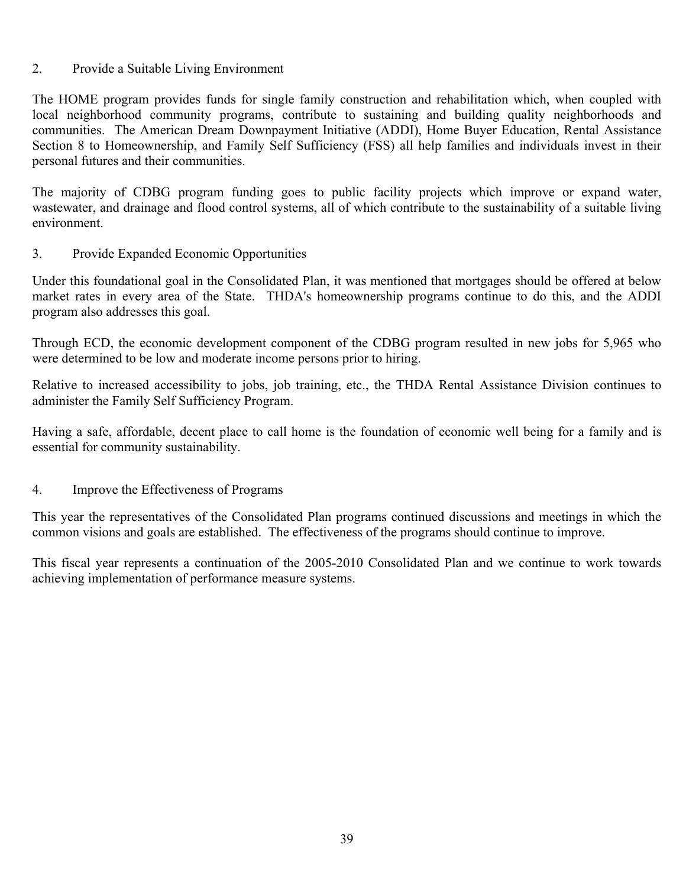2. Provide a Suitable Living Environment

The HOME program provides funds for single family construction and rehabilitation which, when coupled with local neighborhood community programs, contribute to sustaining and building quality neighborhoods and communities. The American Dream Downpayment Initiative (ADDI), Home Buyer Education, Rental Assistance Section 8 to Homeownership, and Family Self Sufficiency (FSS) all help families and individuals invest in their personal futures and their communities.

The majority of CDBG program funding goes to public facility projects which improve or expand water, wastewater, and drainage and flood control systems, all of which contribute to the sustainability of a suitable living environment.

3. Provide Expanded Economic Opportunities

Under this foundational goal in the Consolidated Plan, it was mentioned that mortgages should be offered at below market rates in every area of the State. THDA's homeownership programs continue to do this, and the ADDI program also addresses this goal.

Through ECD, the economic development component of the CDBG program resulted in new jobs for 5,965 who were determined to be low and moderate income persons prior to hiring.

Relative to increased accessibility to jobs, job training, etc., the THDA Rental Assistance Division continues to administer the Family Self Sufficiency Program.

Having a safe, affordable, decent place to call home is the foundation of economic well being for a family and is essential for community sustainability.

4. Improve the Effectiveness of Programs

This year the representatives of the Consolidated Plan programs continued discussions and meetings in which the common visions and goals are established. The effectiveness of the programs should continue to improve.

This fiscal year represents a continuation of the 2005-2010 Consolidated Plan and we continue to work towards achieving implementation of performance measure systems.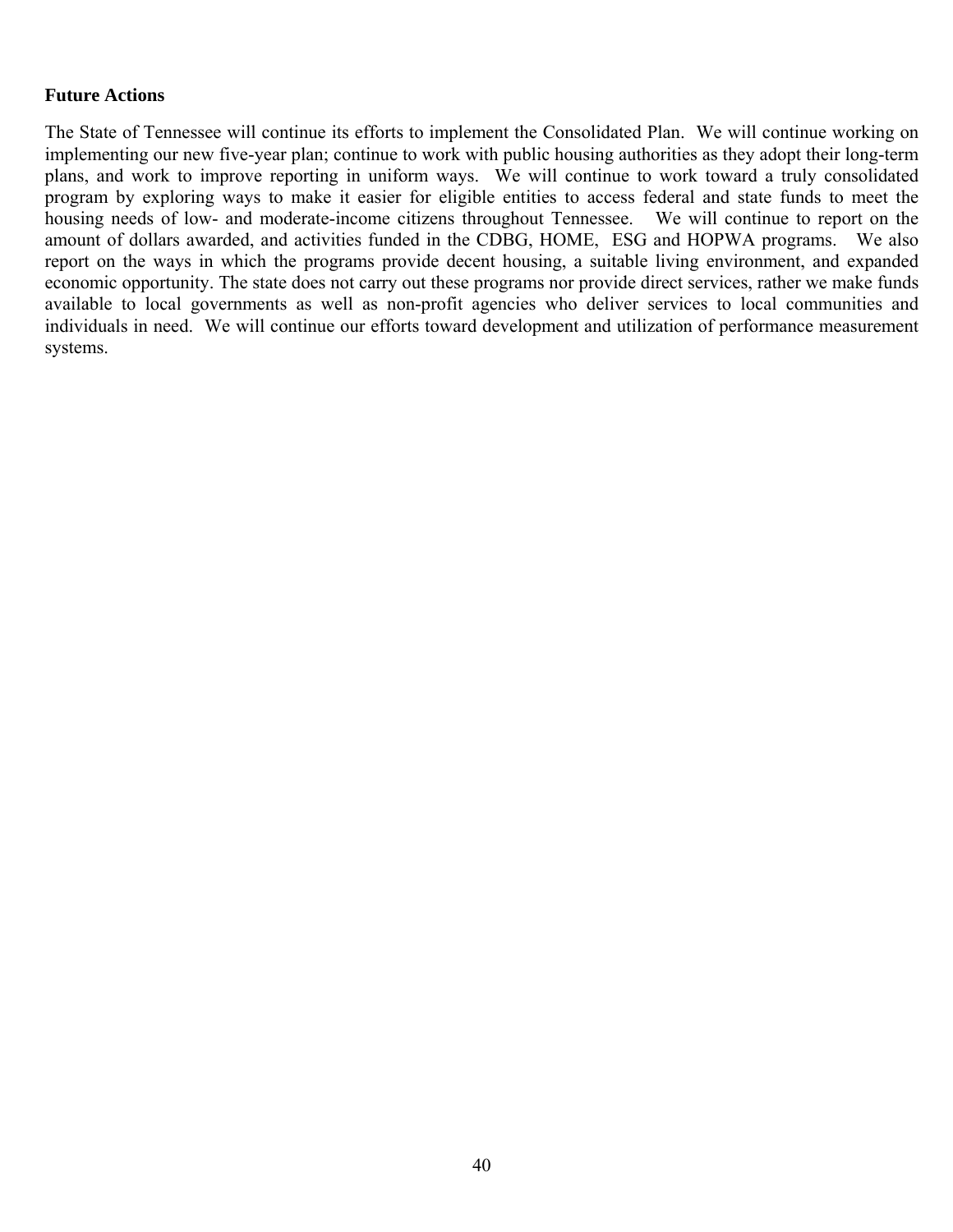**Future Actions**

The State of Tennessee will continue its efforts to implement the Consolidated Plan. We will continue working on implementing our new five-year plan; continue to work with public housing authorities as they adopt their long-term plans, and work to improve reporting in uniform ways. We will continue to work toward a truly consolidated program by exploring ways to make it easier for eligible entities to access federal and state funds to meet the housing needs of low- and moderate-income citizens throughout Tennessee. We will continue to report on the amount of dollars awarded, and activities funded in the CDBG, HOME, ESG and HOPWA programs. We also report on the ways in which the programs provide decent housing, a suitable living environment, and expanded economic opportunity. The state does not carry out these programs nor provide direct services, rather we make funds available to local governments as well as non-profit agencies who deliver services to local communities and individuals in need. We will continue our efforts toward development and utilization of performance measurement systems.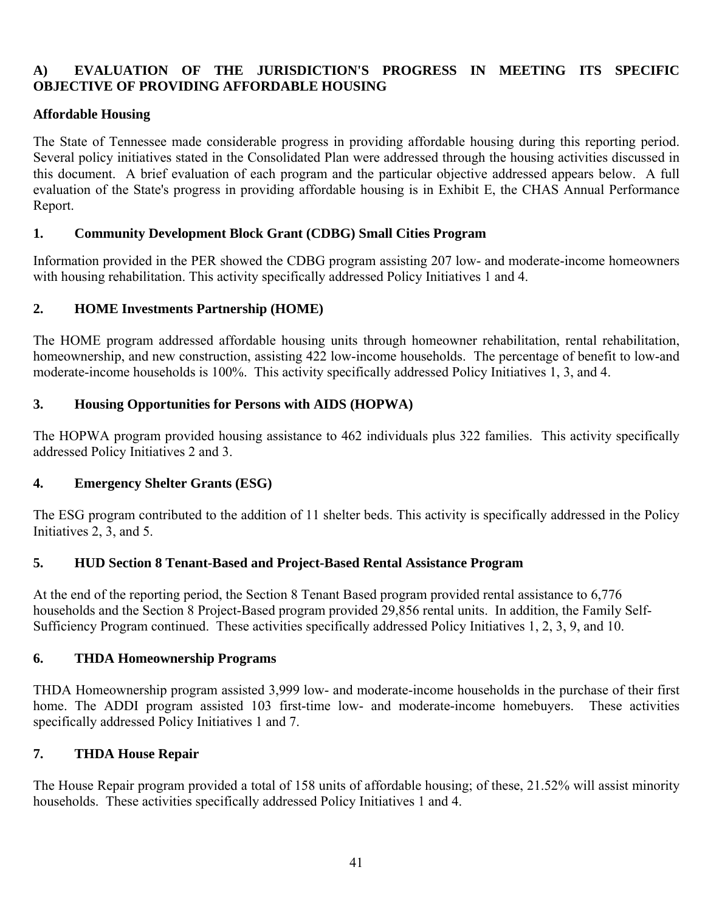## A) EVALUATION OF THE JURISDICTION'S PROGRESS IN MEETING ITS SPECIFIC OBJECTIVE OF PROVIDING AFFORDABLE HOUSING

### Affordable Housing

The State of Tennessee made considerable progress in providing affordable housing during this reporting period. Several policy initiatives stated in the Consolidated Plan were addressed through the housing activities discussed in this document. A brief evaluation of each program and the particular objective addressed appears below. A full evaluation of the State's progress in providing affordable housing is in Exhibit E, the CHAS Annual Performance Report.

### 1. Community Development Block Grant (CDBG) Small Cities Program

Information provided in the PER showed the CDBG program assisting 207 low- and moderate-income homeowners with housing rehabilitation. This activity specifically addressed Policy Initiatives 1 and 4.

### 2. HOME Investments Partnership (HOME)

The HOME program addressed affordable housing units through homeowner rehabilitation, rental rehabilitation, homeownership, and new construction, assisting 422 low-income households. The percentage of benefit to low-and moderate-income households is 100%. This activity specifically addressed Policy Initiatives 1, 3, and 4.

### 3. Housing Opportunities for Persons with AIDS (HOPWA)

The HOPWA program provided housing assistance to 462 individuals plus 322 families. This activity specifically addressed Policy Initiatives 2 and 3.

### 4. Emergency Shelter Grants (ESG)

The ESG program contributed to the addition of 11 shelter beds. This activity is specifically addressed in the Policy Initiatives 2, 3, and 5.

### 5. HUD Section 8 Tenant-Based and Project-Based Rental Assistance Program

At the end of the reporting period, the Section 8 Tenant Based program provided rental assistance to 6,776 households and the Section 8 Project-Based program provided 29,856 rental units. In addition, the Family Self-Sufficiency Program continued. These activities specifically addressed Policy Initiatives 1, 2, 3, 9, and 10.

### 6. THDA Homeownership Programs

THDA Homeownership program assisted 3,999 low- and moderate-income households in the purchase of their first home. The ADDI program assisted 103 first-time low- and moderate-income homebuyers. These activities specifically addressed Policy Initiatives 1 and 7.

### 7. THDA House Repair

The House Repair program provided a total of 158 units of affordable housing; of these, 21.52% will assist minority households. These activities specifically addressed Policy Initiatives 1 and 4.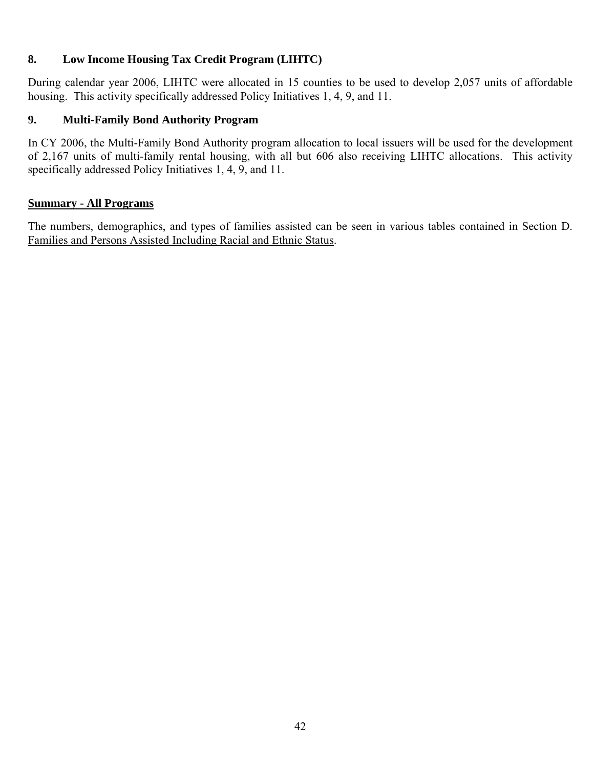### 8. Low Income Housing Tax Credit Program (LIHTC)

During calendar year 2006, LIHTC were allocated in 15 counties to be used to develop 2,057 units of affordable housing. This activity specifically addressed Policy Initiatives 1, 4, 9, and 11.

### 9. Multi-Family Bond Authority Program

In CY 2006, the Multi-Family Bond Authority program allocation to local issuers will be used for the development of 2,167 units of multi-family rental housing, with all but 606 also receiving LIHTC allocations. This activity specifically addressed Policy Initiatives 1, 4, 9, and 11.

**Summary - All Programs**

The numbers, demographics, and types of families assisted can be seen in various tables contained in Section D. Families and Persons Assisted Including Racial and Ethnic Status.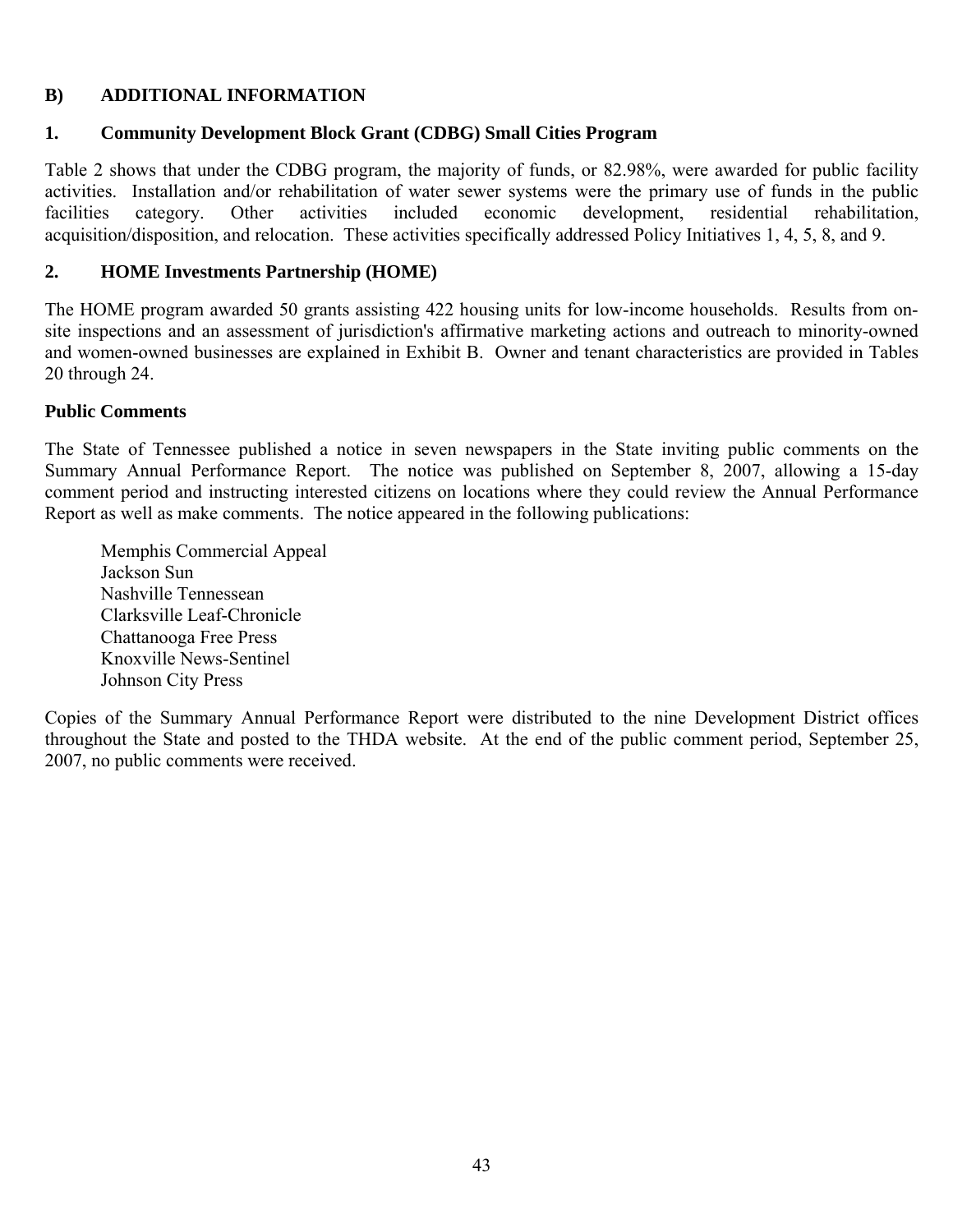## B) ADDITIONAL INFORMATION

### 1. Community Development Block Grant (CDBG) Small Cities Program

Table 2 shows that under the CDBG program, the majority of funds, or 82.98%, were awarded for public facility activities. Installation and/or rehabilitation of water sewer systems were the primary use of funds in the public facilities category. Other activities included economic development, residential rehabilitation, acquisition/disposition, and relocation. These activities specifically addressed Policy Initiatives 1, 4, 5, 8, and 9.

### 2. HOME Investments Partnership (HOME)

The HOME program awarded 50 grants assisting 422 housing units for low-income households. Results from on-site inspections and an assessment of jurisdiction's affirmative marketing actions and outreach to minority-owned and women-owned businesses are explained in Exhibit B. Owner and tenant characteristics are provided in Tables 20 through 24.

### Public Comments

The State of Tennessee published a notice in seven newspapers in the State inviting public comments on the Summary Annual Performance Report. The notice was published on September 8, 2007, allowing a 15-day comment period and instructing interested citizens on locations where they could review the Annual Performance Report as well as make comments. The notice appeared in the following publications:

Memphis Commercial Appeal
Jackson Sun
Nashville Tennessean
Clarksville Leaf-Chronicle
Chattanooga Free Press
Knoxville News-Sentinel
Johnson City Press

Copies of the Summary Annual Performance Report were distributed to the nine Development District offices throughout the State and posted to the THDA website. At the end of the public comment period, September 25, 2007, no public comments were received.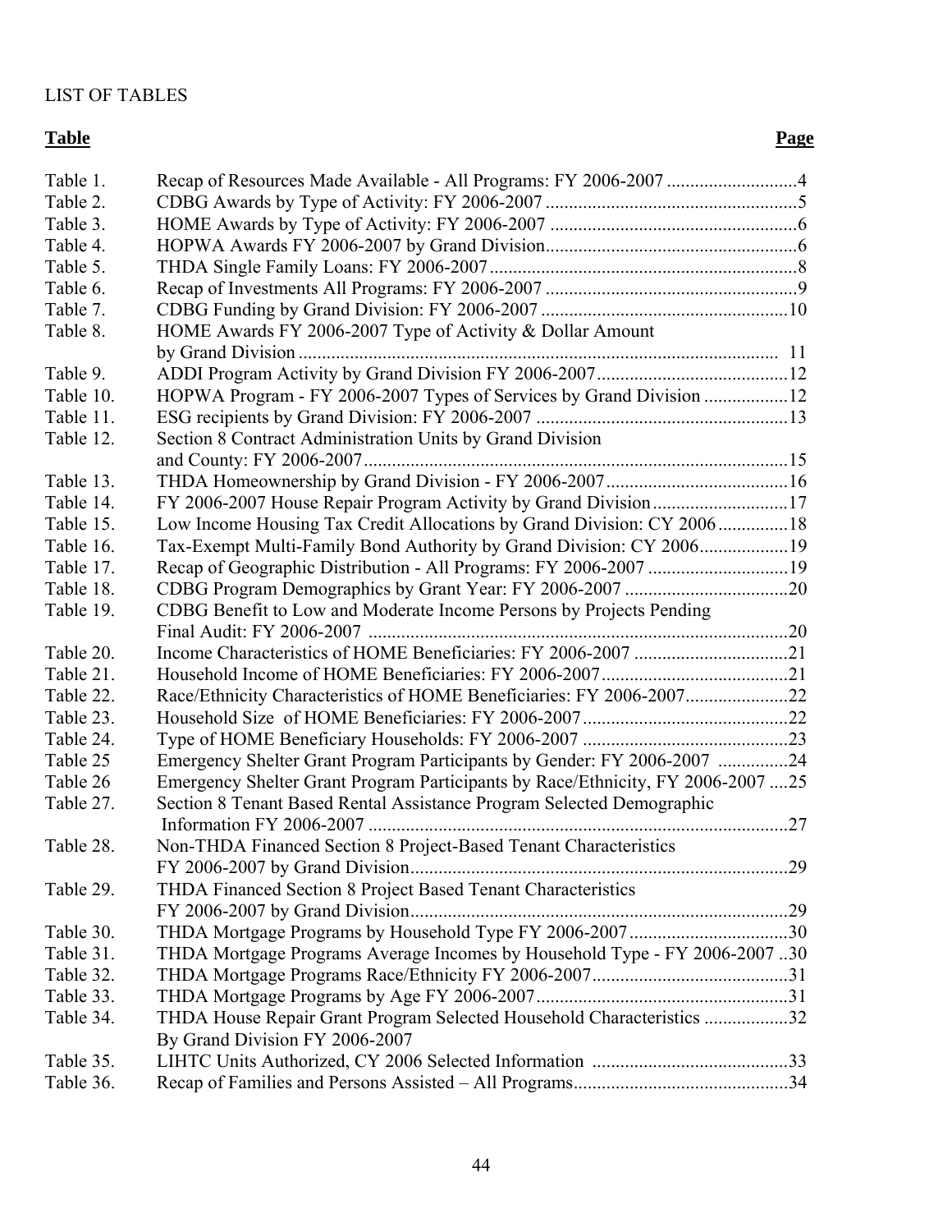LIST OF TABLES

| **Table** | | **Page** |
| --- | --- | --- |
| Table 1. | Recap of Resources Made Available - All Programs: FY 2006-2007 | 4 |
| Table 2. | CDBG Awards by Type of Activity: FY 2006-2007 | 5 |
| Table 3. | HOME Awards by Type of Activity: FY 2006-2007 | 6 |
| Table 4. | HOPWA Awards FY 2006-2007 by Grand Division | 6 |
| Table 5. | THDA Single Family Loans: FY 2006-2007 | 8 |
| Table 6. | Recap of Investments All Programs: FY 2006-2007 | 9 |
| Table 7. | CDBG Funding by Grand Division: FY 2006-2007 | 10 |
| Table 8. | HOME Awards FY 2006-2007 Type of Activity & Dollar Amount by Grand Division | 11 |
| Table 9. | ADDI Program Activity by Grand Division FY 2006-2007 | 12 |
| Table 10. | HOPWA Program - FY 2006-2007 Types of Services by Grand Division | 12 |
| Table 11. | ESG recipients by Grand Division: FY 2006-2007 | 13 |
| Table 12. | Section 8 Contract Administration Units by Grand Division and County: FY 2006-2007 | 15 |
| Table 13. | THDA Homeownership by Grand Division - FY 2006-2007 | 16 |
| Table 14. | FY 2006-2007 House Repair Program Activity by Grand Division | 17 |
| Table 15. | Low Income Housing Tax Credit Allocations by Grand Division: CY 2006 | 18 |
| Table 16. | Tax-Exempt Multi-Family Bond Authority by Grand Division: CY 2006 | 19 |
| Table 17. | Recap of Geographic Distribution - All Programs: FY 2006-2007 | 19 |
| Table 18. | CDBG Program Demographics by Grant Year: FY 2006-2007 | 20 |
| Table 19. | CDBG Benefit to Low and Moderate Income Persons by Projects Pending Final Audit: FY 2006-2007 | 20 |
| Table 20. | Income Characteristics of HOME Beneficiaries: FY 2006-2007 | 21 |
| Table 21. | Household Income of HOME Beneficiaries: FY 2006-2007 | 21 |
| Table 22. | Race/Ethnicity Characteristics of HOME Beneficiaries: FY 2006-2007 | 22 |
| Table 23. | Household Size of HOME Beneficiaries: FY 2006-2007 | 22 |
| Table 24. | Type of HOME Beneficiary Households: FY 2006-2007 | 23 |
| Table 25 | Emergency Shelter Grant Program Participants by Gender: FY 2006-2007 | 24 |
| Table 26 | Emergency Shelter Grant Program Participants by Race/Ethnicity, FY 2006-2007 | 25 |
| Table 27. | Section 8 Tenant Based Rental Assistance Program Selected Demographic Information FY 2006-2007 | 27 |
| Table 28. | Non-THDA Financed Section 8 Project-Based Tenant Characteristics FY 2006-2007 by Grand Division | 29 |
| Table 29. | THDA Financed Section 8 Project Based Tenant Characteristics FY 2006-2007 by Grand Division | 29 |
| Table 30. | THDA Mortgage Programs by Household Type FY 2006-2007 | 30 |
| Table 31. | THDA Mortgage Programs Average Incomes by Household Type - FY 2006-2007 | 30 |
| Table 32. | THDA Mortgage Programs Race/Ethnicity FY 2006-2007 | 31 |
| Table 33. | THDA Mortgage Programs by Age FY 2006-2007 | 31 |
| Table 34. | THDA House Repair Grant Program Selected Household Characteristics By Grand Division FY 2006-2007 | 32 |
| Table 35. | LIHTC Units Authorized, CY 2006 Selected Information | 33 |
| Table 36. | Recap of Families and Persons Assisted – All Programs | 34 |